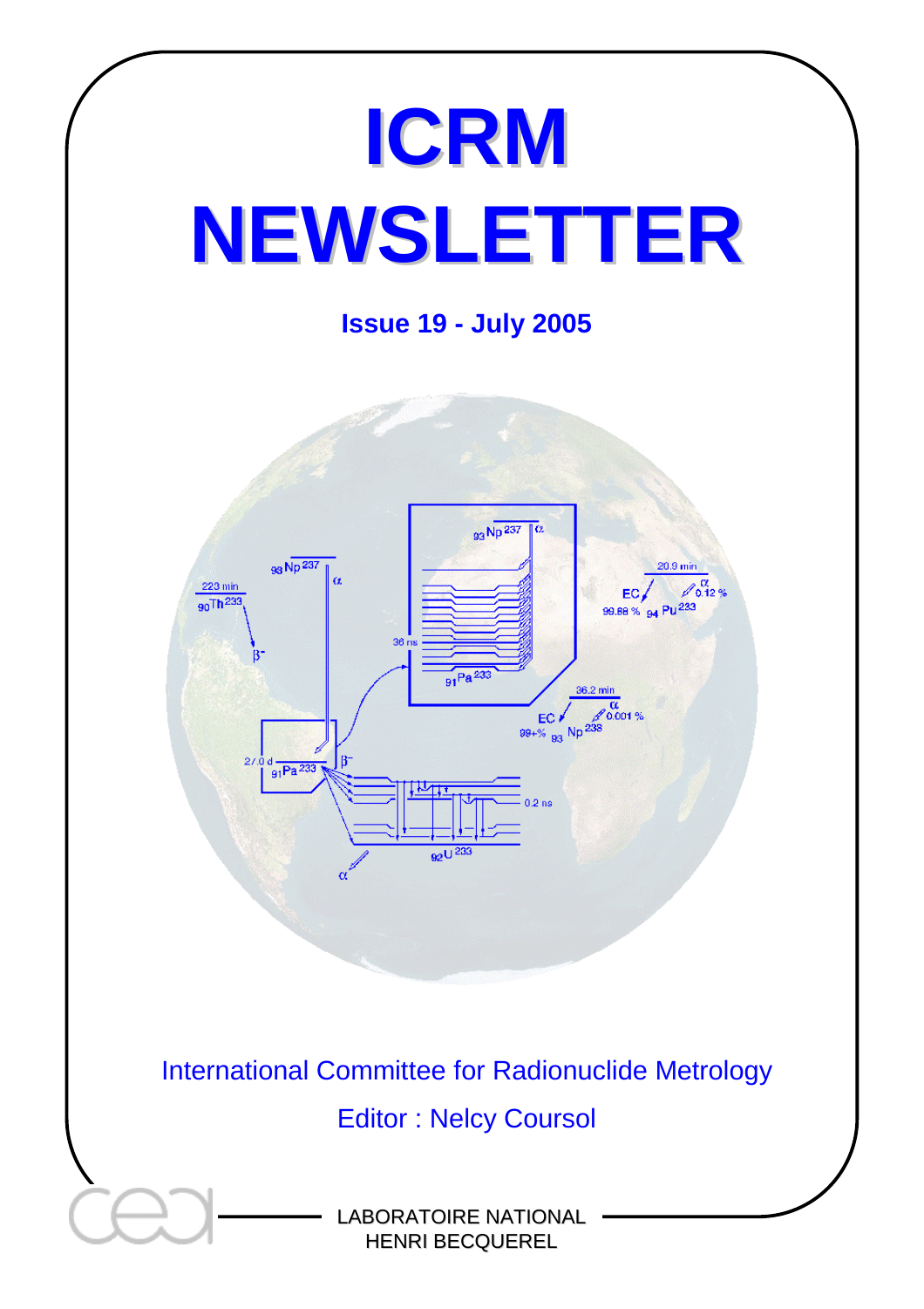# ICRM NEWSLETTER

**Issue 19 - July 2005**

International Committee for Radionuclide Metrology

Editor : Nelcy Coursol

LABORATOIRE NATIONAL HENRI BECQUEREL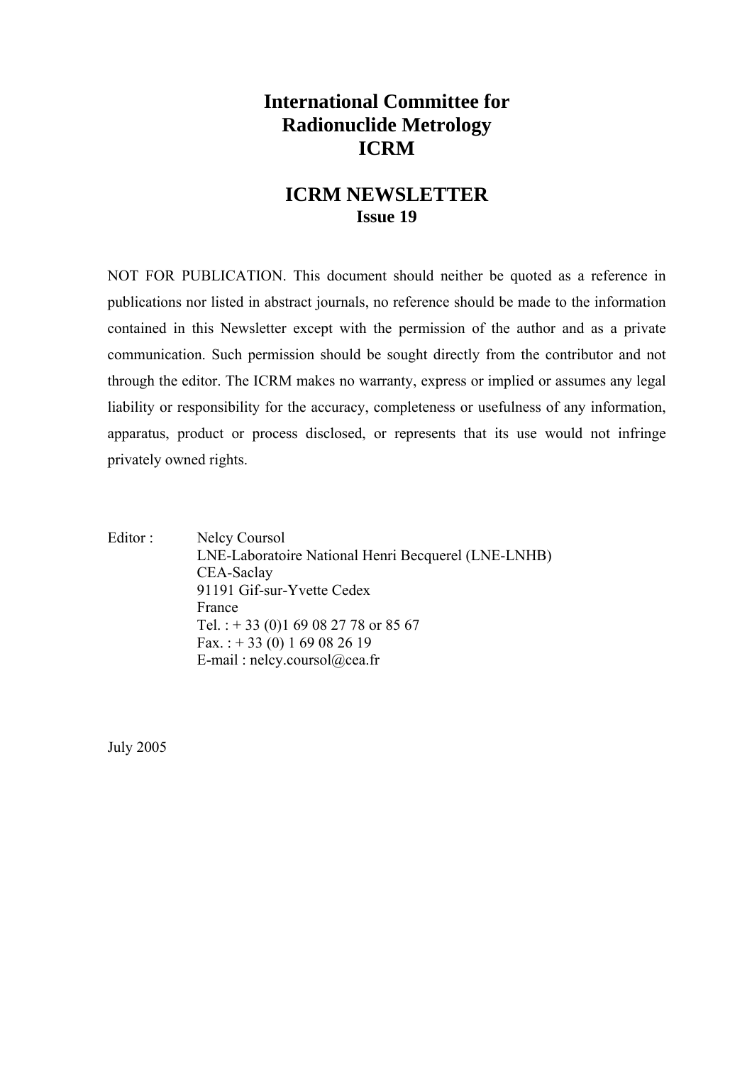# International Committee for Radionuclide Metrology ICRM

## ICRM NEWSLETTER
### Issue 19

NOT FOR PUBLICATION. This document should neither be quoted as a reference in publications nor listed in abstract journals, no reference should be made to the information contained in this Newsletter except with the permission of the author and as a private communication. Such permission should be sought directly from the contributor and not through the editor. The ICRM makes no warranty, express or implied or assumes any legal liability or responsibility for the accuracy, completeness or usefulness of any information, apparatus, product or process disclosed, or represents that its use would not infringe privately owned rights.

Editor : Nelcy Coursol
LNE-Laboratoire National Henri Becquerel (LNE-LNHB)
CEA-Saclay
91191 Gif-sur-Yvette Cedex
France
Tel. : + 33 (0)1 69 08 27 78 or 85 67
Fax. : + 33 (0) 1 69 08 26 19
E-mail : nelcy.coursol@cea.fr

July 2005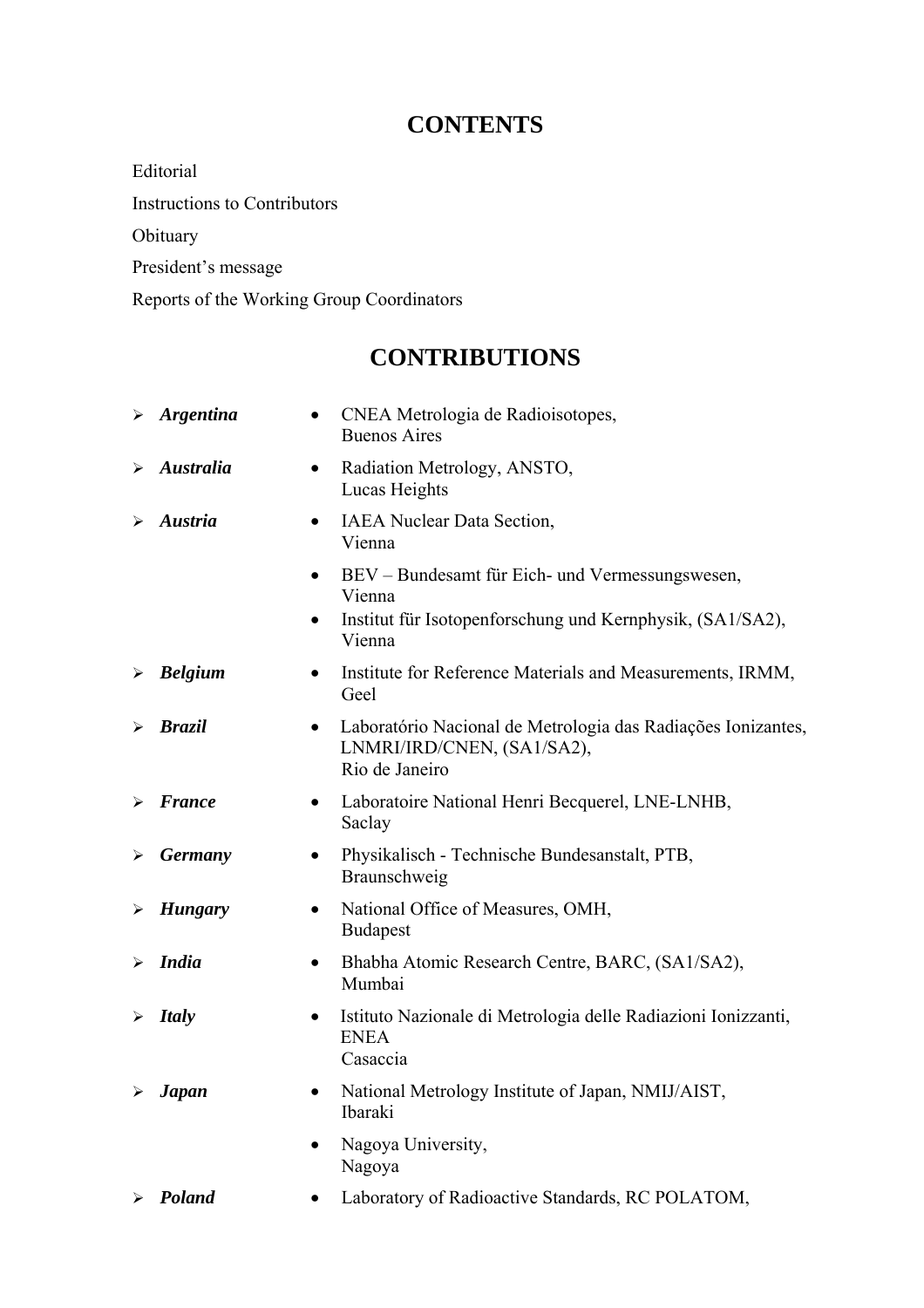# CONTENTS

Editorial

Instructions to Contributors

Obituary

President's message

Reports of the Working Group Coordinators

# CONTRIBUTIONS

- ***Argentina***
  - CNEA Metrologia de Radioisotopes, Buenos Aires
- ***Australia***
  - Radiation Metrology, ANSTO, Lucas Heights
- ***Austria***
  - IAEA Nuclear Data Section, Vienna
  - BEV – Bundesamt für Eich- und Vermessungswesen, Vienna
  - Institut für Isotopenforschung und Kernphysik, (SA1/SA2), Vienna
- ***Belgium***
  - Institute for Reference Materials and Measurements, IRMM, Geel
- ***Brazil***
  - Laboratório Nacional de Metrologia das Radiações Ionizantes, LNMRI/IRD/CNEN, (SA1/SA2), Rio de Janeiro
- ***France***
  - Laboratoire National Henri Becquerel, LNE-LNHB, Saclay
- ***Germany***
  - Physikalisch - Technische Bundesanstalt, PTB, Braunschweig
- ***Hungary***
  - National Office of Measures, OMH, Budapest
- ***India***
  - Bhabha Atomic Research Centre, BARC, (SA1/SA2), Mumbai
- ***Italy***
  - Istituto Nazionale di Metrologia delle Radiazioni Ionizzanti, ENEA Casaccia
- ***Japan***
  - National Metrology Institute of Japan, NMIJ/AIST, Ibaraki
  - Nagoya University, Nagoya
- ***Poland***
  - Laboratory of Radioactive Standards, RC POLATOM,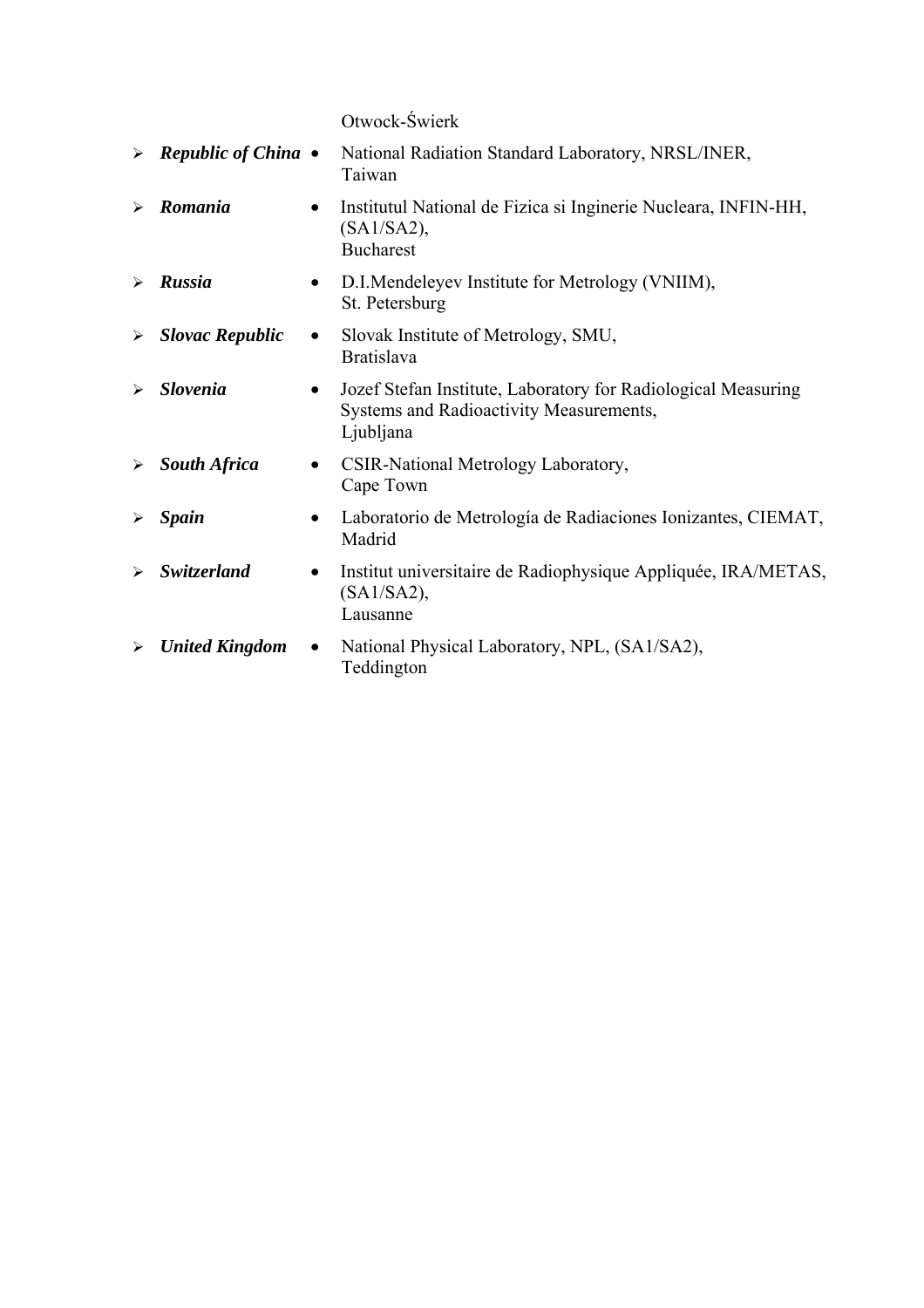Otwock-Świerk

- ***Republic of China***
  - National Radiation Standard Laboratory, NRSL/INER, Taiwan
- ***Romania***
  - Institutul National de Fizica si Inginerie Nucleara, INFIN-HH, (SA1/SA2), Bucharest
- ***Russia***
  - D.I.Mendeleyev Institute for Metrology (VNIIM), St. Petersburg
- ***Slovac Republic***
  - Slovak Institute of Metrology, SMU, Bratislava
- ***Slovenia***
  - Jozef Stefan Institute, Laboratory for Radiological Measuring Systems and Radioactivity Measurements, Ljubljana
- ***South Africa***
  - CSIR-National Metrology Laboratory, Cape Town
- ***Spain***
  - Laboratorio de Metrología de Radiaciones Ionizantes, CIEMAT, Madrid
- ***Switzerland***
  - Institut universitaire de Radiophysique Appliquée, IRA/METAS, (SA1/SA2), Lausanne
- ***United Kingdom***
  - National Physical Laboratory, NPL, (SA1/SA2), Teddington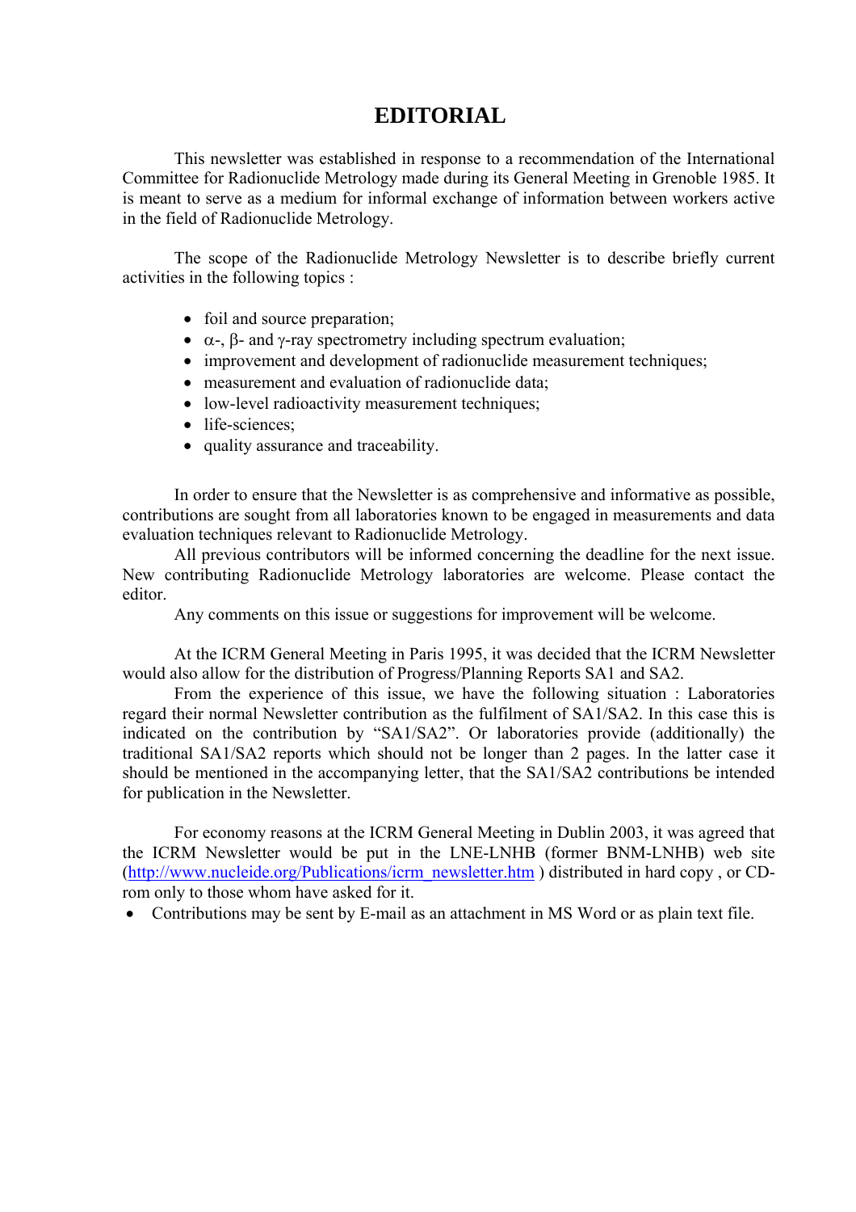# EDITORIAL

This newsletter was established in response to a recommendation of the International Committee for Radionuclide Metrology made during its General Meeting in Grenoble 1985. It is meant to serve as a medium for informal exchange of information between workers active in the field of Radionuclide Metrology.

The scope of the Radionuclide Metrology Newsletter is to describe briefly current activities in the following topics :

- foil and source preparation;
- $\alpha$-, $\beta$- and $\gamma$-ray spectrometry including spectrum evaluation;
- improvement and development of radionuclide measurement techniques;
- measurement and evaluation of radionuclide data;
- low-level radioactivity measurement techniques;
- life-sciences;
- quality assurance and traceability.

In order to ensure that the Newsletter is as comprehensive and informative as possible, contributions are sought from all laboratories known to be engaged in measurements and data evaluation techniques relevant to Radionuclide Metrology.

All previous contributors will be informed concerning the deadline for the next issue. New contributing Radionuclide Metrology laboratories are welcome. Please contact the editor.

Any comments on this issue or suggestions for improvement will be welcome.

At the ICRM General Meeting in Paris 1995, it was decided that the ICRM Newsletter would also allow for the distribution of Progress/Planning Reports SA1 and SA2.

From the experience of this issue, we have the following situation : Laboratories regard their normal Newsletter contribution as the fulfilment of SA1/SA2. In this case this is indicated on the contribution by "SA1/SA2". Or laboratories provide (additionally) the traditional SA1/SA2 reports which should not be longer than 2 pages. In the latter case it should be mentioned in the accompanying letter, that the SA1/SA2 contributions be intended for publication in the Newsletter.

For economy reasons at the ICRM General Meeting in Dublin 2003, it was agreed that the ICRM Newsletter would be put in the LNE-LNHB (former BNM-LNHB) web site (http://www.nucleide.org/Publications/icrm_newsletter.htm ) distributed in hard copy , or CD-rom only to those whom have asked for it.

- Contributions may be sent by E-mail as an attachment in MS Word or as plain text file.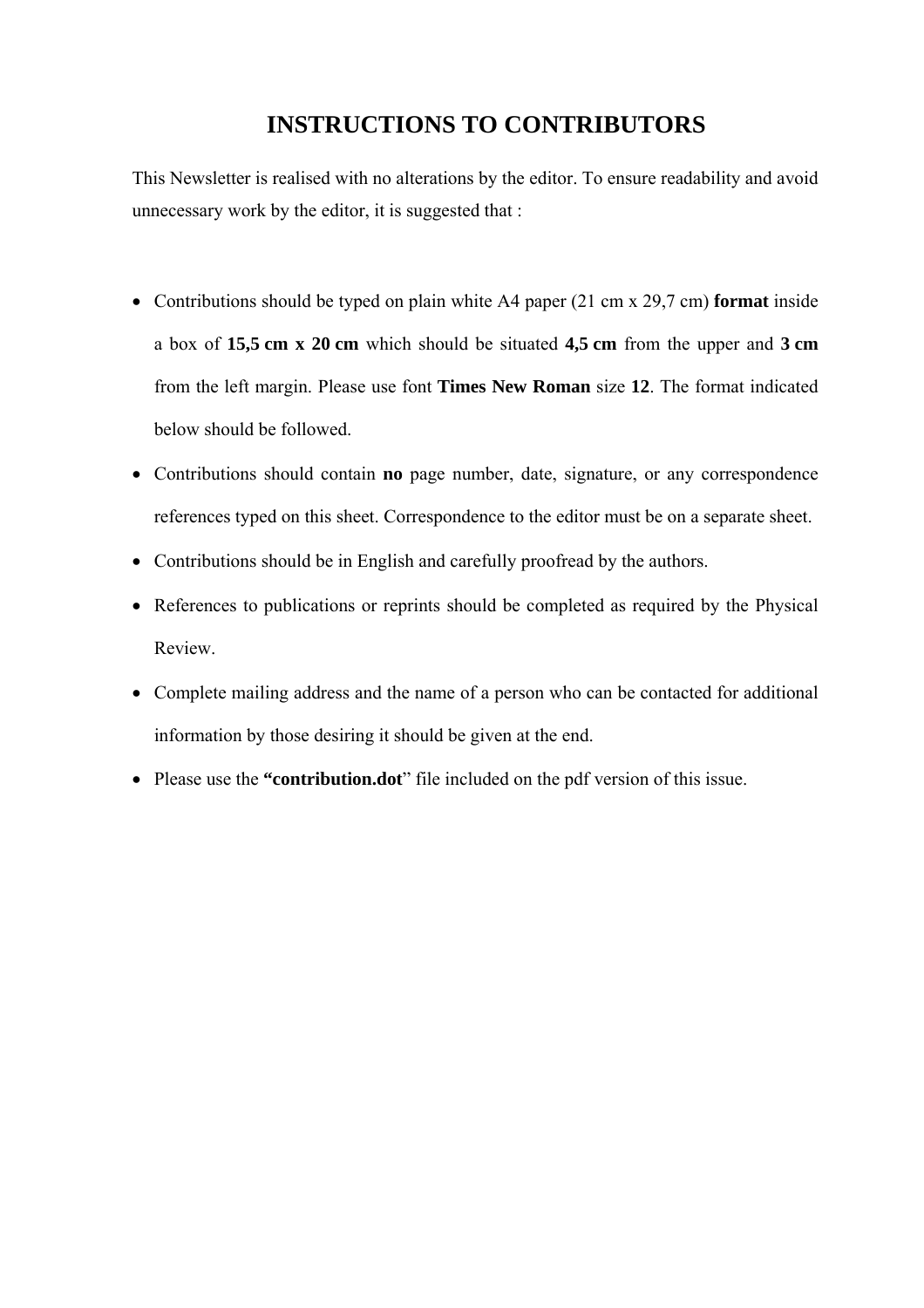# INSTRUCTIONS TO CONTRIBUTORS

This Newsletter is realised with no alterations by the editor. To ensure readability and avoid unnecessary work by the editor, it is suggested that :

- Contributions should be typed on plain white A4 paper (21 cm x 29,7 cm) **format** inside a box of **15,5 cm x 20 cm** which should be situated **4,5 cm** from the upper and **3 cm** from the left margin. Please use font **Times New Roman** size **12**. The format indicated below should be followed.
- Contributions should contain **no** page number, date, signature, or any correspondence references typed on this sheet. Correspondence to the editor must be on a separate sheet.
- Contributions should be in English and carefully proofread by the authors.
- References to publications or reprints should be completed as required by the Physical Review.
- Complete mailing address and the name of a person who can be contacted for additional information by those desiring it should be given at the end.
- Please use the **"contribution.dot"** file included on the pdf version of this issue.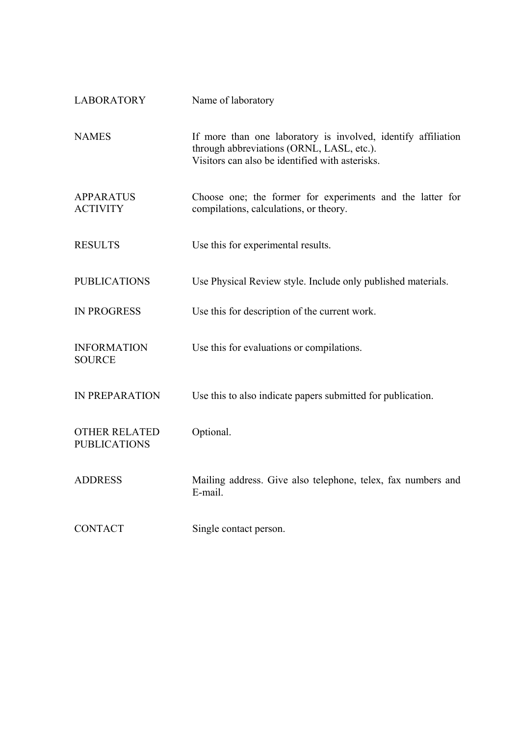| | |
|---|---|
| LABORATORY | Name of laboratory |
| NAMES | If more than one laboratory is involved, identify affiliation through abbreviations (ORNL, LASL, etc.). Visitors can also be identified with asterisks. |
| APPARATUS ACTIVITY | Choose one; the former for experiments and the latter for compilations, calculations, or theory. |
| RESULTS | Use this for experimental results. |
| PUBLICATIONS | Use Physical Review style. Include only published materials. |
| IN PROGRESS | Use this for description of the current work. |
| INFORMATION SOURCE | Use this for evaluations or compilations. |
| IN PREPARATION | Use this to also indicate papers submitted for publication. |
| OTHER RELATED PUBLICATIONS | Optional. |
| ADDRESS | Mailing address. Give also telephone, telex, fax numbers and E-mail. |
| CONTACT | Single contact person. |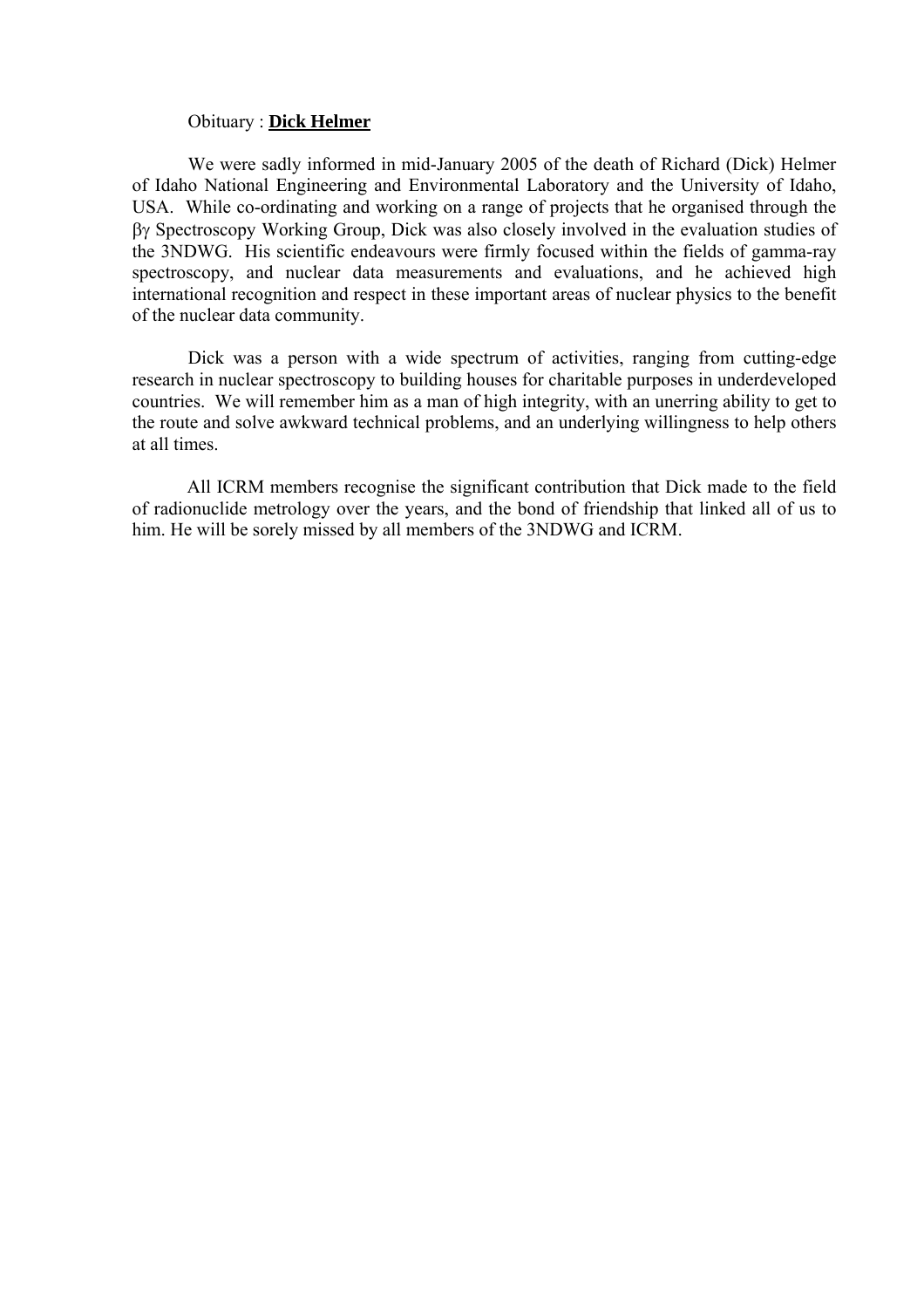Obituary : **<u>Dick Helmer</u>**

We were sadly informed in mid-January 2005 of the death of Richard (Dick) Helmer of Idaho National Engineering and Environmental Laboratory and the University of Idaho, USA. While co-ordinating and working on a range of projects that he organised through the βγ Spectroscopy Working Group, Dick was also closely involved in the evaluation studies of the 3NDWG. His scientific endeavours were firmly focused within the fields of gamma-ray spectroscopy, and nuclear data measurements and evaluations, and he achieved high international recognition and respect in these important areas of nuclear physics to the benefit of the nuclear data community.

Dick was a person with a wide spectrum of activities, ranging from cutting-edge research in nuclear spectroscopy to building houses for charitable purposes in underdeveloped countries. We will remember him as a man of high integrity, with an unerring ability to get to the route and solve awkward technical problems, and an underlying willingness to help others at all times.

All ICRM members recognise the significant contribution that Dick made to the field of radionuclide metrology over the years, and the bond of friendship that linked all of us to him. He will be sorely missed by all members of the 3NDWG and ICRM.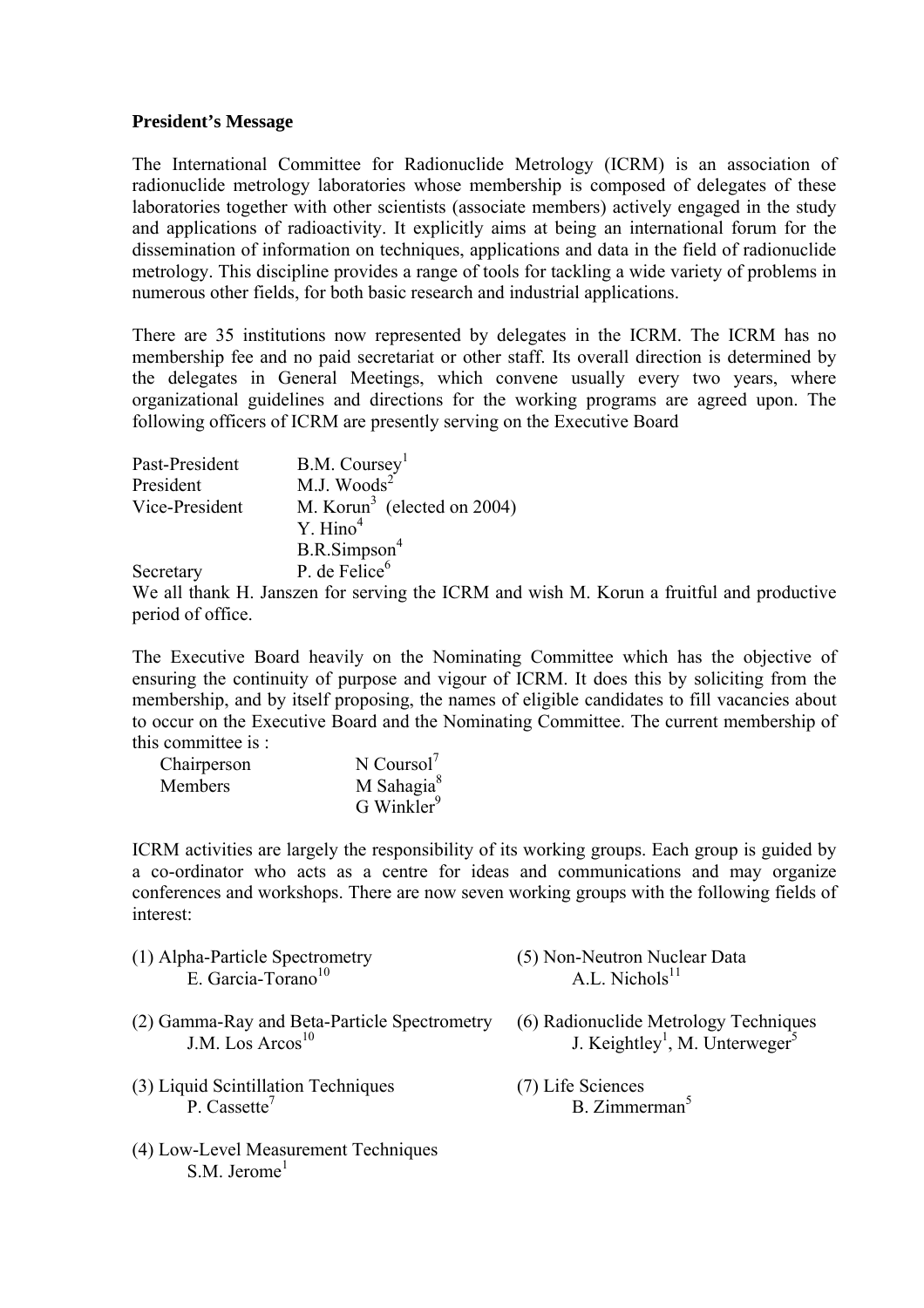**President's Message**

The International Committee for Radionuclide Metrology (ICRM) is an association of radionuclide metrology laboratories whose membership is composed of delegates of these laboratories together with other scientists (associate members) actively engaged in the study and applications of radioactivity. It explicitly aims at being an international forum for the dissemination of information on techniques, applications and data in the field of radionuclide metrology. This discipline provides a range of tools for tackling a wide variety of problems in numerous other fields, for both basic research and industrial applications.

There are 35 institutions now represented by delegates in the ICRM. The ICRM has no membership fee and no paid secretariat or other staff. Its overall direction is determined by the delegates in General Meetings, which convene usually every two years, where organizational guidelines and directions for the working programs are agreed upon. The following officers of ICRM are presently serving on the Executive Board

| | |
|---|---|
| Past-President | B.M. Coursey[1] |
| President | M.J. Woods[2] |
| Vice-President | M. Korun[3] (elected on 2004) |
| | Y. Hino[4] |
| | B.R.Simpson[4] |
| Secretary | P. de Felice[6] |

We all thank H. Janszen for serving the ICRM and wish M. Korun a fruitful and productive period of office.

The Executive Board heavily on the Nominating Committee which has the objective of ensuring the continuity of purpose and vigour of ICRM. It does this by soliciting from the membership, and by itself proposing, the names of eligible candidates to fill vacancies about to occur on the Executive Board and the Nominating Committee. The current membership of this committee is :

| | |
|---|---|
| Chairperson | N Coursol[7] |
| Members | M Sahagia[8] |
| | G Winkler[9] |

ICRM activities are largely the responsibility of its working groups. Each group is guided by a co-ordinator who acts as a centre for ideas and communications and may organize conferences and workshops. There are now seven working groups with the following fields of interest:

(1) Alpha-Particle Spectrometry
E. Garcia-Torano[10]

(2) Gamma-Ray and Beta-Particle Spectrometry
J.M. Los Arcos[10]

(3) Liquid Scintillation Techniques
P. Cassette[7]

(4) Low-Level Measurement Techniques
S.M. Jerome[1]

(5) Non-Neutron Nuclear Data
A.L. Nichols[11]

(6) Radionuclide Metrology Techniques
J. Keightley[1], M. Unterweger[5]

(7) Life Sciences
B. Zimmerman[5]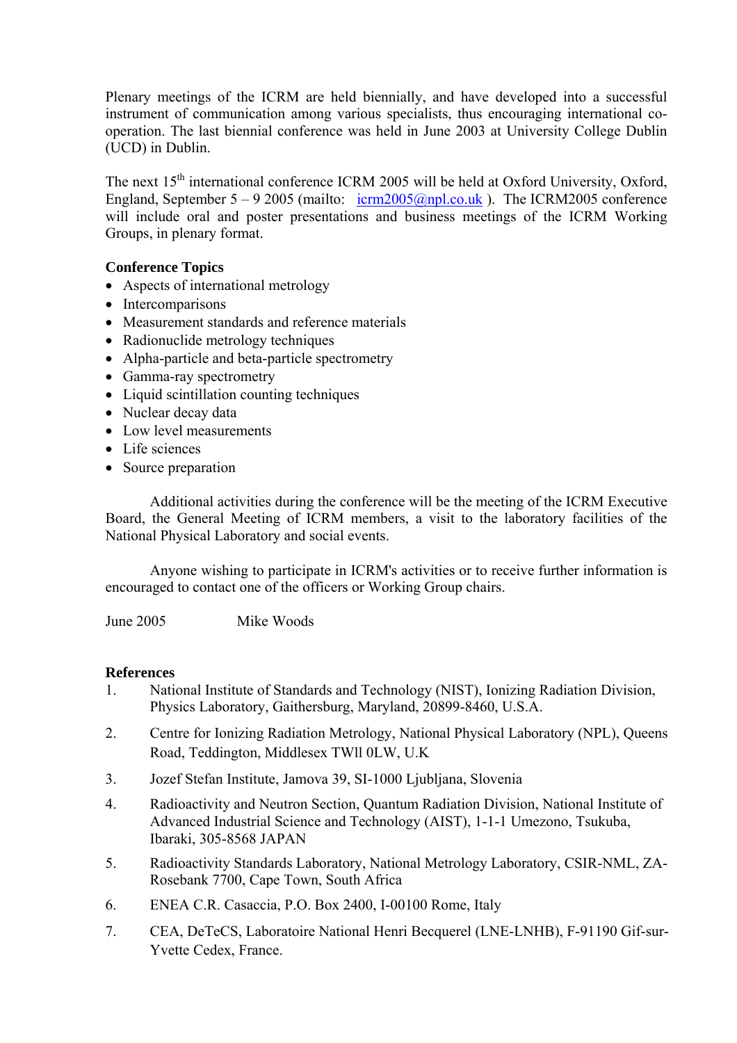Plenary meetings of the ICRM are held biennially, and have developed into a successful instrument of communication among various specialists, thus encouraging international co-operation. The last biennial conference was held in June 2003 at University College Dublin (UCD) in Dublin.

The next 15$^{th}$ international conference ICRM 2005 will be held at Oxford University, Oxford, England, September 5 – 9 2005 (mailto: icrm2005@npl.co.uk ). The ICRM2005 conference will include oral and poster presentations and business meetings of the ICRM Working Groups, in plenary format.

**Conference Topics**

- Aspects of international metrology
- Intercomparisons
- Measurement standards and reference materials
- Radionuclide metrology techniques
- Alpha-particle and beta-particle spectrometry
- Gamma-ray spectrometry
- Liquid scintillation counting techniques
- Nuclear decay data
- Low level measurements
- Life sciences
- Source preparation

Additional activities during the conference will be the meeting of the ICRM Executive Board, the General Meeting of ICRM members, a visit to the laboratory facilities of the National Physical Laboratory and social events.

Anyone wishing to participate in ICRM's activities or to receive further information is encouraged to contact one of the officers or Working Group chairs.

June 2005 Mike Woods

**References**

1. National Institute of Standards and Technology (NIST), Ionizing Radiation Division, Physics Laboratory, Gaithersburg, Maryland, 20899-8460, U.S.A.
2. Centre for Ionizing Radiation Metrology, National Physical Laboratory (NPL), Queens Road, Teddington, Middlesex TWll 0LW, U.K
3. Jozef Stefan Institute, Jamova 39, SI-1000 Ljubljana, Slovenia
4. Radioactivity and Neutron Section, Quantum Radiation Division, National Institute of Advanced Industrial Science and Technology (AIST), 1-1-1 Umezono, Tsukuba, Ibaraki, 305-8568 JAPAN
5. Radioactivity Standards Laboratory, National Metrology Laboratory, CSIR-NML, ZA-Rosebank 7700, Cape Town, South Africa
6. ENEA C.R. Casaccia, P.O. Box 2400, I-00100 Rome, Italy
7. CEA, DeTeCS, Laboratoire National Henri Becquerel (LNE-LNHB), F-91190 Gif-sur-Yvette Cedex, France.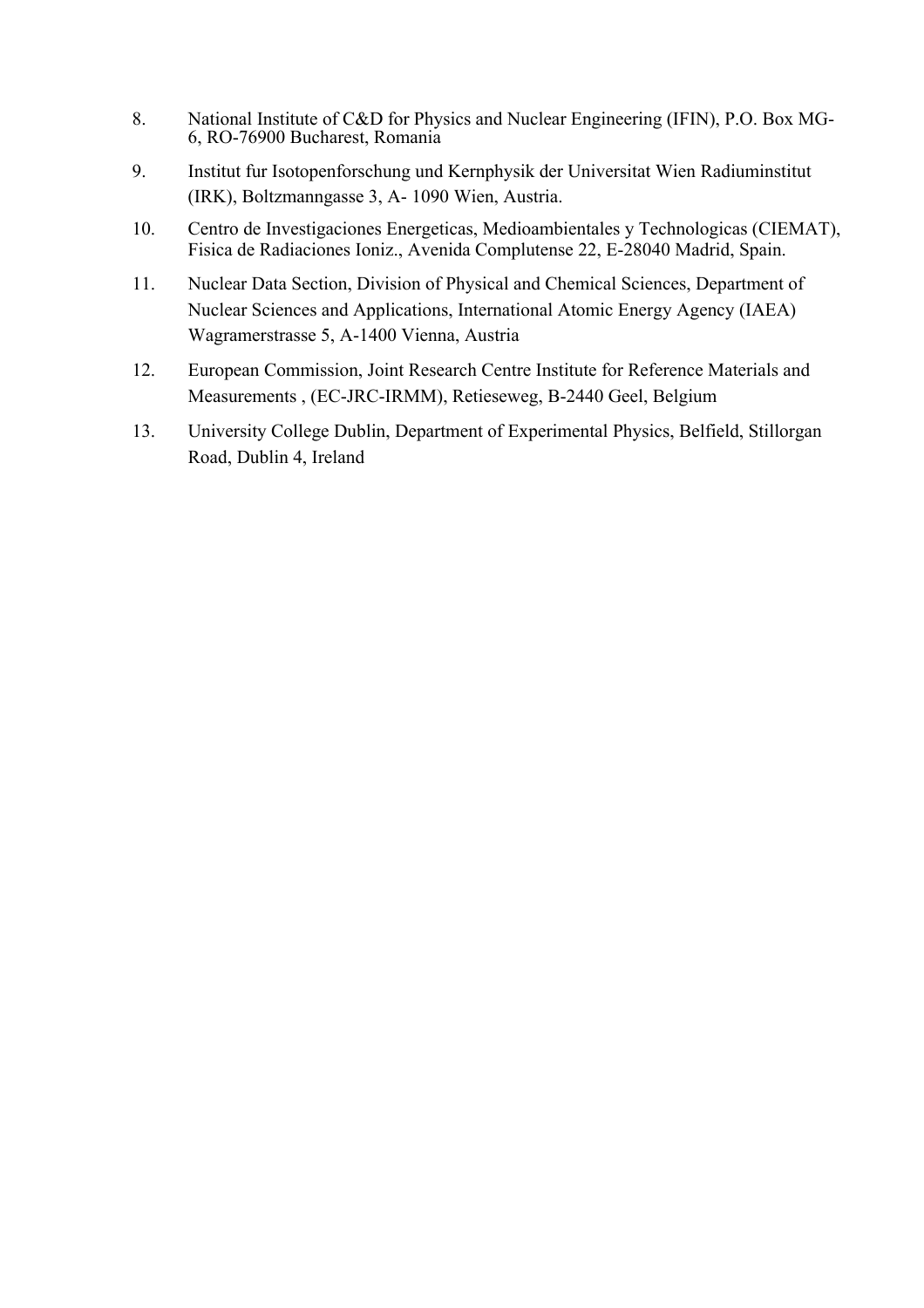8. National Institute of C&D for Physics and Nuclear Engineering (IFIN), P.O. Box MG-6, RO-76900 Bucharest, Romania

9. Institut fur Isotopenforschung und Kernphysik der Universitat Wien Radiuminstitut (IRK), Boltzmanngasse 3, A- 1090 Wien, Austria.

10. Centro de Investigaciones Energeticas, Medioambientales y Technologicas (CIEMAT), Fisica de Radiaciones Ioniz., Avenida Complutense 22, E-28040 Madrid, Spain.

11. Nuclear Data Section, Division of Physical and Chemical Sciences, Department of Nuclear Sciences and Applications, International Atomic Energy Agency (IAEA) Wagramerstrasse 5, A-1400 Vienna, Austria

12. European Commission, Joint Research Centre Institute for Reference Materials and Measurements , (EC-JRC-IRMM), Retieseweg, B-2440 Geel, Belgium

13. University College Dublin, Department of Experimental Physics, Belfield, Stillorgan Road, Dublin 4, Ireland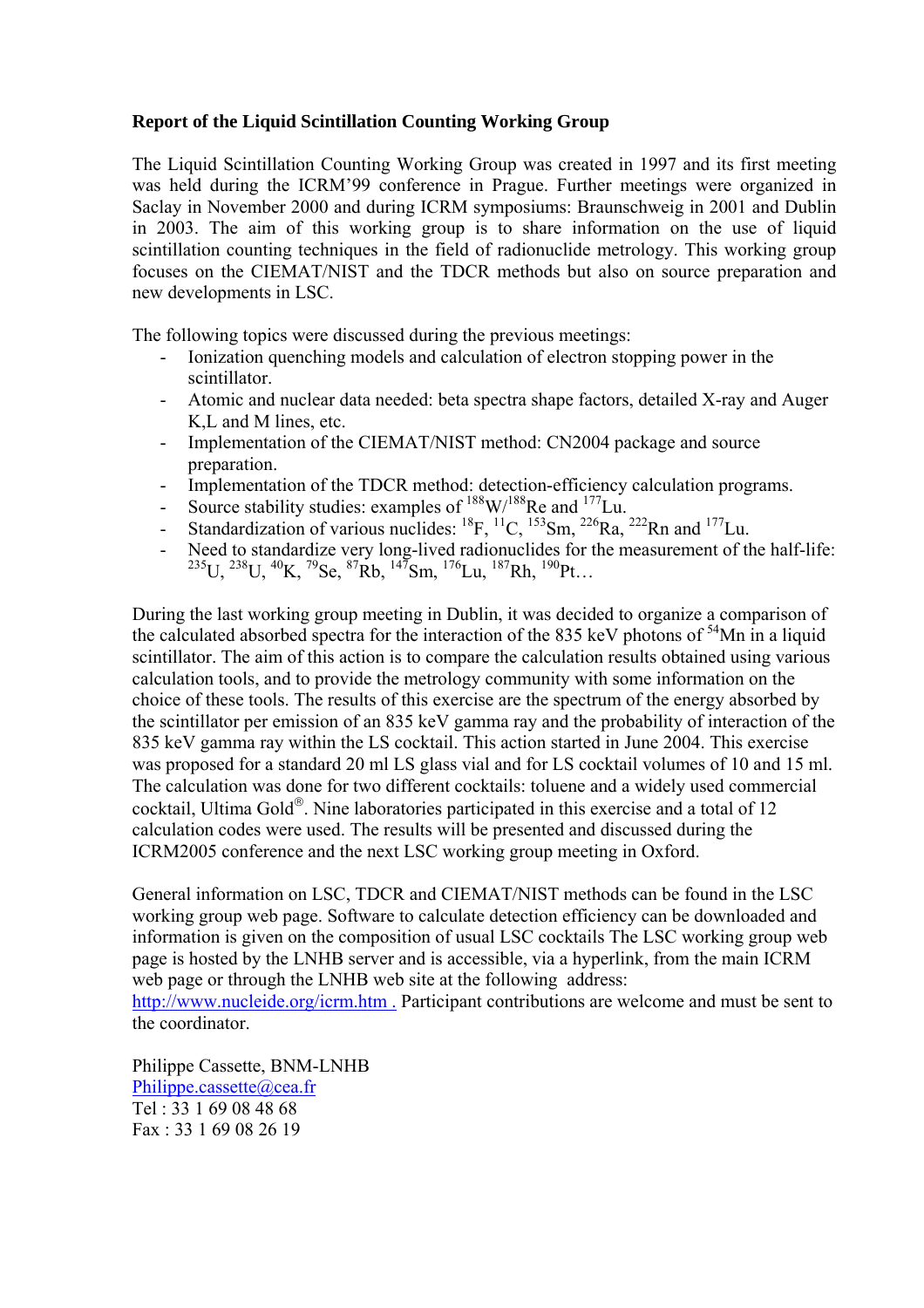**Report of the Liquid Scintillation Counting Working Group**

The Liquid Scintillation Counting Working Group was created in 1997 and its first meeting was held during the ICRM'99 conference in Prague. Further meetings were organized in Saclay in November 2000 and during ICRM symposiums: Braunschweig in 2001 and Dublin in 2003. The aim of this working group is to share information on the use of liquid scintillation counting techniques in the field of radionuclide metrology. This working group focuses on the CIEMAT/NIST and the TDCR methods but also on source preparation and new developments in LSC.

The following topics were discussed during the previous meetings:

- Ionization quenching models and calculation of electron stopping power in the scintillator.
- Atomic and nuclear data needed: beta spectra shape factors, detailed X-ray and Auger K,L and M lines, etc.
- Implementation of the CIEMAT/NIST method: CN2004 package and source preparation.
- Implementation of the TDCR method: detection-efficiency calculation programs.
- Source stability studies: examples of $^{188}$W/$^{188}$Re and $^{177}$Lu.
- Standardization of various nuclides: $^{18}$F, $^{11}$C, $^{153}$Sm, $^{226}$Ra, $^{222}$Rn and $^{177}$Lu.
- Need to standardize very long-lived radionuclides for the measurement of the half-life: $^{235}$U, $^{238}$U, $^{40}$K, $^{79}$Se, $^{87}$Rb, $^{147}$Sm, $^{176}$Lu, $^{187}$Rh, $^{190}$Pt…

During the last working group meeting in Dublin, it was decided to organize a comparison of the calculated absorbed spectra for the interaction of the 835 keV photons of $^{54}$Mn in a liquid scintillator. The aim of this action is to compare the calculation results obtained using various calculation tools, and to provide the metrology community with some information on the choice of these tools. The results of this exercise are the spectrum of the energy absorbed by the scintillator per emission of an 835 keV gamma ray and the probability of interaction of the 835 keV gamma ray within the LS cocktail. This action started in June 2004. This exercise was proposed for a standard 20 ml LS glass vial and for LS cocktail volumes of 10 and 15 ml. The calculation was done for two different cocktails: toluene and a widely used commercial cocktail, Ultima Gold®. Nine laboratories participated in this exercise and a total of 12 calculation codes were used. The results will be presented and discussed during the ICRM2005 conference and the next LSC working group meeting in Oxford.

General information on LSC, TDCR and CIEMAT/NIST methods can be found in the LSC working group web page. Software to calculate detection efficiency can be downloaded and information is given on the composition of usual LSC cocktails The LSC working group web page is hosted by the LNHB server and is accessible, via a hyperlink, from the main ICRM web page or through the LNHB web site at the following address:
http://www.nucleide.org/icrm.htm . Participant contributions are welcome and must be sent to the coordinator.

Philippe Cassette, BNM-LNHB
Philippe.cassette@cea.fr
Tel : 33 1 69 08 48 68
Fax : 33 1 69 08 26 19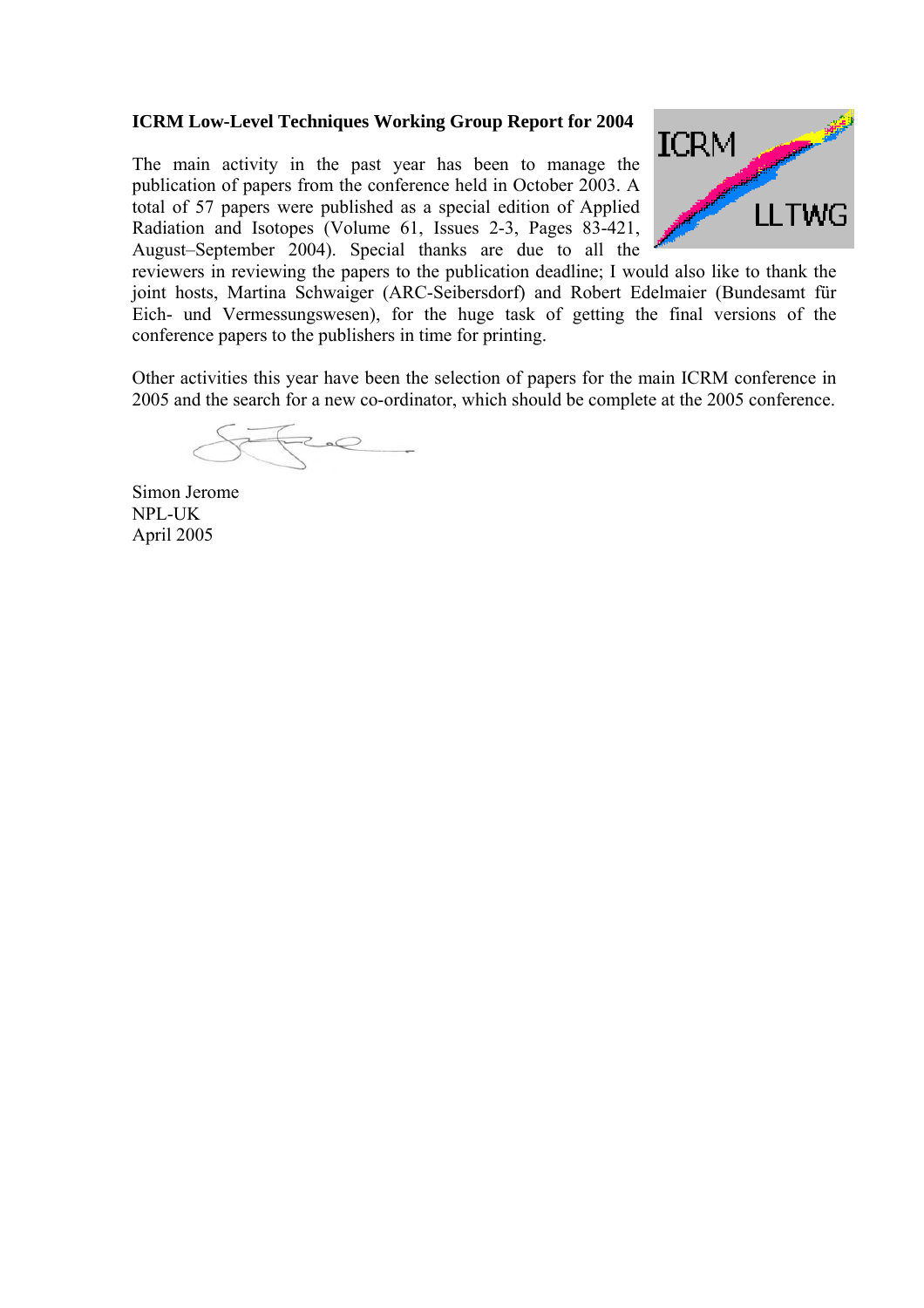**ICRM Low-Level Techniques Working Group Report for 2004**

The main activity in the past year has been to manage the publication of papers from the conference held in October 2003. A total of 57 papers were published as a special edition of Applied Radiation and Isotopes (Volume 61, Issues 2-3, Pages 83-421, August–September 2004). Special thanks are due to all the reviewers in reviewing the papers to the publication deadline; I would also like to thank the joint hosts, Martina Schwaiger (ARC-Seibersdorf) and Robert Edelmaier (Bundesamt für Eich- und Vermessungswesen), for the huge task of getting the final versions of the conference papers to the publishers in time for printing.

Other activities this year have been the selection of papers for the main ICRM conference in 2005 and the search for a new co-ordinator, which should be complete at the 2005 conference.

Simon Jerome
NPL-UK
April 2005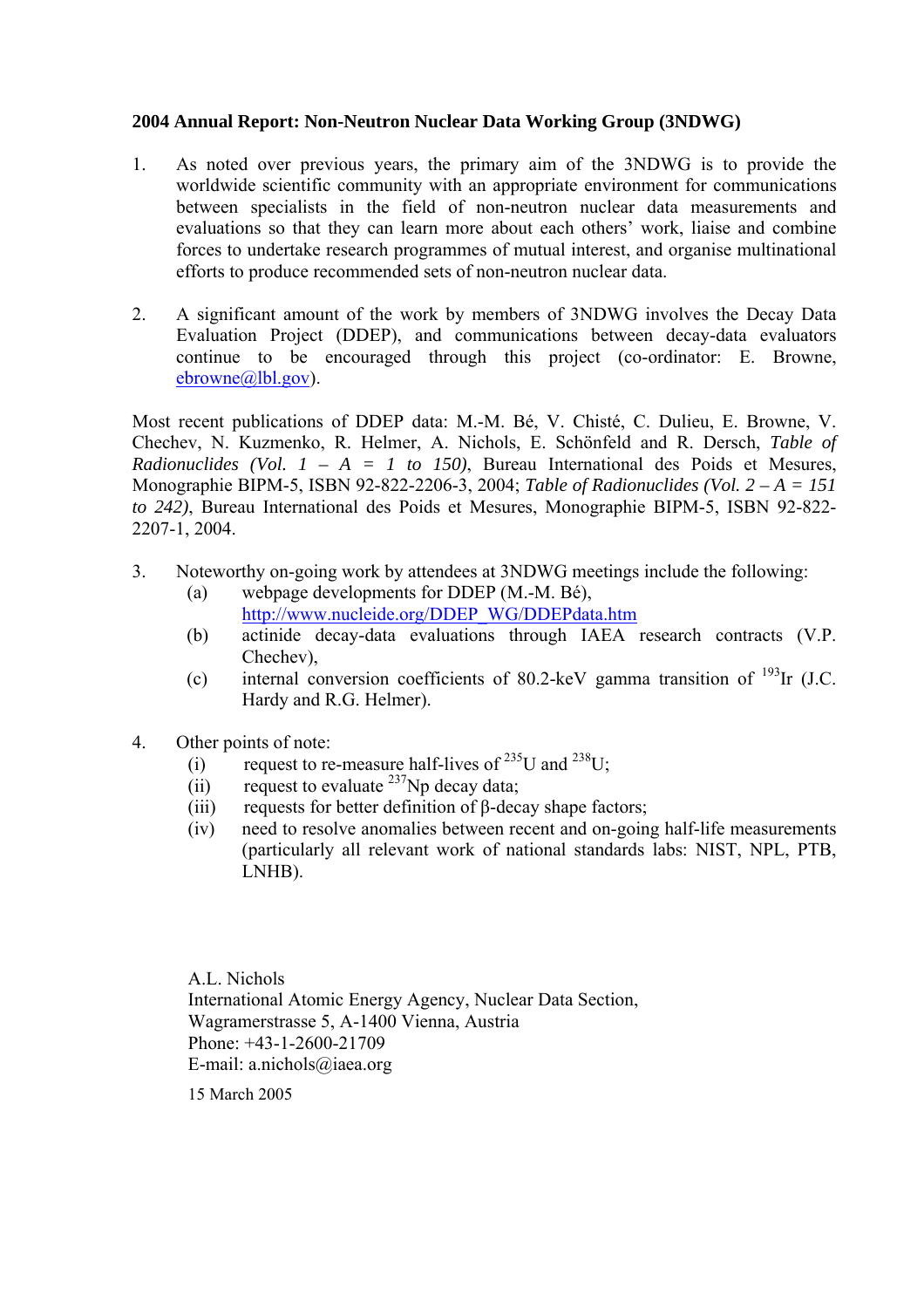**2004 Annual Report: Non-Neutron Nuclear Data Working Group (3NDWG)**

1. As noted over previous years, the primary aim of the 3NDWG is to provide the worldwide scientific community with an appropriate environment for communications between specialists in the field of non-neutron nuclear data measurements and evaluations so that they can learn more about each others' work, liaise and combine forces to undertake research programmes of mutual interest, and organise multinational efforts to produce recommended sets of non-neutron nuclear data.

2. A significant amount of the work by members of 3NDWG involves the Decay Data Evaluation Project (DDEP), and communications between decay-data evaluators continue to be encouraged through this project (co-ordinator: E. Browne, ebrowne@lbl.gov).

Most recent publications of DDEP data: M.-M. Bé, V. Chisté, C. Dulieu, E. Browne, V. Chechev, N. Kuzmenko, R. Helmer, A. Nichols, E. Schönfeld and R. Dersch, *Table of Radionuclides (Vol. 1 – A = 1 to 150)*, Bureau International des Poids et Mesures, Monographie BIPM-5, ISBN 92-822-2206-3, 2004; *Table of Radionuclides (Vol. 2 – A = 151 to 242)*, Bureau International des Poids et Mesures, Monographie BIPM-5, ISBN 92-822-2207-1, 2004.

3. Noteworthy on-going work by attendees at 3NDWG meetings include the following:
   - (a) webpage developments for DDEP (M.-M. Bé), http://www.nucleide.org/DDEP_WG/DDEPdata.htm
   - (b) actinide decay-data evaluations through IAEA research contracts (V.P. Chechev),
   - (c) internal conversion coefficients of 80.2-keV gamma transition of $^{193}$Ir (J.C. Hardy and R.G. Helmer).

4. Other points of note:
   - (i) request to re-measure half-lives of $^{235}$U and $^{238}$U;
   - (ii) request to evaluate $^{237}$Np decay data;
   - (iii) requests for better definition of β-decay shape factors;
   - (iv) need to resolve anomalies between recent and on-going half-life measurements (particularly all relevant work of national standards labs: NIST, NPL, PTB, LNHB).

A.L. Nichols
International Atomic Energy Agency, Nuclear Data Section,
Wagramerstrasse 5, A-1400 Vienna, Austria
Phone: +43-1-2600-21709
E-mail: a.nichols@iaea.org

15 March 2005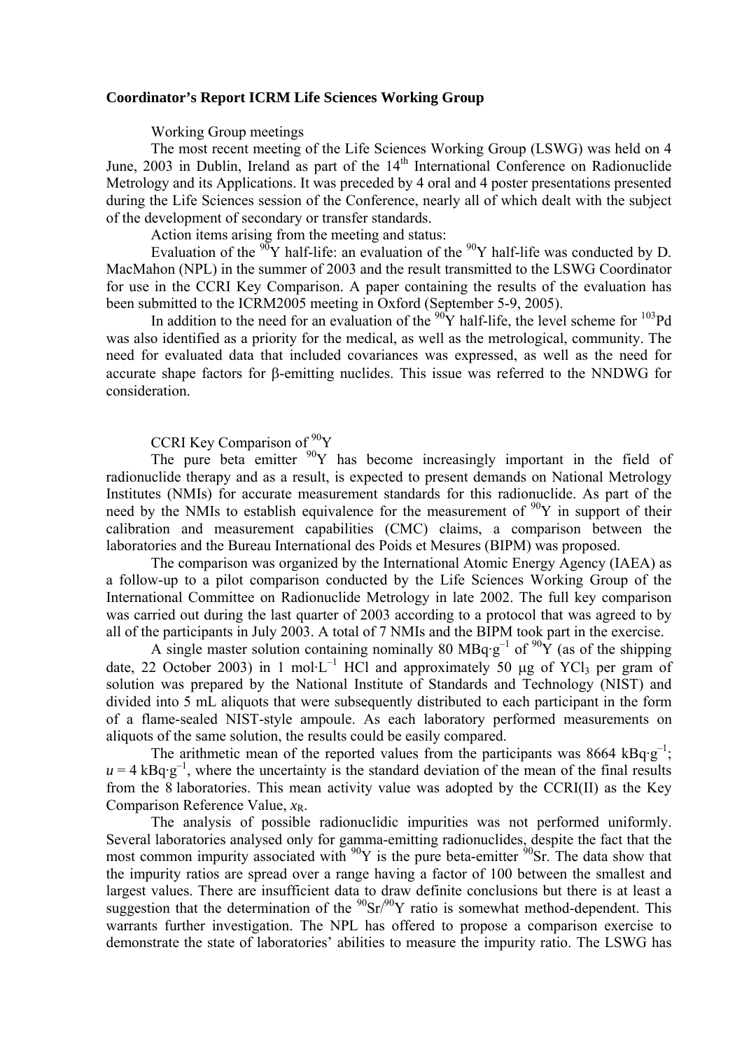**Coordinator's Report ICRM Life Sciences Working Group**

Working Group meetings

The most recent meeting of the Life Sciences Working Group (LSWG) was held on 4 June, 2003 in Dublin, Ireland as part of the 14th International Conference on Radionuclide Metrology and its Applications. It was preceded by 4 oral and 4 poster presentations presented during the Life Sciences session of the Conference, nearly all of which dealt with the subject of the development of secondary or transfer standards.

Action items arising from the meeting and status:

Evaluation of the $^{90}$Y half-life: an evaluation of the $^{90}$Y half-life was conducted by D. MacMahon (NPL) in the summer of 2003 and the result transmitted to the LSWG Coordinator for use in the CCRI Key Comparison. A paper containing the results of the evaluation has been submitted to the ICRM2005 meeting in Oxford (September 5-9, 2005).

In addition to the need for an evaluation of the $^{90}$Y half-life, the level scheme for $^{103}$Pd was also identified as a priority for the medical, as well as the metrological, community. The need for evaluated data that included covariances was expressed, as well as the need for accurate shape factors for β-emitting nuclides. This issue was referred to the NNDWG for consideration.

CCRI Key Comparison of $^{90}$Y

The pure beta emitter $^{90}$Y has become increasingly important in the field of radionuclide therapy and as a result, is expected to present demands on National Metrology Institutes (NMIs) for accurate measurement standards for this radionuclide. As part of the need by the NMIs to establish equivalence for the measurement of $^{90}$Y in support of their calibration and measurement capabilities (CMC) claims, a comparison between the laboratories and the Bureau International des Poids et Mesures (BIPM) was proposed.

The comparison was organized by the International Atomic Energy Agency (IAEA) as a follow-up to a pilot comparison conducted by the Life Sciences Working Group of the International Committee on Radionuclide Metrology in late 2002. The full key comparison was carried out during the last quarter of 2003 according to a protocol that was agreed to by all of the participants in July 2003. A total of 7 NMIs and the BIPM took part in the exercise.

A single master solution containing nominally 80 MBq·g$^{-1}$ of $^{90}$Y (as of the shipping date, 22 October 2003) in 1 mol·L$^{-1}$ HCl and approximately 50 μg of $YCl_3$ per gram of solution was prepared by the National Institute of Standards and Technology (NIST) and divided into 5 mL aliquots that were subsequently distributed to each participant in the form of a flame-sealed NIST-style ampoule. As each laboratory performed measurements on aliquots of the same solution, the results could be easily compared.

The arithmetic mean of the reported values from the participants was 8664 kBq·g$^{-1}$; $u$ = 4 kBq·g$^{-1}$, where the uncertainty is the standard deviation of the mean of the final results from the 8 laboratories. This mean activity value was adopted by the CCRI(II) as the Key Comparison Reference Value, $x_R$.

The analysis of possible radionuclidic impurities was not performed uniformly. Several laboratories analysed only for gamma-emitting radionuclides, despite the fact that the most common impurity associated with $^{90}$Y is the pure beta-emitter $^{90}$Sr. The data show that the impurity ratios are spread over a range having a factor of 100 between the smallest and largest values. There are insufficient data to draw definite conclusions but there is at least a suggestion that the determination of the $^{90}$Sr/$^{90}$Y ratio is somewhat method-dependent. This warrants further investigation. The NPL has offered to propose a comparison exercise to demonstrate the state of laboratories' abilities to measure the impurity ratio. The LSWG has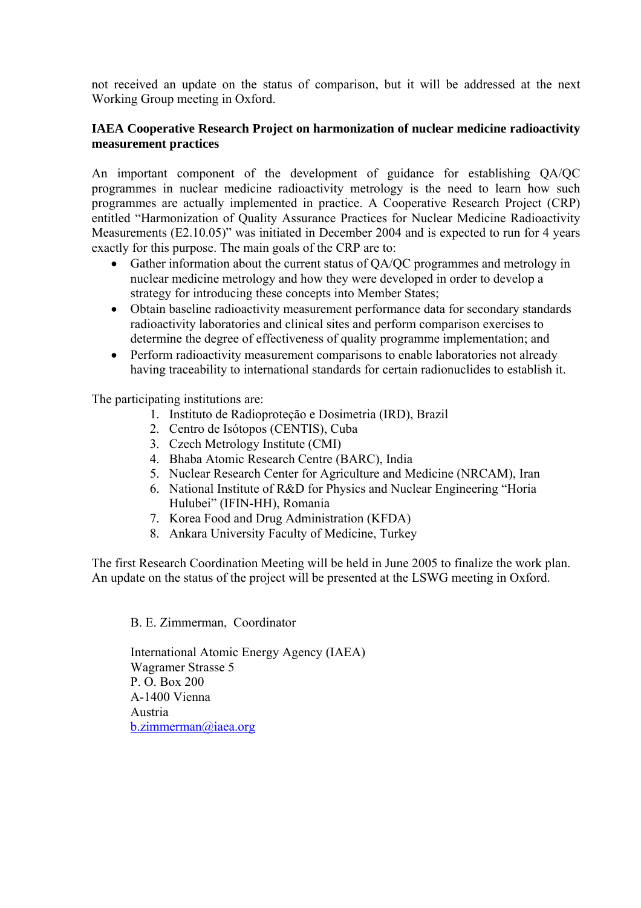not received an update on the status of comparison, but it will be addressed at the next Working Group meeting in Oxford.

**IAEA Cooperative Research Project on harmonization of nuclear medicine radioactivity measurement practices**

An important component of the development of guidance for establishing QA/QC programmes in nuclear medicine radioactivity metrology is the need to learn how such programmes are actually implemented in practice. A Cooperative Research Project (CRP) entitled "Harmonization of Quality Assurance Practices for Nuclear Medicine Radioactivity Measurements (E2.10.05)" was initiated in December 2004 and is expected to run for 4 years exactly for this purpose. The main goals of the CRP are to:

- Gather information about the current status of QA/QC programmes and metrology in nuclear medicine metrology and how they were developed in order to develop a strategy for introducing these concepts into Member States;
- Obtain baseline radioactivity measurement performance data for secondary standards radioactivity laboratories and clinical sites and perform comparison exercises to determine the degree of effectiveness of quality programme implementation; and
- Perform radioactivity measurement comparisons to enable laboratories not already having traceability to international standards for certain radionuclides to establish it.

The participating institutions are:

1. Instituto de Radioproteção e Dosimetria (IRD), Brazil
2. Centro de Isótopos (CENTIS), Cuba
3. Czech Metrology Institute (CMI)
4. Bhaba Atomic Research Centre (BARC), India
5. Nuclear Research Center for Agriculture and Medicine (NRCAM), Iran
6. National Institute of R&D for Physics and Nuclear Engineering "Horia Hulubei" (IFIN-HH), Romania
7. Korea Food and Drug Administration (KFDA)
8. Ankara University Faculty of Medicine, Turkey

The first Research Coordination Meeting will be held in June 2005 to finalize the work plan. An update on the status of the project will be presented at the LSWG meeting in Oxford.

B. E. Zimmerman, Coordinator

International Atomic Energy Agency (IAEA)
Wagramer Strasse 5
P. O. Box 200
A-1400 Vienna
Austria
b.zimmerman@iaea.org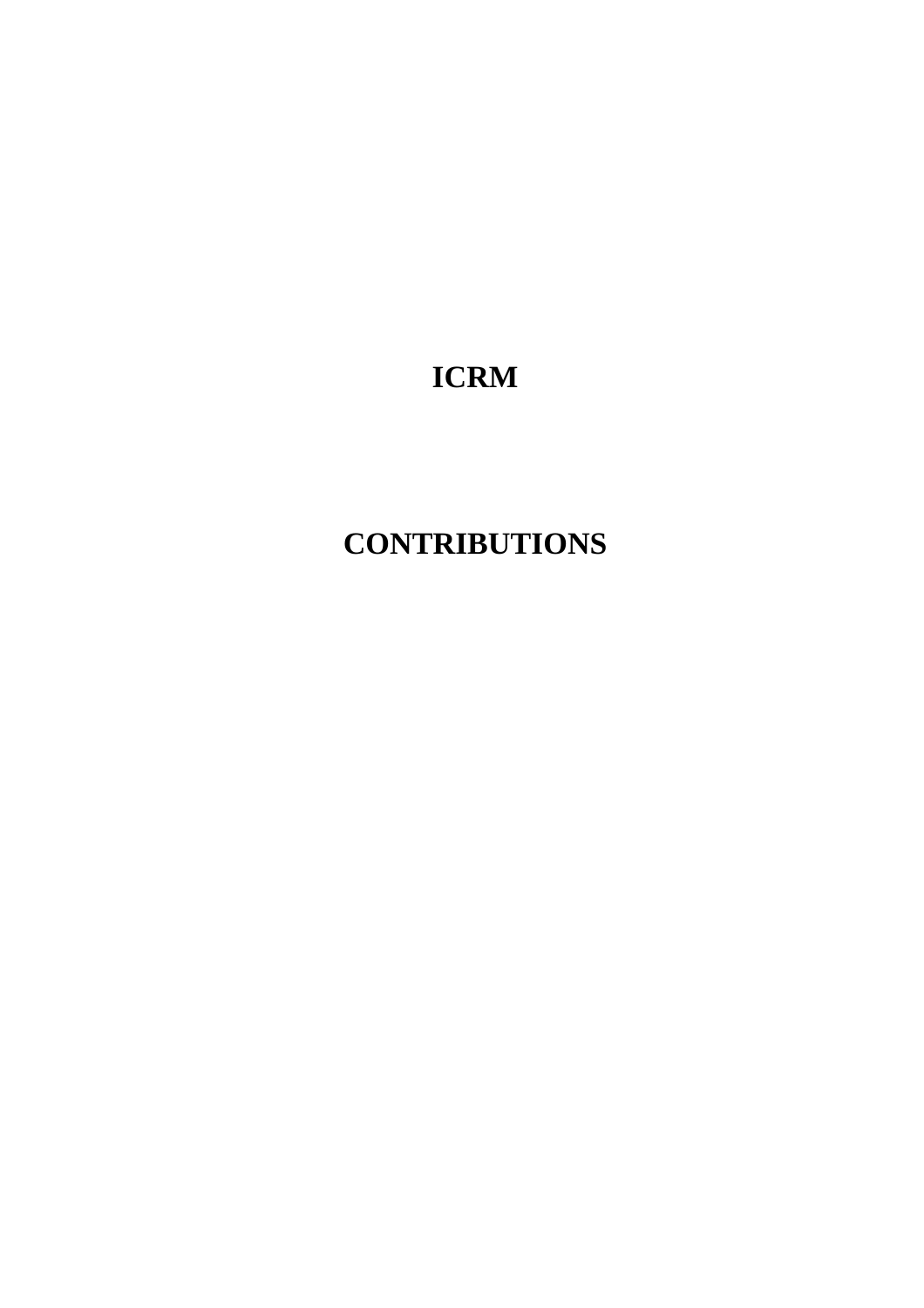# ICRM

# CONTRIBUTIONS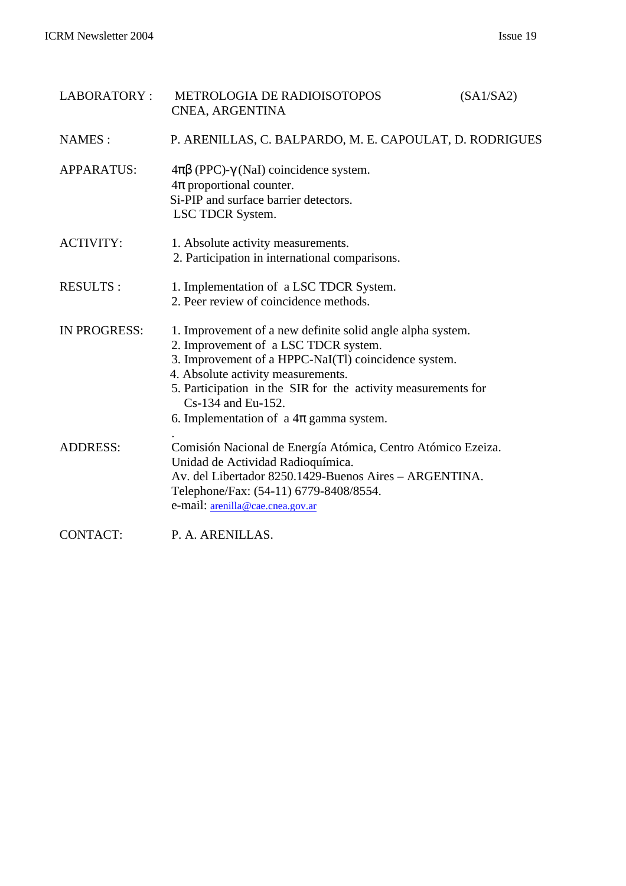| | | |
|---|---|---|
| LABORATORY : | METROLOGIA DE RADIOISOTOPOS<br>CNEA, ARGENTINA | (SA1/SA2) |
| NAMES : | P. ARENILLAS, C. BALPARDO, M. E. CAPOULAT, D. RODRIGUES | |
| APPARATUS: | $4\pi\beta$ (PPC)-$\gamma$ (NaI) coincidence system.<br>$4\pi$ proportional counter.<br>Si-PIP and surface barrier detectors.<br>LSC TDCR System. | |
| ACTIVITY: | 1. Absolute activity measurements.<br>2. Participation in international comparisons. | |
| RESULTS : | 1. Implementation of a LSC TDCR System.<br>2. Peer review of coincidence methods. | |
| IN PROGRESS: | 1. Improvement of a new definite solid angle alpha system.<br>2. Improvement of a LSC TDCR system.<br>3. Improvement of a HPPC-NaI(Tl) coincidence system.<br>4. Absolute activity measurements.<br>5. Participation in the SIR for the activity measurements for Cs-134 and Eu-152.<br>6. Implementation of a $4\pi$ gamma system. | |
| ADDRESS: | Comisión Nacional de Energía Atómica, Centro Atómico Ezeiza.<br>Unidad de Actividad Radioquímica.<br>Av. del Libertador 8250.1429-Buenos Aires – ARGENTINA.<br>Telephone/Fax: (54-11) 6779-8408/8554.<br>e-mail: arenilla@cae.cnea.gov.ar | |
| CONTACT: | P. A. ARENILLAS. | |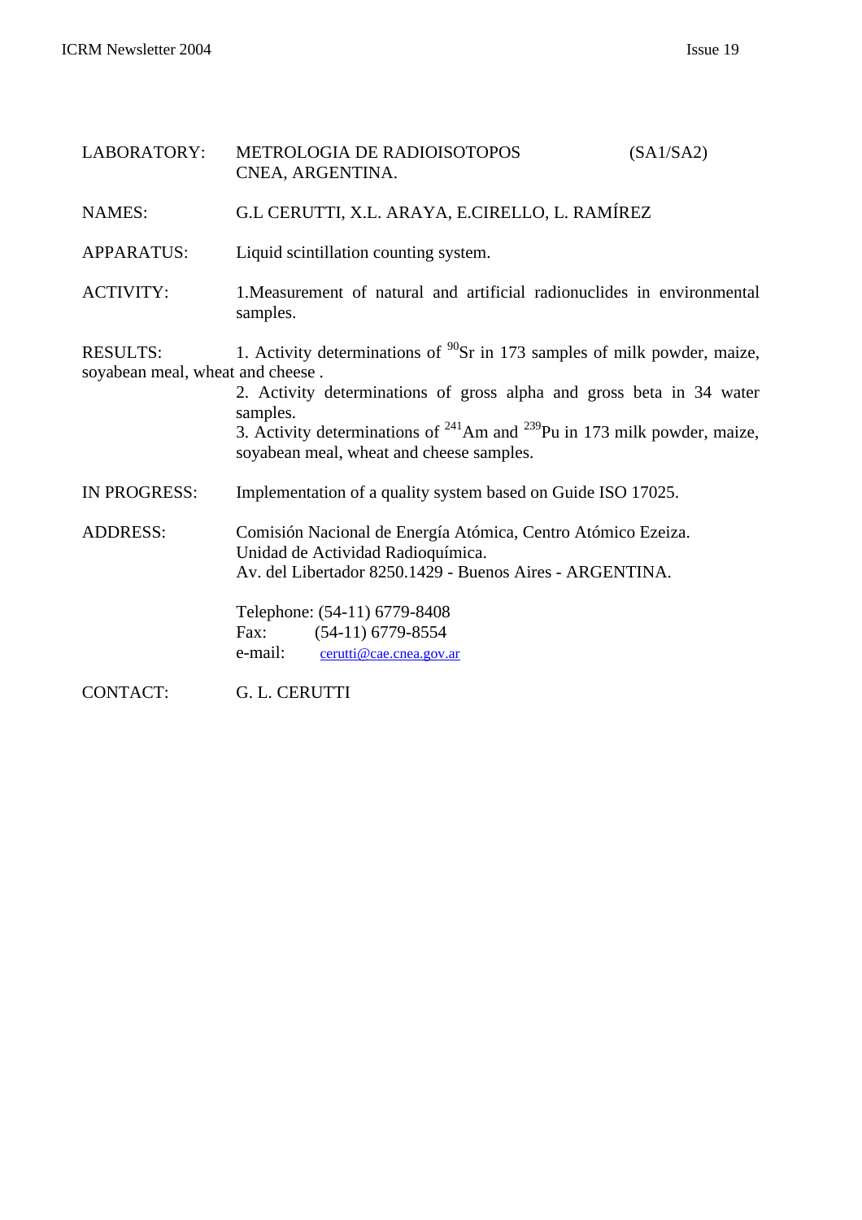LABORATORY: METROLOGIA DE RADIOISOTOPOS (SA1/SA2)
CNEA, ARGENTINA.

NAMES: G.L CERUTTI, X.L. ARAYA, E.CIRELLO, L. RAMÍREZ

APPARATUS: Liquid scintillation counting system.

ACTIVITY: 1.Measurement of natural and artificial radionuclides in environmental samples.

RESULTS: 1. Activity determinations of $^{90}$Sr in 173 samples of milk powder, maize, soyabean meal, wheat and cheese .
2. Activity determinations of gross alpha and gross beta in 34 water samples.
3. Activity determinations of $^{241}$Am and $^{239}$Pu in 173 milk powder, maize, soyabean meal, wheat and cheese samples.

IN PROGRESS: Implementation of a quality system based on Guide ISO 17025.

ADDRESS: Comisión Nacional de Energía Atómica, Centro Atómico Ezeiza.
Unidad de Actividad Radioquímica.
Av. del Libertador 8250.1429 - Buenos Aires - ARGENTINA.

Telephone: (54-11) 6779-8408
Fax: (54-11) 6779-8554
e-mail: cerutti@cae.cnea.gov.ar

CONTACT: G. L. CERUTTI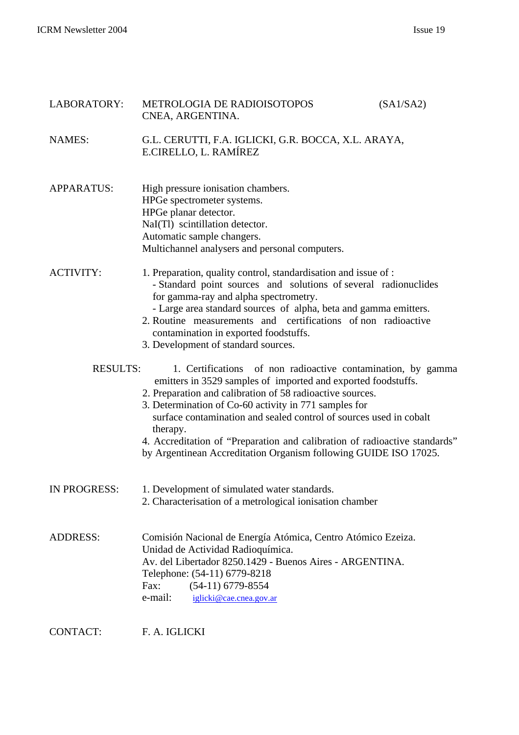**LABORATORY:** METROLOGIA DE RADIOISOTOPOS (SA1/SA2)
CNEA, ARGENTINA.

**NAMES:** G.L. CERUTTI, F.A. IGLICKI, G.R. BOCCA, X.L. ARAYA, E.CIRELLO, L. RAMÍREZ

**APPARATUS:**
High pressure ionisation chambers.
HPGe spectrometer systems.
HPGe planar detector.
NaI(Tl) scintillation detector.
Automatic sample changers.
Multichannel analysers and personal computers.

**ACTIVITY:**

1. Preparation, quality control, standardisation and issue of :
   - Standard point sources and solutions of several radionuclides for gamma-ray and alpha spectrometry.
   - Large area standard sources of alpha, beta and gamma emitters.
2. Routine measurements and certifications of non radioactive contamination in exported foodstuffs.
3. Development of standard sources.

**RESULTS:**

1. Certifications of non radioactive contamination, by gamma emitters in 3529 samples of imported and exported foodstuffs.
2. Preparation and calibration of 58 radioactive sources.
3. Determination of Co-60 activity in 771 samples for surface contamination and sealed control of sources used in cobalt therapy.
4. Accreditation of "Preparation and calibration of radioactive standards" by Argentinean Accreditation Organism following GUIDE ISO 17025.

**IN PROGRESS:**

1. Development of simulated water standards.
2. Characterisation of a metrological ionisation chamber

**ADDRESS:**
Comisión Nacional de Energía Atómica, Centro Atómico Ezeiza.
Unidad de Actividad Radioquímica.
Av. del Libertador 8250.1429 - Buenos Aires - ARGENTINA.
Telephone: (54-11) 6779-8218
Fax: (54-11) 6779-8554
e-mail: iglicki@cae.cnea.gov.ar

**CONTACT:** F. A. IGLICKI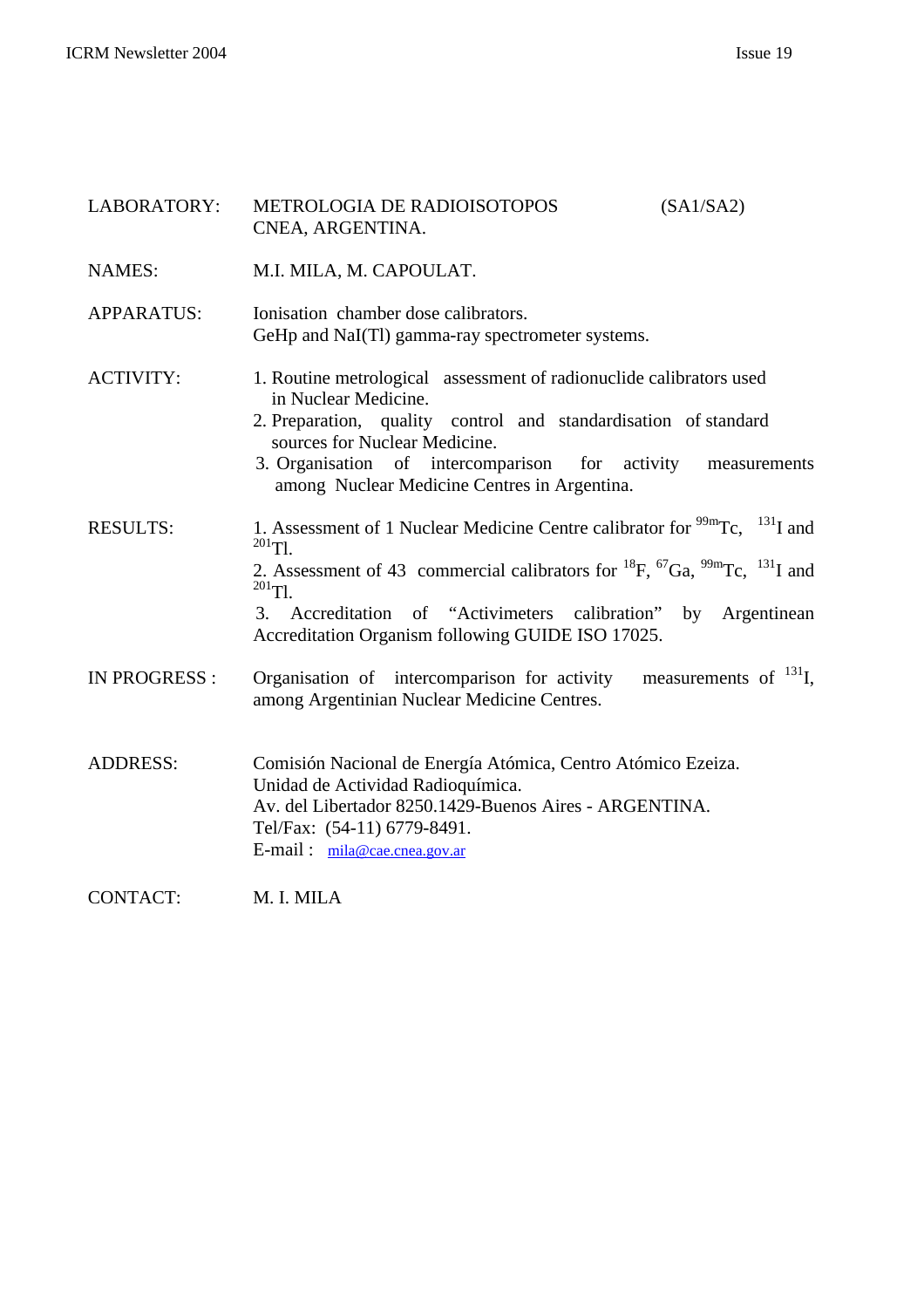| | |
|---|---|
| LABORATORY: | METROLOGIA DE RADIOISOTOPOS (SA1/SA2) CNEA, ARGENTINA. |
| NAMES: | M.I. MILA, M. CAPOULAT. |
| APPARATUS: | Ionisation chamber dose calibrators. GeHp and NaI(Tl) gamma-ray spectrometer systems. |
| ACTIVITY: | 1. Routine metrological assessment of radionuclide calibrators used in Nuclear Medicine. 2. Preparation, quality control and standardisation of standard sources for Nuclear Medicine. 3. Organisation of intercomparison for activity measurements among Nuclear Medicine Centres in Argentina. |
| RESULTS: | 1. Assessment of 1 Nuclear Medicine Centre calibrator for $^{99m}$Tc, $^{131}$I and $^{201}$Tl. 2. Assessment of 43 commercial calibrators for $^{18}$F, $^{67}$Ga, $^{99m}$Tc, $^{131}$I and $^{201}$Tl. 3. Accreditation of "Activimeters calibration" by Argentinean Accreditation Organism following GUIDE ISO 17025. |
| IN PROGRESS : | Organisation of intercomparison for activity measurements of $^{131}$I, among Argentinian Nuclear Medicine Centres. |
| ADDRESS: | Comisión Nacional de Energía Atómica, Centro Atómico Ezeiza. Unidad de Actividad Radioquímica. Av. del Libertador 8250.1429-Buenos Aires - ARGENTINA. Tel/Fax: (54-11) 6779-8491. E-mail : mila@cae.cnea.gov.ar |
| CONTACT: | M. I. MILA |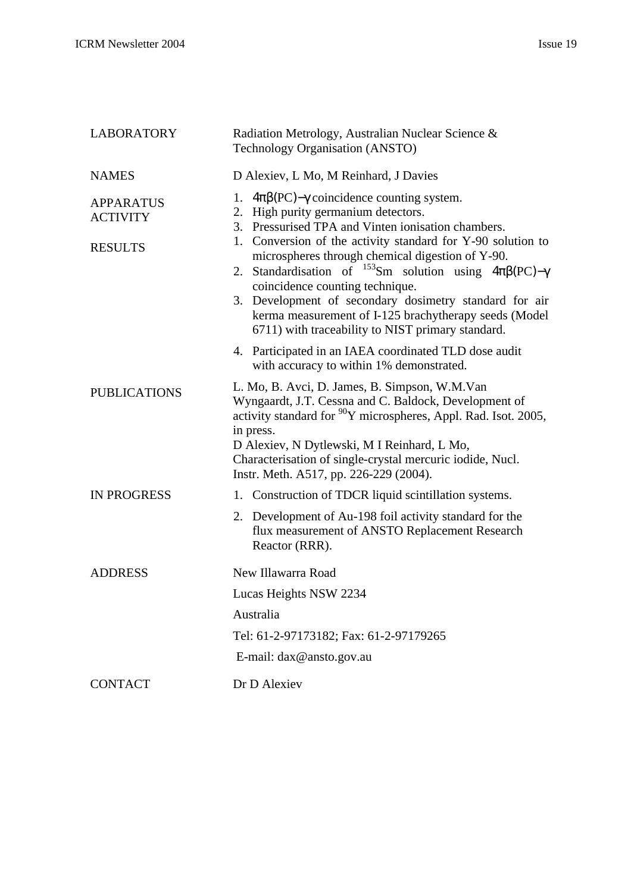| | |
|---|---|
| LABORATORY | Radiation Metrology, Australian Nuclear Science & Technology Organisation (ANSTO) |
| NAMES | D Alexiev, L Mo, M Reinhard, J Davies |
| APPARATUS | 1. $4\pi\beta$(PC)$-\gamma$ coincidence counting system.<br>2. High purity germanium detectors.<br>3. Pressurised TPA and Vinten ionisation chambers. |
| ACTIVITY<br><br>RESULTS | 1. Conversion of the activity standard for Y-90 solution to microspheres through chemical digestion of Y-90.<br>2. Standardisation of $^{153}$Sm solution using $4\pi\beta$(PC)$-\gamma$ coincidence counting technique.<br>3. Development of secondary dosimetry standard for air kerma measurement of I-125 brachytherapy seeds (Model 6711) with traceability to NIST primary standard.<br>4. Participated in an IAEA coordinated TLD dose audit with accuracy to within 1% demonstrated. |
| PUBLICATIONS | L. Mo, B. Avci, D. James, B. Simpson, W.M.Van Wyngaardt, J.T. Cessna and C. Baldock, Development of activity standard for $^{90}$Y microspheres, Appl. Rad. Isot. 2005, in press.<br>D Alexiev, N Dytlewski, M I Reinhard, L Mo, Characterisation of single-crystal mercuric iodide, Nucl. Instr. Meth. A517, pp. 226-229 (2004). |
| IN PROGRESS | 1. Construction of TDCR liquid scintillation systems.<br>2. Development of Au-198 foil activity standard for the flux measurement of ANSTO Replacement Research Reactor (RRR). |
| ADDRESS | New Illawarra Road<br>Lucas Heights NSW 2234<br>Australia<br>Tel: 61-2-97173182; Fax: 61-2-97179265<br>E-mail: dax@ansto.gov.au |
| CONTACT | Dr D Alexiev |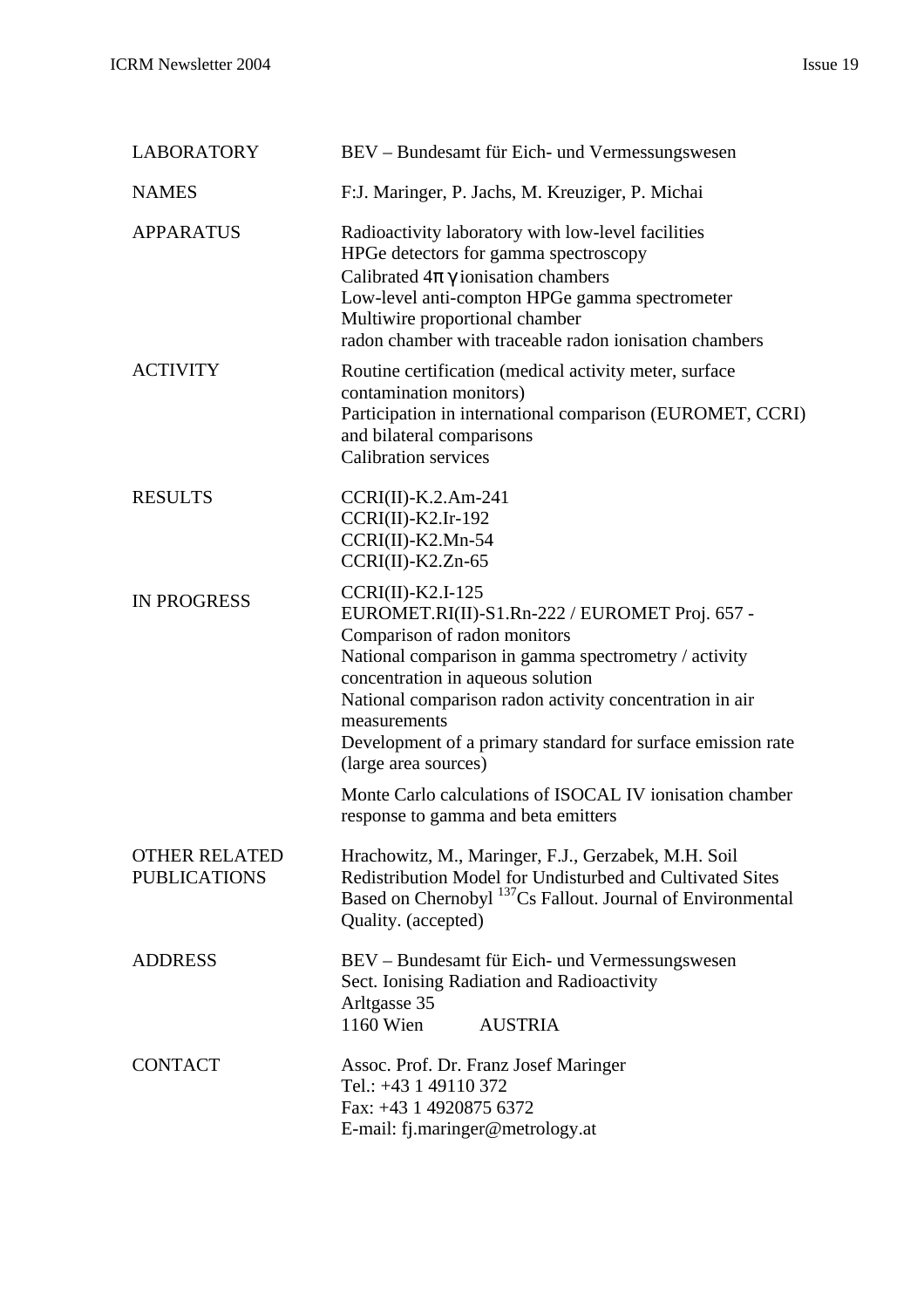| | |
|---|---|
| LABORATORY | BEV – Bundesamt für Eich- und Vermessungswesen |
| NAMES | F:J. Maringer, P. Jachs, M. Kreuziger, P. Michai |
| APPARATUS | Radioactivity laboratory with low-level facilities<br>HPGe detectors for gamma spectroscopy<br>Calibrated $4\pi\gamma$ ionisation chambers<br>Low-level anti-compton HPGe gamma spectrometer<br>Multiwire proportional chamber<br>radon chamber with traceable radon ionisation chambers |
| ACTIVITY | Routine certification (medical activity meter, surface contamination monitors)<br>Participation in international comparison (EUROMET, CCRI) and bilateral comparisons<br>Calibration services |
| RESULTS | CCRI(II)-K.2.Am-241<br>CCRI(II)-K2.Ir-192<br>CCRI(II)-K2.Mn-54<br>CCRI(II)-K2.Zn-65 |
| IN PROGRESS | CCRI(II)-K2.I-125<br>EUROMET.RI(II)-S1.Rn-222 / EUROMET Proj. 657 - Comparison of radon monitors<br>National comparison in gamma spectrometry / activity concentration in aqueous solution<br>National comparison radon activity concentration in air measurements<br>Development of a primary standard for surface emission rate (large area sources)<br><br>Monte Carlo calculations of ISOCAL IV ionisation chamber response to gamma and beta emitters |
| OTHER RELATED PUBLICATIONS | Hrachowitz, M., Maringer, F.J., Gerzabek, M.H. Soil Redistribution Model for Undisturbed and Cultivated Sites Based on Chernobyl $^{137}$Cs Fallout. Journal of Environmental Quality. (accepted) |
| ADDRESS | BEV – Bundesamt für Eich- und Vermessungswesen<br>Sect. Ionising Radiation and Radioactivity<br>Arltgasse 35<br>1160 Wien AUSTRIA |
| CONTACT | Assoc. Prof. Dr. Franz Josef Maringer<br>Tel.: +43 1 49110 372<br>Fax: +43 1 4920875 6372<br>E-mail: fj.maringer@metrology.at |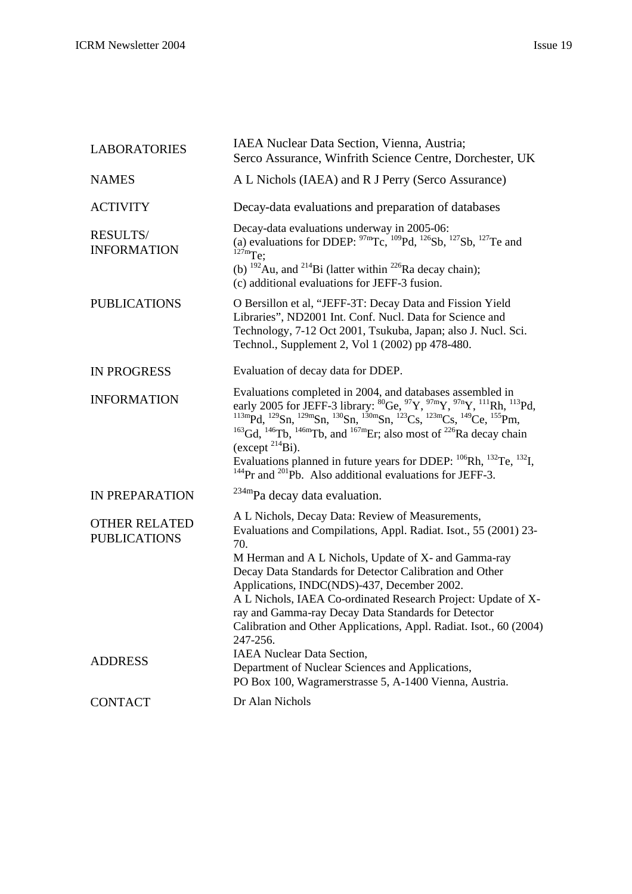| | |
|---|---|
| LABORATORIES | IAEA Nuclear Data Section, Vienna, Austria; Serco Assurance, Winfrith Science Centre, Dorchester, UK |
| NAMES | A L Nichols (IAEA) and R J Perry (Serco Assurance) |
| ACTIVITY | Decay-data evaluations and preparation of databases |
| RESULTS/ INFORMATION | Decay-data evaluations underway in 2005-06:<br>(a) evaluations for DDEP: $^{97m}$Tc, $^{109}$Pd, $^{126}$Sb, $^{127}$Sb, $^{127}$Te and $^{127m}$Te;<br>(b) $^{192}$Au, and $^{214}$Bi (latter within $^{226}$Ra decay chain);<br>(c) additional evaluations for JEFF-3 fusion. |
| PUBLICATIONS | O Bersillon et al, "JEFF-3T: Decay Data and Fission Yield Libraries", ND2001 Int. Conf. Nucl. Data for Science and Technology, 7-12 Oct 2001, Tsukuba, Japan; also J. Nucl. Sci. Technol., Supplement 2, Vol 1 (2002) pp 478-480. |
| IN PROGRESS | Evaluation of decay data for DDEP. |
| INFORMATION | Evaluations completed in 2004, and databases assembled in early 2005 for JEFF-3 library: $^{80}$Ge, $^{97}$Y, $^{97m}$Y, $^{97n}$Y, $^{111}$Rh, $^{113}$Pd, $^{113m}$Pd, $^{129}$Sn, $^{129m}$Sn, $^{130}$Sn, $^{130m}$Sn, $^{123}$Cs, $^{123m}$Cs, $^{149}$Ce, $^{155}$Pm, $^{163}$Gd, $^{146}$Tb, $^{146m}$Tb, and $^{167m}$Er; also most of $^{226}$Ra decay chain (except $^{214}$Bi).<br>Evaluations planned in future years for DDEP: $^{106}$Rh, $^{132}$Te, $^{132}$I, $^{144}$Pr and $^{201}$Pb. Also additional evaluations for JEFF-3. |
| IN PREPARATION | $^{234m}$Pa decay data evaluation. |
| OTHER RELATED PUBLICATIONS | A L Nichols, Decay Data: Review of Measurements, Evaluations and Compilations, Appl. Radiat. Isot., 55 (2001) 23-70.<br>M Herman and A L Nichols, Update of X- and Gamma-ray Decay Data Standards for Detector Calibration and Other Applications, INDC(NDS)-437, December 2002.<br>A L Nichols, IAEA Co-ordinated Research Project: Update of X-ray and Gamma-ray Decay Data Standards for Detector Calibration and Other Applications, Appl. Radiat. Isot., 60 (2004) 247-256. |
| ADDRESS | IAEA Nuclear Data Section,<br>Department of Nuclear Sciences and Applications,<br>PO Box 100, Wagramerstrasse 5, A-1400 Vienna, Austria. |
| CONTACT | Dr Alan Nichols |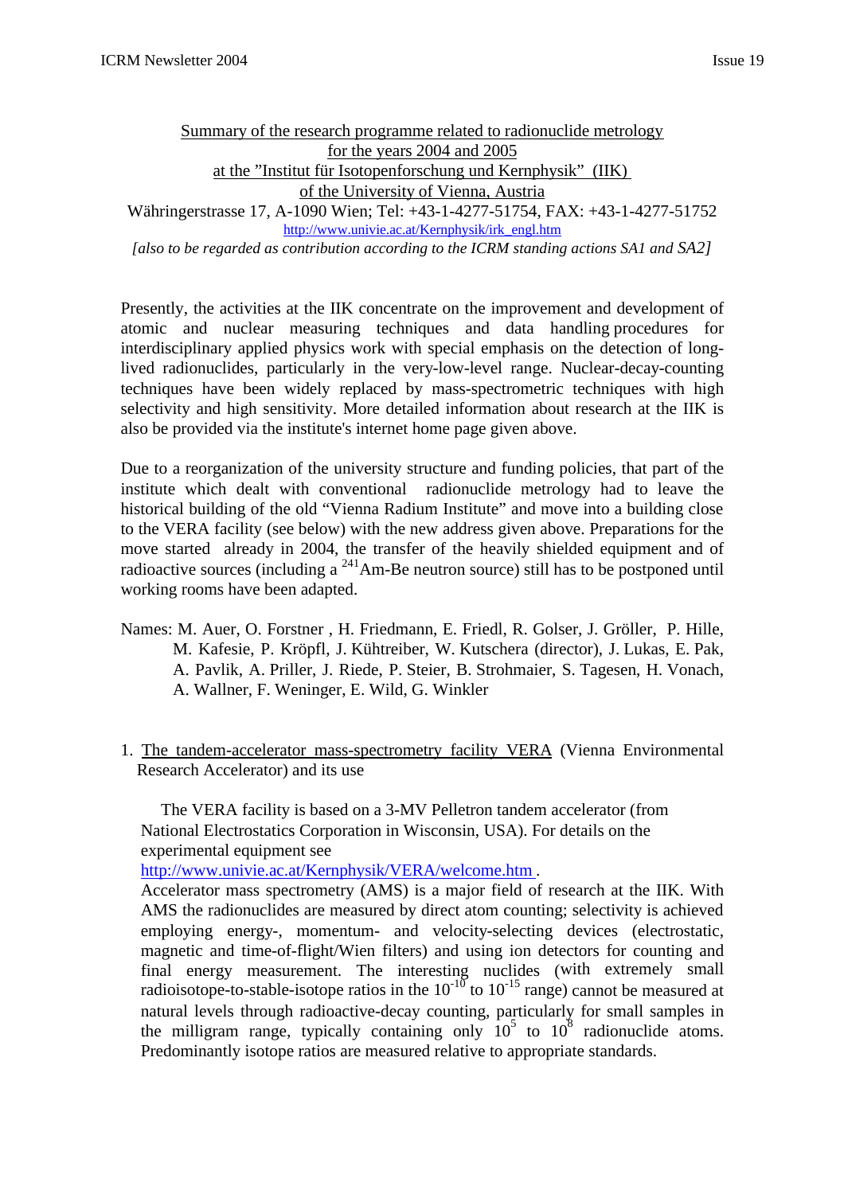<u>Summary of the research programme related to radionuclide metrology</u>
<u>for the years 2004 and 2005</u>
<u>at the "Institut für Isotopenforschung und Kernphysik" (IIK)</u>
<u>of the University of Vienna, Austria</u>

Währingerstrasse 17, A-1090 Wien; Tel: +43-1-4277-51754, FAX: +43-1-4277-51752

http://www.univie.ac.at/Kernphysik/irk_engl.htm

*[also to be regarded as contribution according to the ICRM standing actions SA1 and SA2]*

Presently, the activities at the IIK concentrate on the improvement and development of atomic and nuclear measuring techniques and data handling procedures for interdisciplinary applied physics work with special emphasis on the detection of long-lived radionuclides, particularly in the very-low-level range. Nuclear-decay-counting techniques have been widely replaced by mass-spectrometric techniques with high selectivity and high sensitivity. More detailed information about research at the IIK is also be provided via the institute's internet home page given above.

Due to a reorganization of the university structure and funding policies, that part of the institute which dealt with conventional radionuclide metrology had to leave the historical building of the old "Vienna Radium Institute" and move into a building close to the VERA facility (see below) with the new address given above. Preparations for the move started already in 2004, the transfer of the heavily shielded equipment and of radioactive sources (including a $^{241}$Am-Be neutron source) still has to be postponed until working rooms have been adapted.

Names: M. Auer, O. Forstner , H. Friedmann, E. Friedl, R. Golser, J. Gröller, P. Hille, M. Kafesie, P. Kröpfl, J. Kühtreiber, W. Kutschera (director), J. Lukas, E. Pak, A. Pavlik, A. Priller, J. Riede, P. Steier, B. Strohmaier, S. Tagesen, H. Vonach, A. Wallner, F. Weninger, E. Wild, G. Winkler

1. <u>The tandem-accelerator mass-spectrometry facility VERA</u> (Vienna Environmental Research Accelerator) and its use

   The VERA facility is based on a 3-MV Pelletron tandem accelerator (from National Electrostatics Corporation in Wisconsin, USA). For details on the experimental equipment see
   http://www.univie.ac.at/Kernphysik/VERA/welcome.htm .
   Accelerator mass spectrometry (AMS) is a major field of research at the IIK. With AMS the radionuclides are measured by direct atom counting; selectivity is achieved employing energy-, momentum- and velocity-selecting devices (electrostatic, magnetic and time-of-flight/Wien filters) and using ion detectors for counting and final energy measurement. The interesting nuclides (with extremely small radioisotope-to-stable-isotope ratios in the $10^{-10}$ to $10^{-15}$ range) cannot be measured at natural levels through radioactive-decay counting, particularly for small samples in the milligram range, typically containing only $10^{5}$ to $10^{8}$ radionuclide atoms. Predominantly isotope ratios are measured relative to appropriate standards.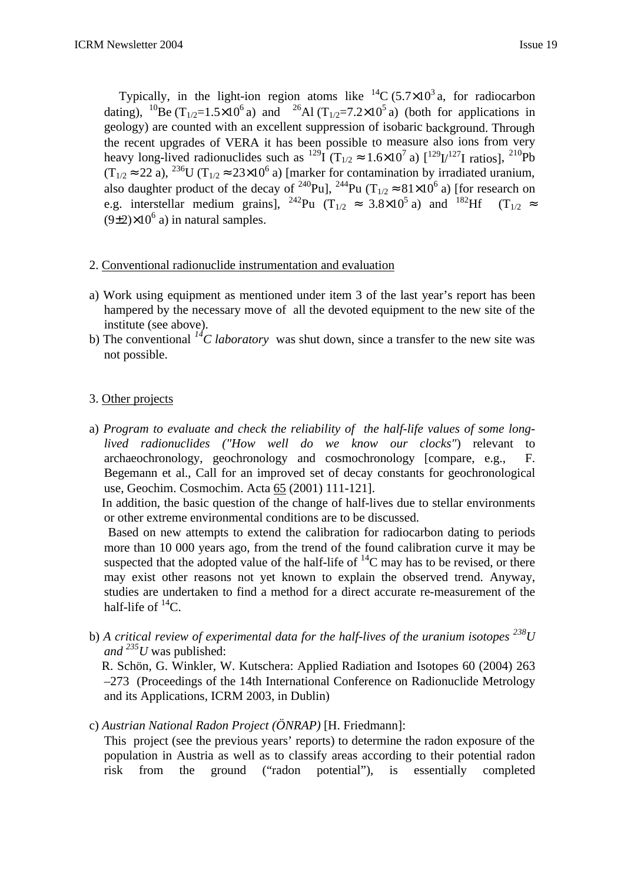Typically, in the light-ion region atoms like $^{14}C$ ($5.7\times10^3$ a, for radiocarbon dating), $^{10}Be$ ($T_{1/2}=1.5\times10^6$ a) and $^{26}Al$ ($T_{1/2}=7.2\times10^5$ a) (both for applications in geology) are counted with an excellent suppression of isobaric background. Through the recent upgrades of VERA it has been possible to measure also ions from very heavy long-lived radionuclides such as $^{129}I$ ($T_{1/2} \approx 1.6\times10^7$ a) [$^{129}I/^{127}I$ ratios], $^{210}Pb$ ($T_{1/2} \approx 22$ a), $^{236}U$ ($T_{1/2} \approx 23\times10^6$ a) [marker for contamination by irradiated uranium, also daughter product of the decay of $^{240}Pu$], $^{244}Pu$ ($T_{1/2} \approx 81\times10^6$ a) [for research on e.g. interstellar medium grains], $^{242}Pu$ ($T_{1/2} \approx 3.8\times10^5$ a) and $^{182}Hf$ ($T_{1/2} \approx (9\pm2)\times10^6$ a) in natural samples.

2. Conventional radionuclide instrumentation and evaluation

a) Work using equipment as mentioned under item 3 of the last year's report has been hampered by the necessary move of all the devoted equipment to the new site of the institute (see above).
b) The conventional *$^{14}C$ laboratory* was shut down, since a transfer to the new site was not possible.

3. Other projects

a) *Program to evaluate and check the reliability of the half-life values of some long-lived radionuclides ("How well do we know our clocks")* relevant to archaeochronology, geochronology and cosmochronology [compare, e.g., F. Begemann et al., Call for an improved set of decay constants for geochronological use, Geochim. Cosmochim. Acta 65 (2001) 111-121].
In addition, the basic question of the change of half-lives due to stellar environments or other extreme environmental conditions are to be discussed.
Based on new attempts to extend the calibration for radiocarbon dating to periods more than 10 000 years ago, from the trend of the found calibration curve it may be suspected that the adopted value of the half-life of $^{14}C$ may has to be revised, or there may exist other reasons not yet known to explain the observed trend. Anyway, studies are undertaken to find a method for a direct accurate re-measurement of the half-life of $^{14}C$.

b) *A critical review of experimental data for the half-lives of the uranium isotopes $^{238}U$ and $^{235}U$* was published:
R. Schön, G. Winkler, W. Kutschera: Applied Radiation and Isotopes 60 (2004) 263 –273 (Proceedings of the 14th International Conference on Radionuclide Metrology and its Applications, ICRM 2003, in Dublin)

c) *Austrian National Radon Project (ÖNRAP)* [H. Friedmann]:
This project (see the previous years' reports) to determine the radon exposure of the population in Austria as well as to classify areas according to their potential radon risk from the ground ("radon potential"), is essentially completed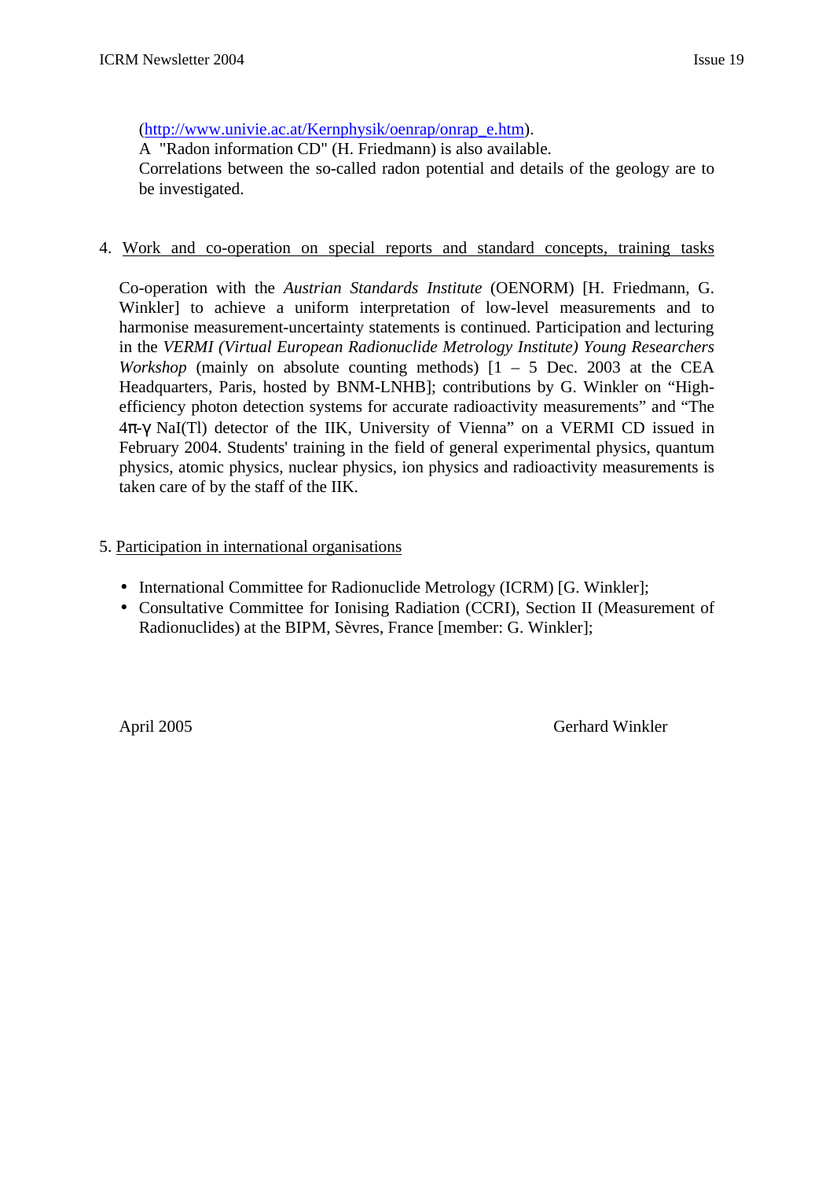(http://www.univie.ac.at/Kernphysik/oenrap/onrap_e.htm).
A "Radon information CD" (H. Friedmann) is also available.
Correlations between the so-called radon potential and details of the geology are to be investigated.

4. <u>Work and co-operation on special reports and standard concepts, training tasks</u>

Co-operation with the *Austrian Standards Institute* (OENORM) [H. Friedmann, G. Winkler] to achieve a uniform interpretation of low-level measurements and to harmonise measurement-uncertainty statements is continued. Participation and lecturing in the *VERMI (Virtual European Radionuclide Metrology Institute) Young Researchers Workshop* (mainly on absolute counting methods) [1 – 5 Dec. 2003 at the CEA Headquarters, Paris, hosted by BNM-LNHB]; contributions by G. Winkler on "High-efficiency photon detection systems for accurate radioactivity measurements" and "The $4\pi$-$\gamma$ NaI(Tl) detector of the IIK, University of Vienna" on a VERMI CD issued in February 2004. Students' training in the field of general experimental physics, quantum physics, atomic physics, nuclear physics, ion physics and radioactivity measurements is taken care of by the staff of the IIK.

5. <u>Participation in international organisations</u>

- International Committee for Radionuclide Metrology (ICRM) [G. Winkler];
- Consultative Committee for Ionising Radiation (CCRI), Section II (Measurement of Radionuclides) at the BIPM, Sèvres, France [member: G. Winkler];

April 2005 Gerhard Winkler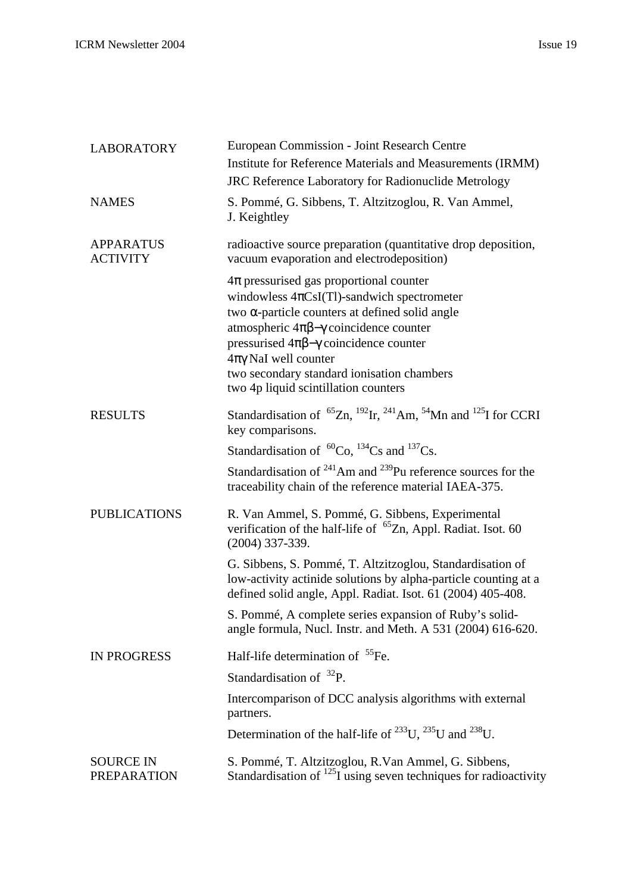| | |
|---|---|
| LABORATORY | European Commission - Joint Research Centre<br>Institute for Reference Materials and Measurements (IRMM)<br>JRC Reference Laboratory for Radionuclide Metrology |
| NAMES | S. Pommé, G. Sibbens, T. Altzitzoglou, R. Van Ammel, J. Keightley |
| APPARATUS ACTIVITY | radioactive source preparation (quantitative drop deposition, vacuum evaporation and electrodeposition)<br><br>4π pressurised gas proportional counter<br>windowless 4πCsI(Tl)-sandwich spectrometer<br>two α-particle counters at defined solid angle<br>atmospheric 4πβ−γ coincidence counter<br>pressurised 4πβ−γ coincidence counter<br>4πγ NaI well counter<br>two secondary standard ionisation chambers<br>two 4p liquid scintillation counters |
| RESULTS | Standardisation of $^{65}$Zn, $^{192}$Ir, $^{241}$Am, $^{54}$Mn and $^{125}$I for CCRI key comparisons.<br><br>Standardisation of $^{60}$Co, $^{134}$Cs and $^{137}$Cs.<br><br>Standardisation of $^{241}$Am and $^{239}$Pu reference sources for the traceability chain of the reference material IAEA-375. |
| PUBLICATIONS | R. Van Ammel, S. Pommé, G. Sibbens, Experimental verification of the half-life of $^{65}$Zn, Appl. Radiat. Isot. 60 (2004) 337-339.<br><br>G. Sibbens, S. Pommé, T. Altzitzoglou, Standardisation of low-activity actinide solutions by alpha-particle counting at a defined solid angle, Appl. Radiat. Isot. 61 (2004) 405-408.<br><br>S. Pommé, A complete series expansion of Ruby's solid-angle formula, Nucl. Instr. and Meth. A 531 (2004) 616-620. |
| IN PROGRESS | Half-life determination of $^{55}$Fe.<br><br>Standardisation of $^{32}$P.<br><br>Intercomparison of DCC analysis algorithms with external partners.<br><br>Determination of the half-life of $^{233}$U, $^{235}$U and $^{238}$U. |
| SOURCE IN PREPARATION | S. Pommé, T. Altzitzoglou, R.Van Ammel, G. Sibbens, Standardisation of $^{125}$I using seven techniques for radioactivity |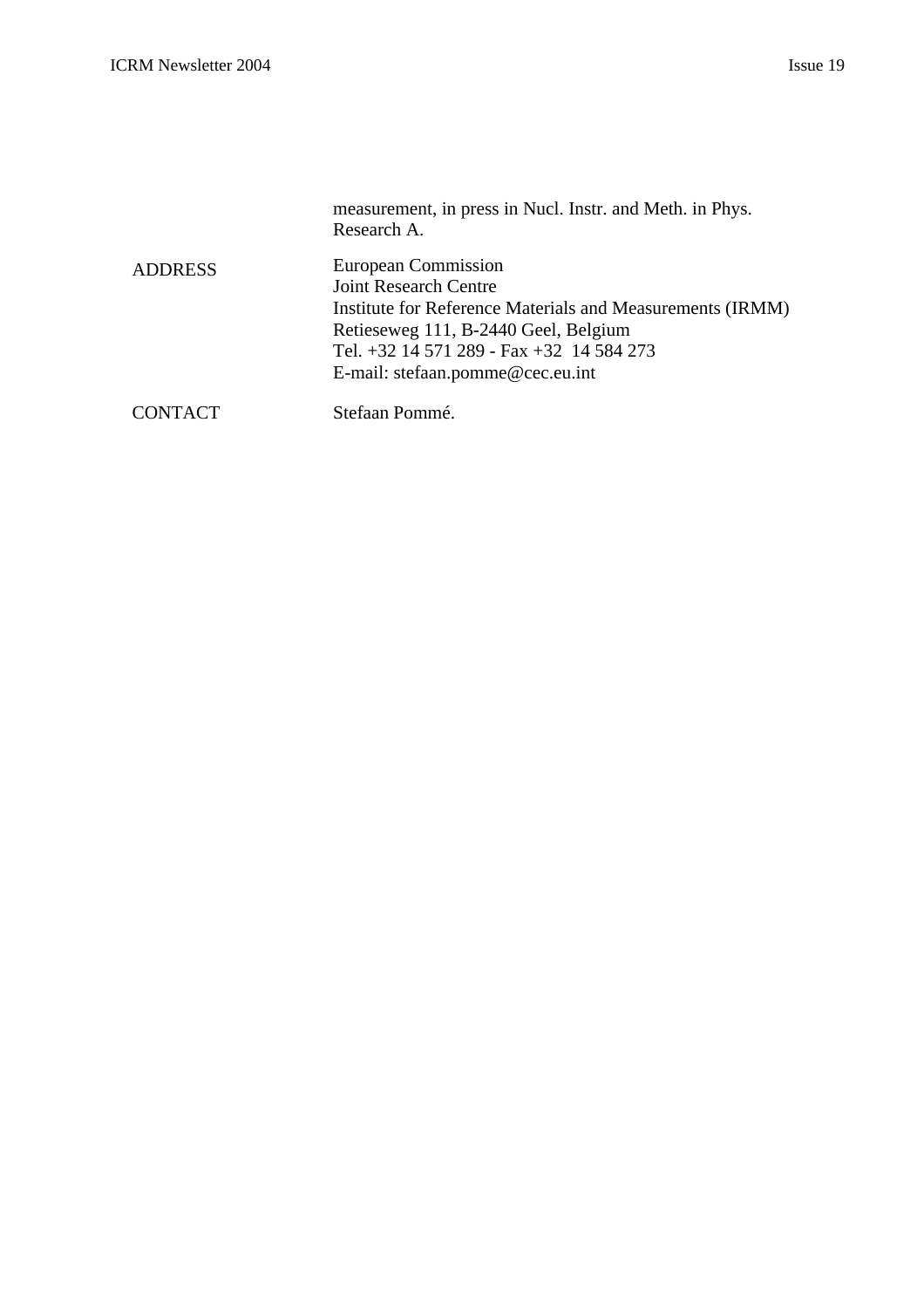measurement, in press in Nucl. Instr. and Meth. in Phys. Research A.

| | |
|---|---|
| ADDRESS | European Commission<br>Joint Research Centre<br>Institute for Reference Materials and Measurements (IRMM)<br>Retieseweg 111, B-2440 Geel, Belgium<br>Tel. +32 14 571 289 - Fax +32 14 584 273<br>E-mail: stefaan.pomme@cec.eu.int |
| CONTACT | Stefaan Pommé. |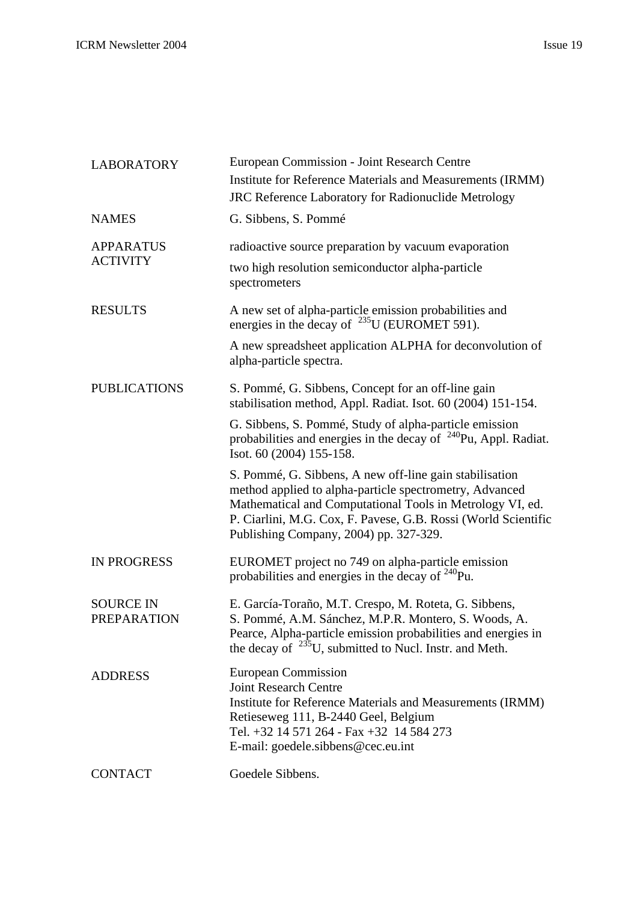| | |
|---|---|
| LABORATORY | European Commission - Joint Research Centre<br>Institute for Reference Materials and Measurements (IRMM)<br>JRC Reference Laboratory for Radionuclide Metrology |
| NAMES | G. Sibbens, S. Pommé |
| APPARATUS ACTIVITY | radioactive source preparation by vacuum evaporation<br>two high resolution semiconductor alpha-particle spectrometers |
| RESULTS | A new set of alpha-particle emission probabilities and energies in the decay of $^{235}$U (EUROMET 591).<br>A new spreadsheet application ALPHA for deconvolution of alpha-particle spectra. |
| PUBLICATIONS | S. Pommé, G. Sibbens, Concept for an off-line gain stabilisation method, Appl. Radiat. Isot. 60 (2004) 151-154.<br>G. Sibbens, S. Pommé, Study of alpha-particle emission probabilities and energies in the decay of $^{240}$Pu, Appl. Radiat. Isot. 60 (2004) 155-158.<br>S. Pommé, G. Sibbens, A new off-line gain stabilisation method applied to alpha-particle spectrometry, Advanced Mathematical and Computational Tools in Metrology VI, ed. P. Ciarlini, M.G. Cox, F. Pavese, G.B. Rossi (World Scientific Publishing Company, 2004) pp. 327-329. |
| IN PROGRESS | EUROMET project no 749 on alpha-particle emission probabilities and energies in the decay of $^{240}$Pu. |
| SOURCE IN PREPARATION | E. García-Toraño, M.T. Crespo, M. Roteta, G. Sibbens, S. Pommé, A.M. Sánchez, M.P.R. Montero, S. Woods, A. Pearce, Alpha-particle emission probabilities and energies in the decay of $^{235}$U, submitted to Nucl. Instr. and Meth. |
| ADDRESS | European Commission<br>Joint Research Centre<br>Institute for Reference Materials and Measurements (IRMM)<br>Retieseweg 111, B-2440 Geel, Belgium<br>Tel. +32 14 571 264 - Fax +32 14 584 273<br>E-mail: goedele.sibbens@cec.eu.int |
| CONTACT | Goedele Sibbens. |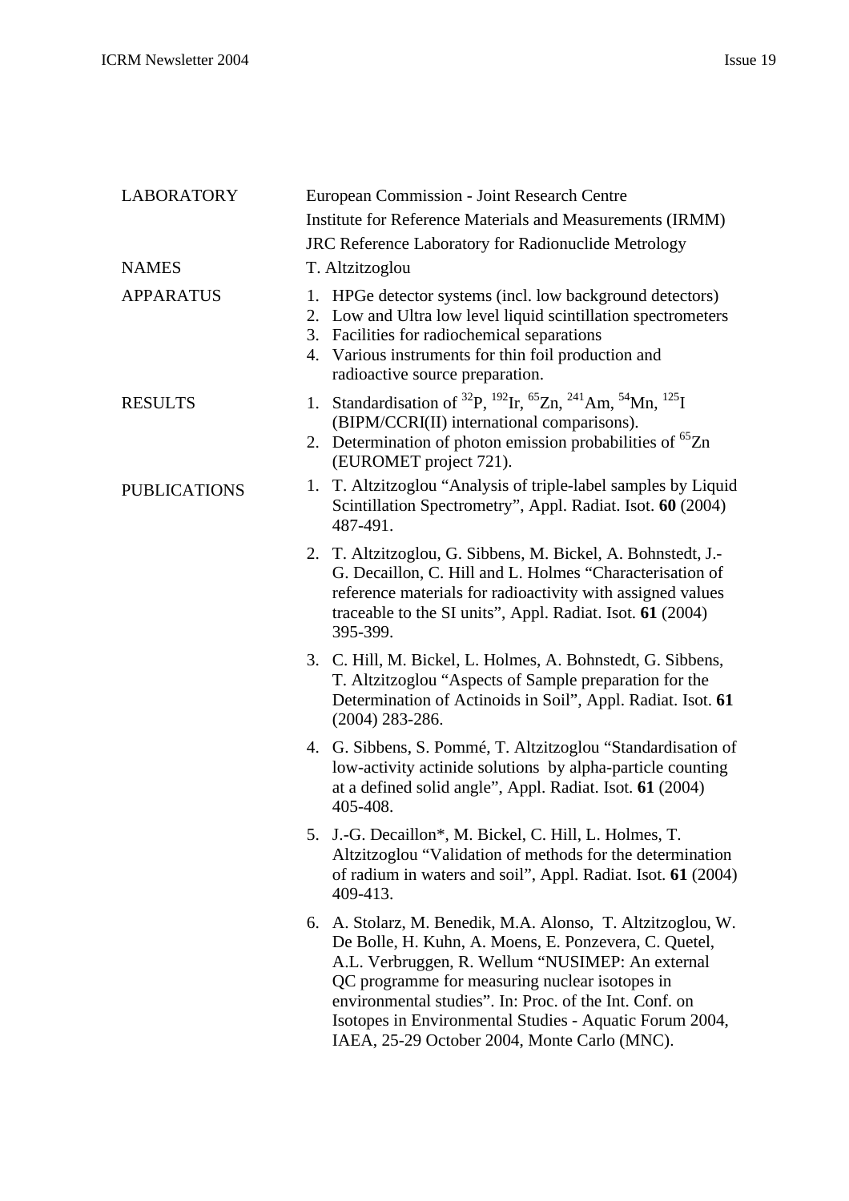| | |
|---|---|
| LABORATORY | European Commission - Joint Research Centre<br>Institute for Reference Materials and Measurements (IRMM)<br>JRC Reference Laboratory for Radionuclide Metrology |
| NAMES | T. Altzitzoglou |
| APPARATUS | 1. HPGe detector systems (incl. low background detectors)<br>2. Low and Ultra low level liquid scintillation spectrometers<br>3. Facilities for radiochemical separations<br>4. Various instruments for thin foil production and radioactive source preparation. |
| RESULTS | 1. Standardisation of $^{32}P$, $^{192}Ir$, $^{65}Zn$, $^{241}Am$, $^{54}Mn$, $^{125}I$ (BIPM/CCRI(II) international comparisons).<br>2. Determination of photon emission probabilities of $^{65}Zn$ (EUROMET project 721). |
| PUBLICATIONS | 1. T. Altzitzoglou "Analysis of triple-label samples by Liquid Scintillation Spectrometry", Appl. Radiat. Isot. **60** (2004) 487-491.<br>2. T. Altzitzoglou, G. Sibbens, M. Bickel, A. Bohnstedt, J.-G. Decaillon, C. Hill and L. Holmes "Characterisation of reference materials for radioactivity with assigned values traceable to the SI units", Appl. Radiat. Isot. **61** (2004) 395-399.<br>3. C. Hill, M. Bickel, L. Holmes, A. Bohnstedt, G. Sibbens, T. Altzitzoglou "Aspects of Sample preparation for the Determination of Actinoids in Soil", Appl. Radiat. Isot. **61** (2004) 283-286.<br>4. G. Sibbens, S. Pommé, T. Altzitzoglou "Standardisation of low-activity actinide solutions by alpha-particle counting at a defined solid angle", Appl. Radiat. Isot. **61** (2004) 405-408.<br>5. J.-G. Decaillon*, M. Bickel, C. Hill, L. Holmes, T. Altzitzoglou "Validation of methods for the determination of radium in waters and soil", Appl. Radiat. Isot. **61** (2004) 409-413.<br>6. A. Stolarz, M. Benedik, M.A. Alonso, T. Altzitzoglou, W. De Bolle, H. Kuhn, A. Moens, E. Ponzevera, C. Quetel, A.L. Verbruggen, R. Wellum "NUSIMEP: An external QC programme for measuring nuclear isotopes in environmental studies". In: Proc. of the Int. Conf. on Isotopes in Environmental Studies - Aquatic Forum 2004, IAEA, 25-29 October 2004, Monte Carlo (MNC). |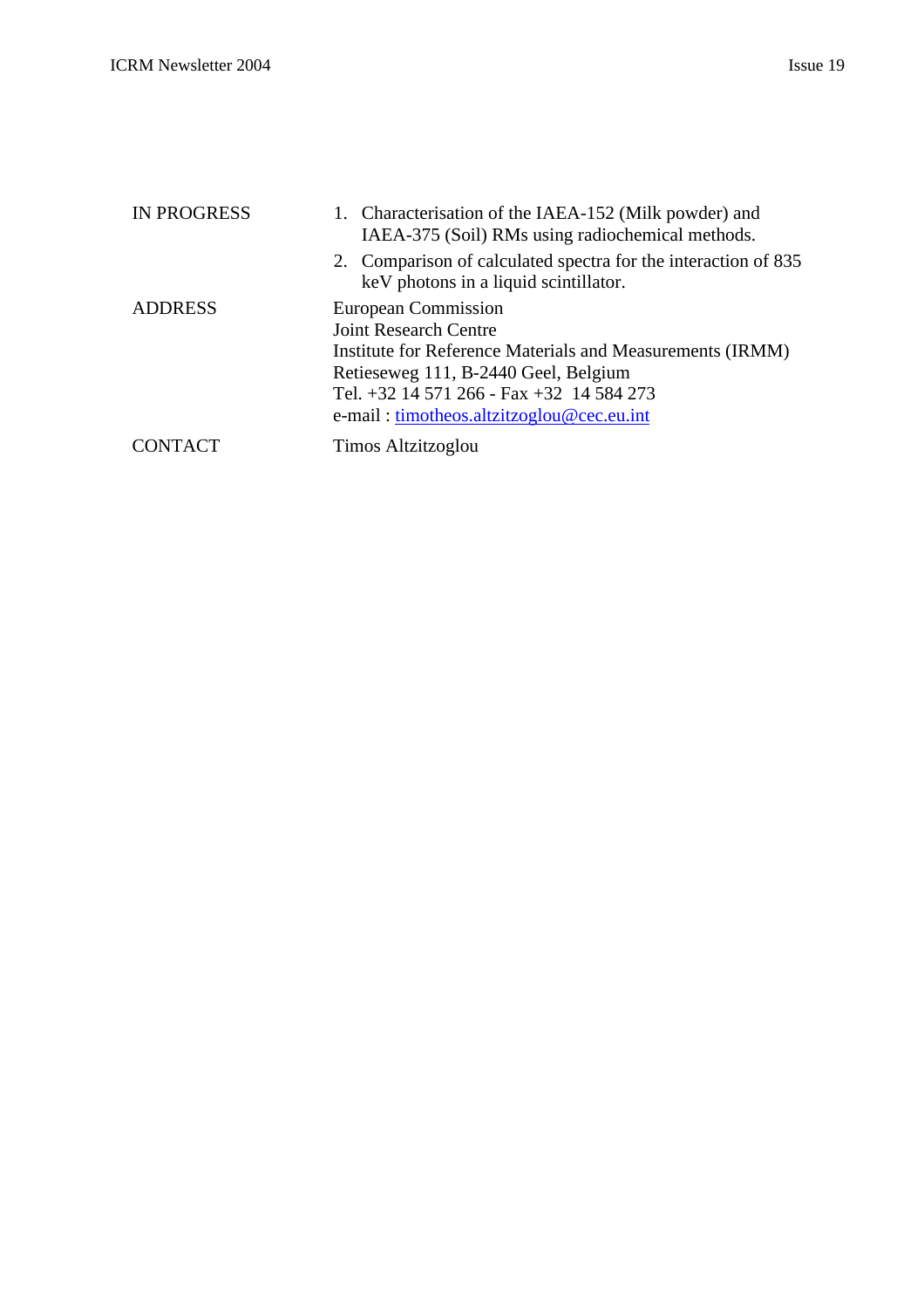| | |
|---|---|
| IN PROGRESS | 1. Characterisation of the IAEA-152 (Milk powder) and IAEA-375 (Soil) RMs using radiochemical methods.<br>2. Comparison of calculated spectra for the interaction of 835 keV photons in a liquid scintillator. |
| ADDRESS | European Commission<br>Joint Research Centre<br>Institute for Reference Materials and Measurements (IRMM)<br>Retieseweg 111, B-2440 Geel, Belgium<br>Tel. +32 14 571 266 - Fax +32  14 584 273<br>e-mail : timotheos.altzitzoglou@cec.eu.int |
| CONTACT | Timos Altzitzoglou |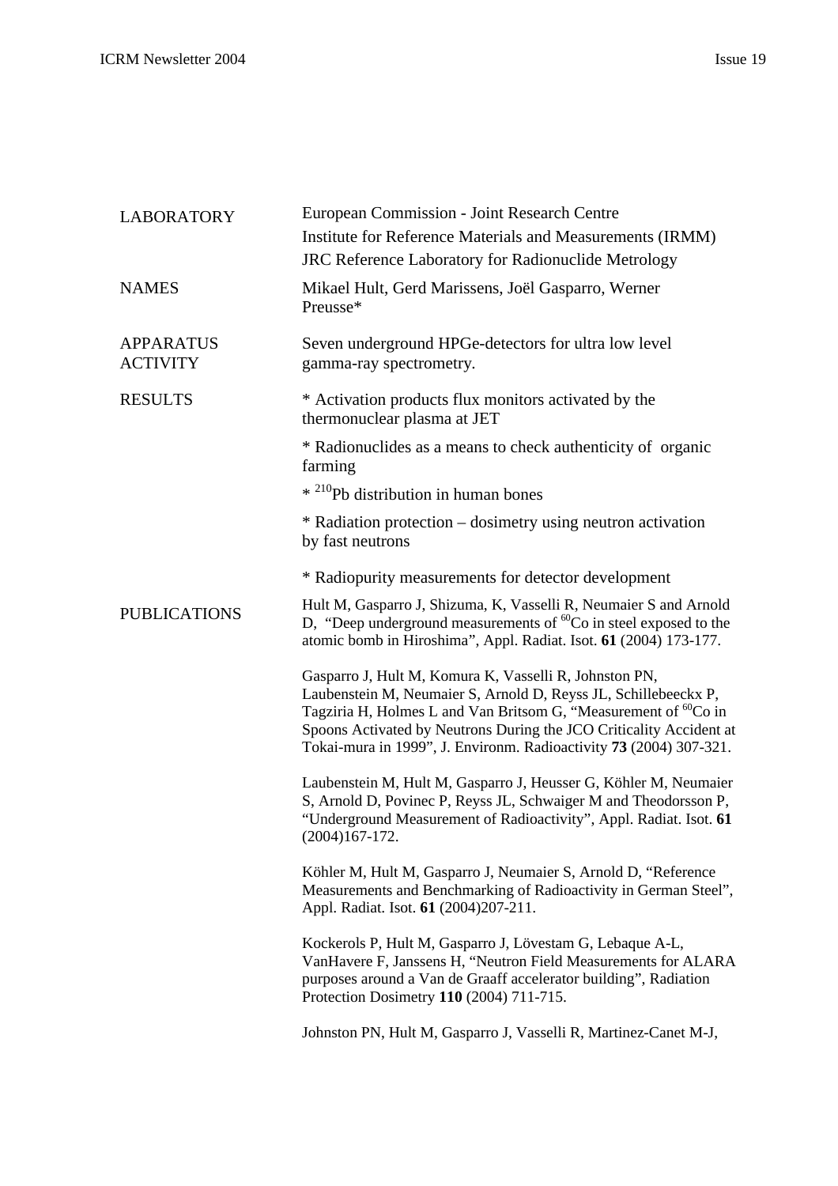| | |
|---|---|
| LABORATORY | European Commission - Joint Research Centre<br>Institute for Reference Materials and Measurements (IRMM)<br>JRC Reference Laboratory for Radionuclide Metrology |
| NAMES | Mikael Hult, Gerd Marissens, Joël Gasparro, Werner Preusse* |
| APPARATUS ACTIVITY | Seven underground HPGe-detectors for ultra low level gamma-ray spectrometry. |
| RESULTS | * Activation products flux monitors activated by the thermonuclear plasma at JET<br><br>* Radionuclides as a means to check authenticity of organic farming<br><br>* $^{210}$Pb distribution in human bones<br><br>* Radiation protection – dosimetry using neutron activation by fast neutrons<br><br>* Radiopurity measurements for detector development |
| PUBLICATIONS | Hult M, Gasparro J, Shizuma, K, Vasselli R, Neumaier S and Arnold D, "Deep underground measurements of $^{60}$Co in steel exposed to the atomic bomb in Hiroshima", Appl. Radiat. Isot. **61** (2004) 173-177.<br><br>Gasparro J, Hult M, Komura K, Vasselli R, Johnston PN, Laubenstein M, Neumaier S, Arnold D, Reyss JL, Schillebeeckx P, Tagziria H, Holmes L and Van Britsom G, "Measurement of $^{60}$Co in Spoons Activated by Neutrons During the JCO Criticality Accident at Tokai-mura in 1999", J. Environm. Radioactivity **73** (2004) 307-321.<br><br>Laubenstein M, Hult M, Gasparro J, Heusser G, Köhler M, Neumaier S, Arnold D, Povinec P, Reyss JL, Schwaiger M and Theodorsson P, "Underground Measurement of Radioactivity", Appl. Radiat. Isot. **61** (2004)167-172.<br><br>Köhler M, Hult M, Gasparro J, Neumaier S, Arnold D, "Reference Measurements and Benchmarking of Radioactivity in German Steel", Appl. Radiat. Isot. **61** (2004)207-211.<br><br>Kockerols P, Hult M, Gasparro J, Lövestam G, Lebaque A-L, VanHavere F, Janssens H, "Neutron Field Measurements for ALARA purposes around a Van de Graaff accelerator building", Radiation Protection Dosimetry **110** (2004) 711-715.<br><br>Johnston PN, Hult M, Gasparro J, Vasselli R, Martinez-Canet M-J, |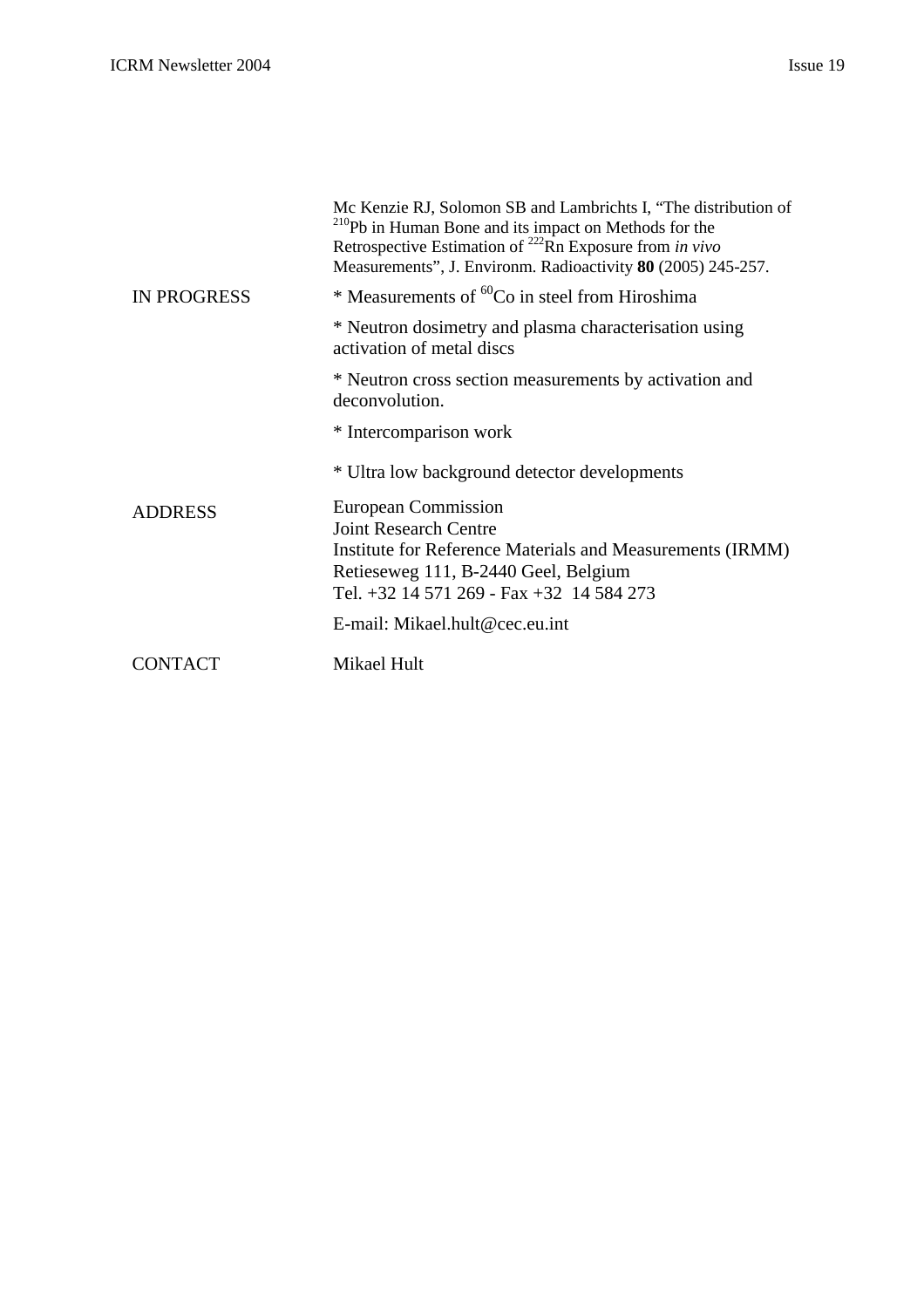Mc Kenzie RJ, Solomon SB and Lambrichts I, "The distribution of $^{210}$Pb in Human Bone and its impact on Methods for the Retrospective Estimation of $^{222}$Rn Exposure from *in vivo* Measurements", J. Environm. Radioactivity **80** (2005) 245-257.

| | |
|---|---|
| IN PROGRESS | * Measurements of $^{60}$Co in steel from Hiroshima |
| | * Neutron dosimetry and plasma characterisation using activation of metal discs |
| | * Neutron cross section measurements by activation and deconvolution. |
| | * Intercomparison work |
| | * Ultra low background detector developments |
| ADDRESS | European Commission<br>Joint Research Centre<br>Institute for Reference Materials and Measurements (IRMM)<br>Retieseweg 111, B-2440 Geel, Belgium<br>Tel. +32 14 571 269 - Fax +32 14 584 273 |
| | E-mail: Mikael.hult@cec.eu.int |
| CONTACT | Mikael Hult |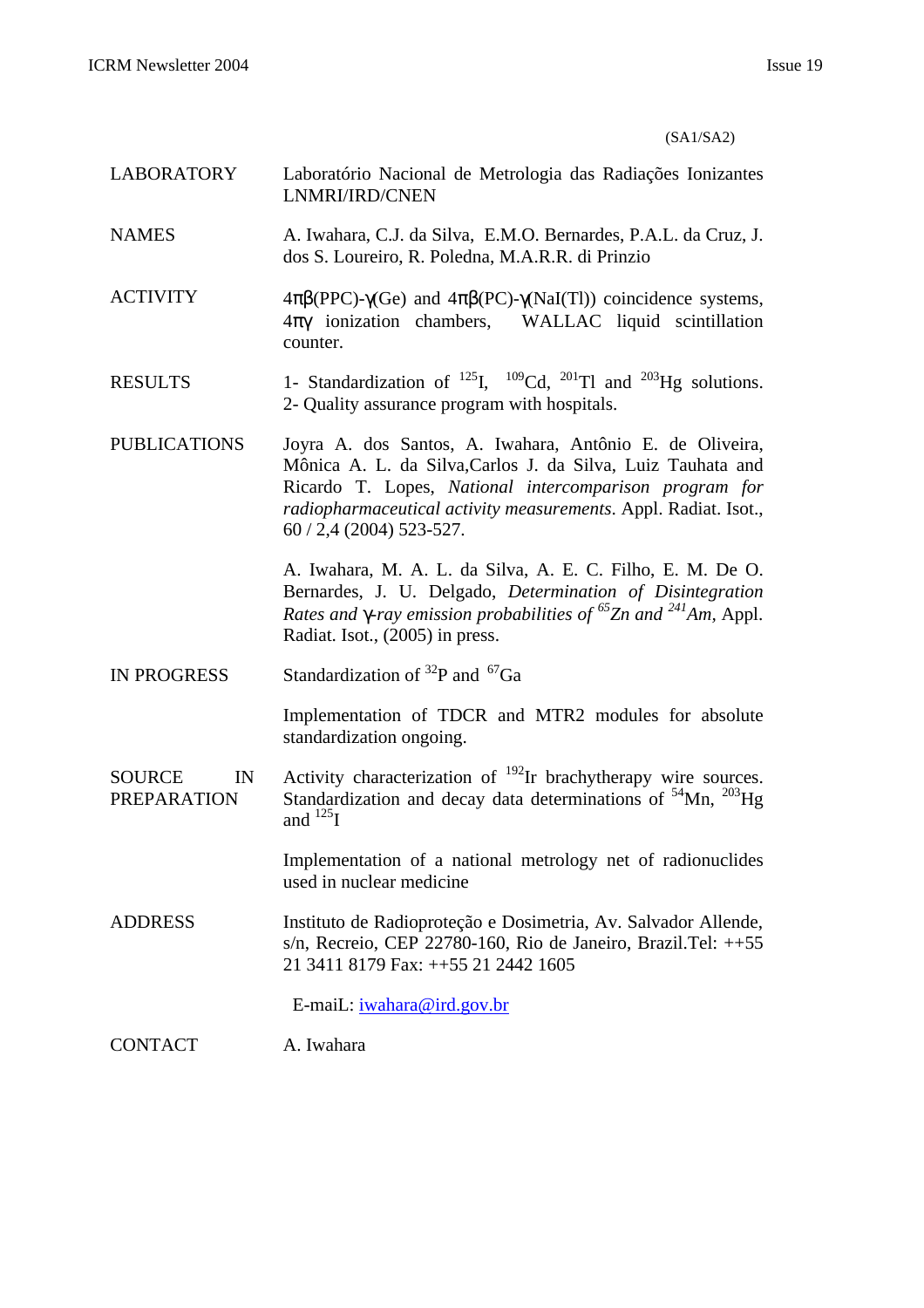(SA1/SA2)

| | |
|---|---|
| LABORATORY | Laboratório Nacional de Metrologia das Radiações Ionizantes LNMRI/IRD/CNEN |
| NAMES | A. Iwahara, C.J. da Silva, E.M.O. Bernardes, P.A.L. da Cruz, J. dos S. Loureiro, R. Poledna, M.A.R.R. di Prinzio |
| ACTIVITY | $4\pi\beta$(PPC)-$\gamma$(Ge) and $4\pi\beta$(PC)-$\gamma$(NaI(Tl)) coincidence systems, $4\pi\gamma$ ionization chambers, WALLAC liquid scintillation counter. |
| RESULTS | 1- Standardization of $^{125}$I, $^{109}$Cd, $^{201}$Tl and $^{203}$Hg solutions. 2- Quality assurance program with hospitals. |
| PUBLICATIONS | Joyra A. dos Santos, A. Iwahara, Antônio E. de Oliveira, Mônica A. L. da Silva,Carlos J. da Silva, Luiz Tauhata and Ricardo T. Lopes, *National intercomparison program for radiopharmaceutical activity measurements*. Appl. Radiat. Isot., 60 / 2,4 (2004) 523-527. |
| | A. Iwahara, M. A. L. da Silva, A. E. C. Filho, E. M. De O. Bernardes, J. U. Delgado, *Determination of Disintegration Rates and $\gamma$-ray emission probabilities of $^{65}$Zn and $^{241}$Am*, Appl. Radiat. Isot., (2005) in press. |
| IN PROGRESS | Standardization of $^{32}$P and $^{67}$Ga |
| | Implementation of TDCR and MTR2 modules for absolute standardization ongoing. |
| SOURCE IN PREPARATION | Activity characterization of $^{192}$Ir brachytherapy wire sources. Standardization and decay data determinations of $^{54}$Mn, $^{203}$Hg and $^{125}$I |
| | Implementation of a national metrology net of radionuclides used in nuclear medicine |
| ADDRESS | Instituto de Radioproteção e Dosimetria, Av. Salvador Allende, s/n, Recreio, CEP 22780-160, Rio de Janeiro, Brazil.Tel: ++55 21 3411 8179 Fax: ++55 21 2442 1605 |
| | E-maiL: iwahara@ird.gov.br |
| CONTACT | A. Iwahara |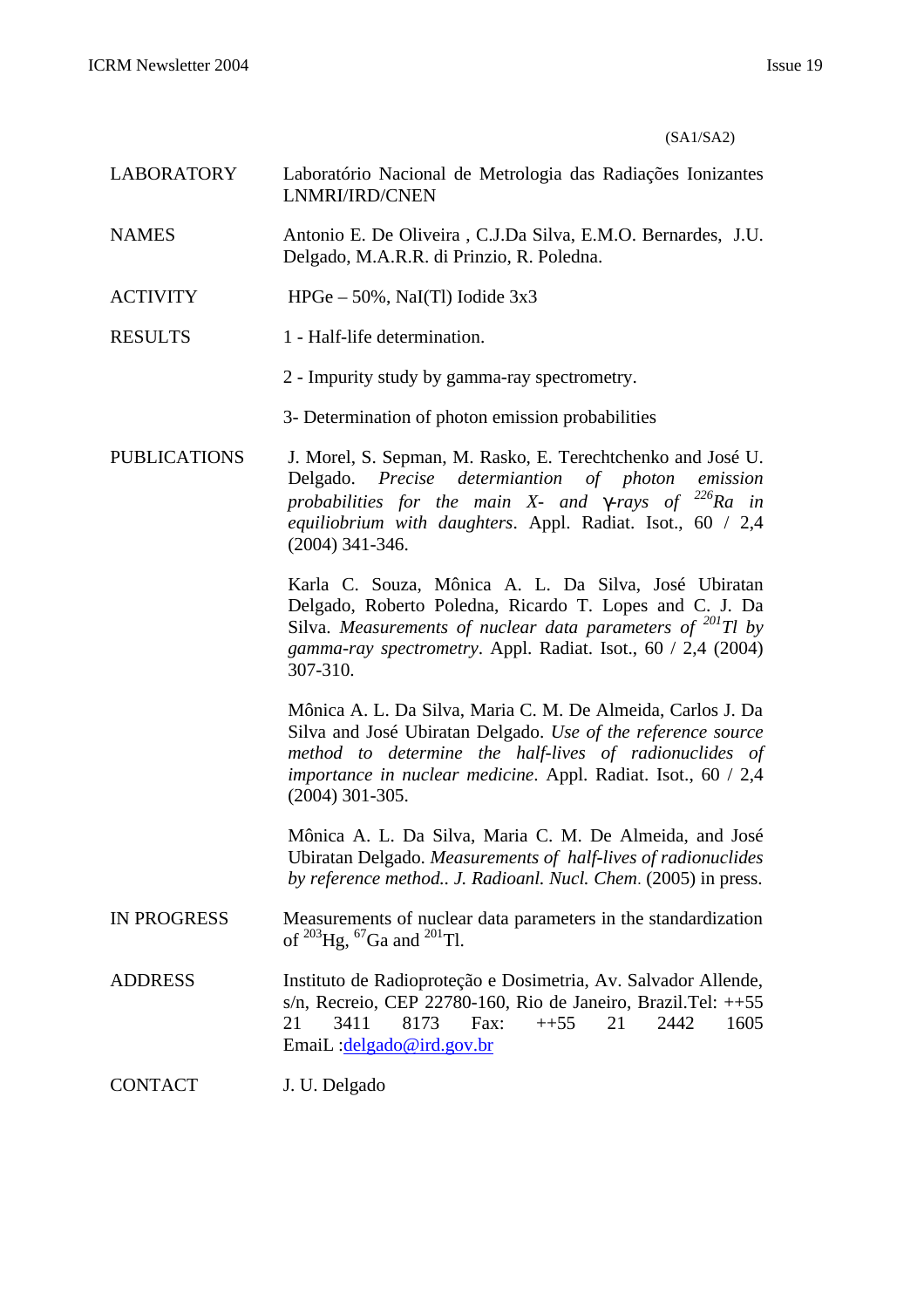(SA1/SA2)

| | |
|---|---|
| LABORATORY | Laboratório Nacional de Metrologia das Radiações Ionizantes LNMRI/IRD/CNEN |
| NAMES | Antonio E. De Oliveira , C.J.Da Silva, E.M.O. Bernardes, J.U. Delgado, M.A.R.R. di Prinzio, R. Poledna. |
| ACTIVITY | HPGe – 50%, NaI(Tl) Iodide 3x3 |
| RESULTS | 1 - Half-life determination.<br><br>2 - Impurity study by gamma-ray spectrometry.<br><br>3- Determination of photon emission probabilities |
| PUBLICATIONS | J. Morel, S. Sepman, M. Rasko, E. Terechtchenko and José U. Delgado. *Precise determiantion of photon emission probabilities for the main X- and γ-rays of $^{226}$Ra in equiliobrium with daughters*. Appl. Radiat. Isot., 60 / 2,4 (2004) 341-346.<br><br>Karla C. Souza, Mônica A. L. Da Silva, José Ubiratan Delgado, Roberto Poledna, Ricardo T. Lopes and C. J. Da Silva. *Measurements of nuclear data parameters of $^{201}$Tl by gamma-ray spectrometry*. Appl. Radiat. Isot., 60 / 2,4 (2004) 307-310.<br><br>Mônica A. L. Da Silva, Maria C. M. De Almeida, Carlos J. Da Silva and José Ubiratan Delgado. *Use of the reference source method to determine the half-lives of radionuclides of importance in nuclear medicine*. Appl. Radiat. Isot., 60 / 2,4 (2004) 301-305.<br><br>Mônica A. L. Da Silva, Maria C. M. De Almeida, and José Ubiratan Delgado. *Measurements of half-lives of radionuclides by reference method.. J. Radioanl. Nucl. Chem*. (2005) in press. |
| IN PROGRESS | Measurements of nuclear data parameters in the standardization of $^{203}$Hg, $^{67}$Ga and $^{201}$Tl. |
| ADDRESS | Instituto de Radioproteção e Dosimetria, Av. Salvador Allende, s/n, Recreio, CEP 22780-160, Rio de Janeiro, Brazil.Tel: ++55 21 3411 8173 Fax: ++55 21 2442 1605 EmaiL :delgado@ird.gov.br |
| CONTACT | J. U. Delgado |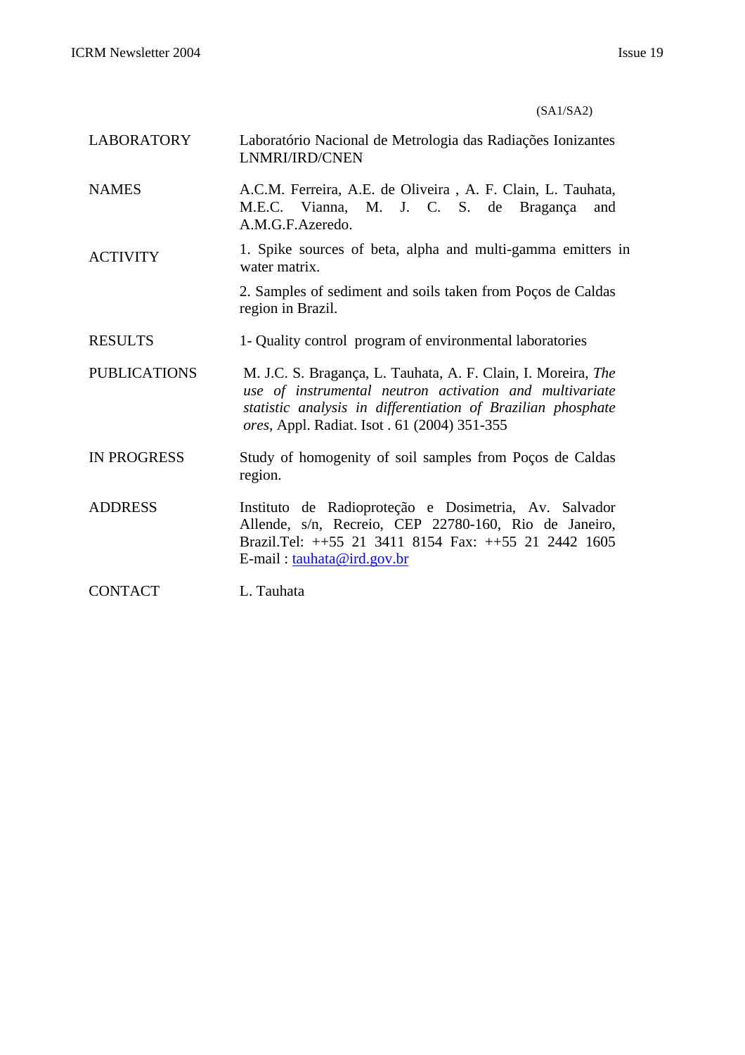(SA1/SA2)

| | |
|---|---|
| LABORATORY | Laboratório Nacional de Metrologia das Radiações Ionizantes LNMRI/IRD/CNEN |
| NAMES | A.C.M. Ferreira, A.E. de Oliveira , A. F. Clain, L. Tauhata, M.E.C. Vianna, M. J. C. S. de Bragança and A.M.G.F.Azeredo. |
| ACTIVITY | 1. Spike sources of beta, alpha and multi-gamma emitters in water matrix.<br><br>2. Samples of sediment and soils taken from Poços de Caldas region in Brazil. |
| RESULTS | 1- Quality control program of environmental laboratories |
| PUBLICATIONS | M. J.C. S. Bragança, L. Tauhata, A. F. Clain, I. Moreira, *The use of instrumental neutron activation and multivariate statistic analysis in differentiation of Brazilian phosphate ores,* Appl. Radiat. Isot . 61 (2004) 351-355 |
| IN PROGRESS | Study of homogenity of soil samples from Poços de Caldas region. |
| ADDRESS | Instituto de Radioproteção e Dosimetria, Av. Salvador Allende, s/n, Recreio, CEP 22780-160, Rio de Janeiro, Brazil.Tel: ++55 21 3411 8154 Fax: ++55 21 2442 1605 E-mail : tauhata@ird.gov.br |
| CONTACT | L. Tauhata |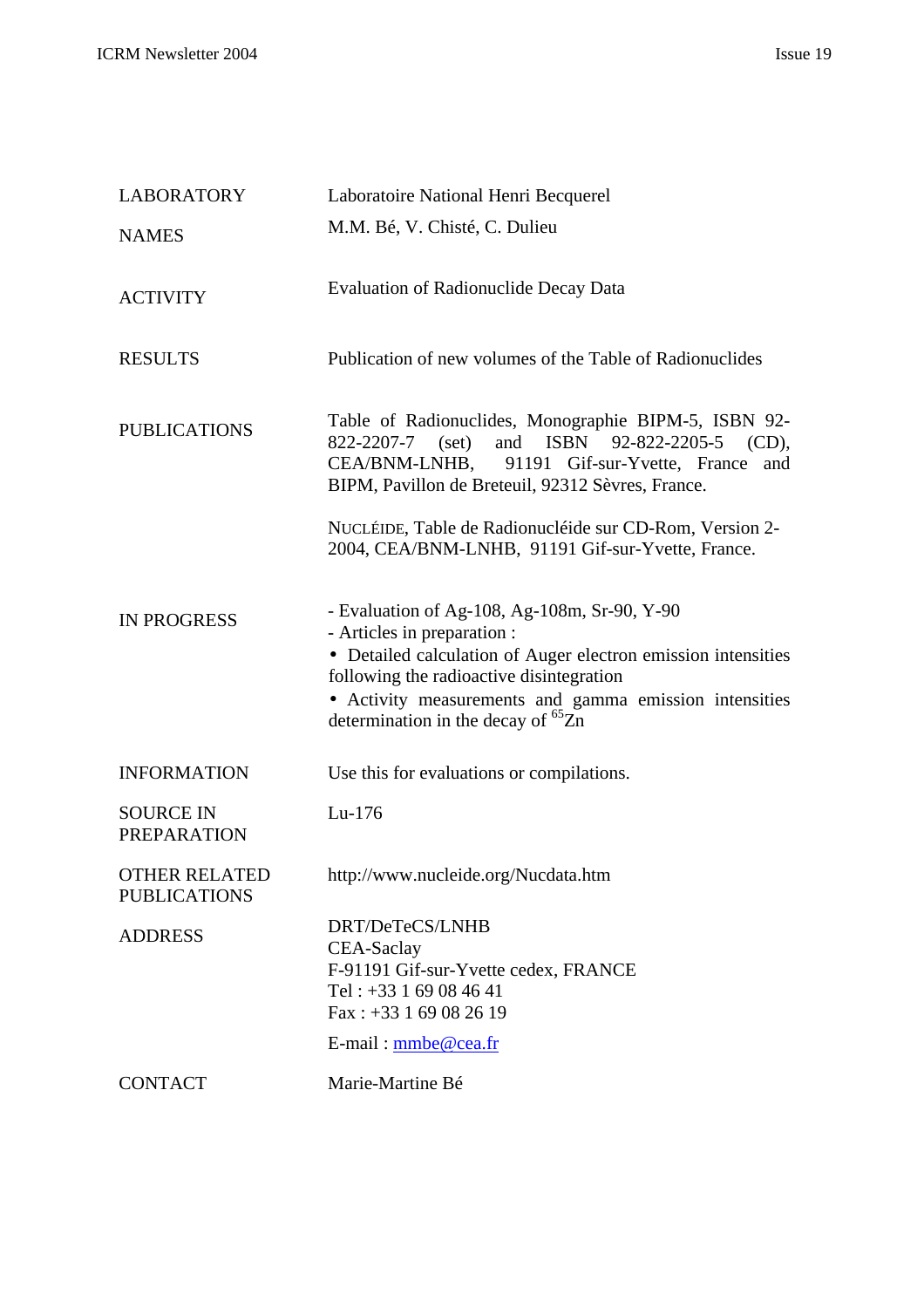| | |
|---|---|
| LABORATORY | Laboratoire National Henri Becquerel |
| NAMES | M.M. Bé, V. Chisté, C. Dulieu |
| ACTIVITY | Evaluation of Radionuclide Decay Data |
| RESULTS | Publication of new volumes of the Table of Radionuclides |
| PUBLICATIONS | Table of Radionuclides, Monographie BIPM-5, ISBN 92-822-2207-7 (set) and ISBN 92-822-2205-5 (CD), CEA/BNM-LNHB, 91191 Gif-sur-Yvette, France and BIPM, Pavillon de Breteuil, 92312 Sèvres, France.<br><br>NUCLÉIDE, Table de Radionucléide sur CD-Rom, Version 2-2004, CEA/BNM-LNHB, 91191 Gif-sur-Yvette, France. |
| IN PROGRESS | - Evaluation of Ag-108, Ag-108m, Sr-90, Y-90<br>- Articles in preparation :<br>• Detailed calculation of Auger electron emission intensities following the radioactive disintegration<br>• Activity measurements and gamma emission intensities determination in the decay of $^{65}$Zn |
| INFORMATION | Use this for evaluations or compilations. |
| SOURCE IN PREPARATION | Lu-176 |
| OTHER RELATED PUBLICATIONS | http://www.nucleide.org/Nucdata.htm |
| ADDRESS | DRT/DeTeCS/LNHB<br>CEA-Saclay<br>F-91191 Gif-sur-Yvette cedex, FRANCE<br>Tel : +33 1 69 08 46 41<br>Fax : +33 1 69 08 26 19<br>E-mail : mmbe@cea.fr |
| CONTACT | Marie-Martine Bé |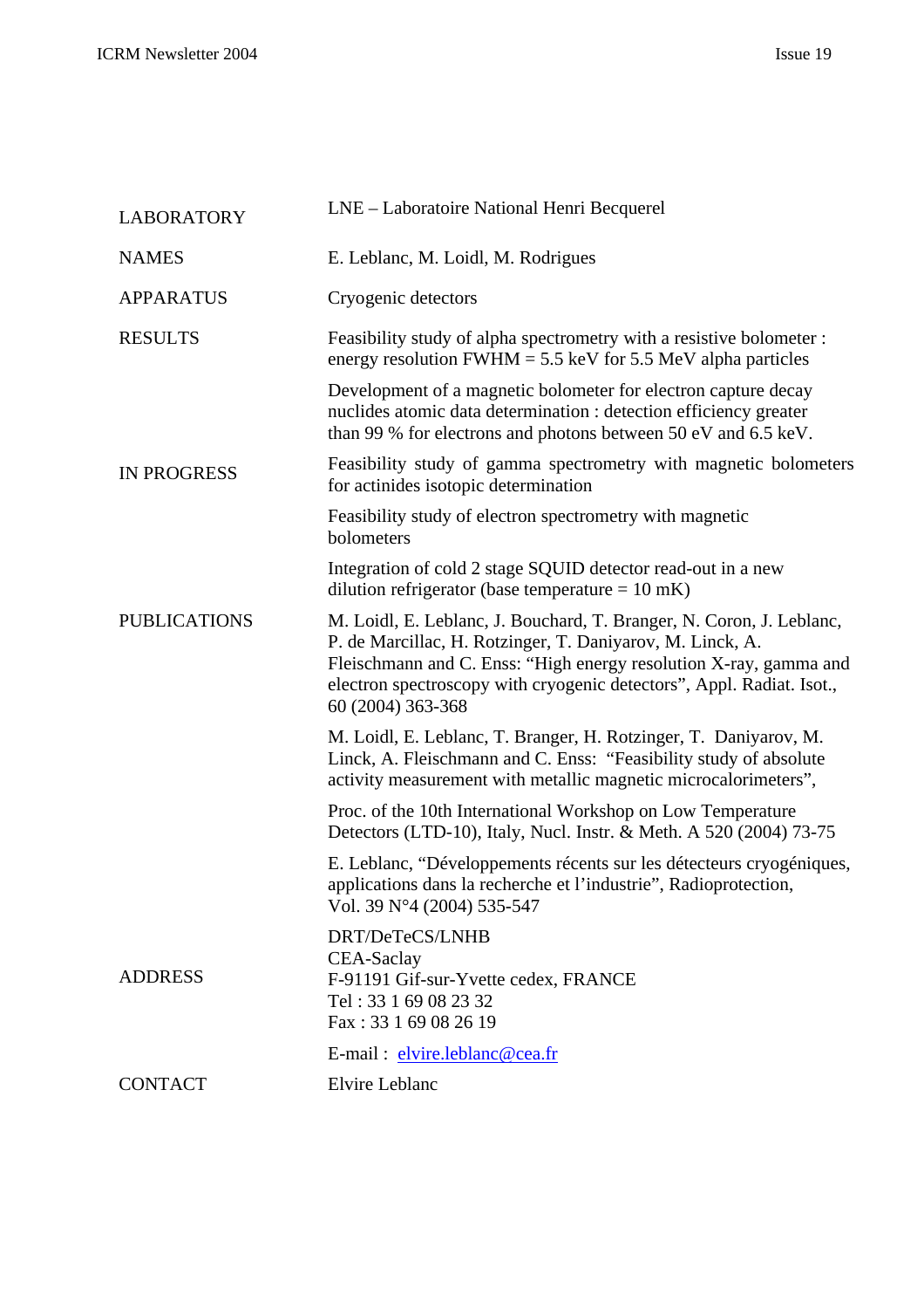| | |
|---|---|
| LABORATORY | LNE – Laboratoire National Henri Becquerel |
| NAMES | E. Leblanc, M. Loidl, M. Rodrigues |
| APPARATUS | Cryogenic detectors |
| RESULTS | Feasibility study of alpha spectrometry with a resistive bolometer : energy resolution FWHM = 5.5 keV for 5.5 MeV alpha particles |
| | Development of a magnetic bolometer for electron capture decay nuclides atomic data determination : detection efficiency greater than 99 % for electrons and photons between 50 eV and 6.5 keV. |
| IN PROGRESS | Feasibility study of gamma spectrometry with magnetic bolometers for actinides isotopic determination |
| | Feasibility study of electron spectrometry with magnetic bolometers |
| | Integration of cold 2 stage SQUID detector read-out in a new dilution refrigerator (base temperature = 10 mK) |
| PUBLICATIONS | M. Loidl, E. Leblanc, J. Bouchard, T. Branger, N. Coron, J. Leblanc, P. de Marcillac, H. Rotzinger, T. Daniyarov, M. Linck, A. Fleischmann and C. Enss: “High energy resolution X-ray, gamma and electron spectroscopy with cryogenic detectors”, Appl. Radiat. Isot., 60 (2004) 363-368 |
| | M. Loidl, E. Leblanc, T. Branger, H. Rotzinger, T. Daniyarov, M. Linck, A. Fleischmann and C. Enss: “Feasibility study of absolute activity measurement with metallic magnetic microcalorimeters”, |
| | Proc. of the 10th International Workshop on Low Temperature Detectors (LTD-10), Italy, Nucl. Instr. & Meth. A 520 (2004) 73-75 |
| | E. Leblanc, “Développements récents sur les détecteurs cryogéniques, applications dans la recherche et l’industrie”, Radioprotection, Vol. 39 N°4 (2004) 535-547 |
| ADDRESS | DRT/DeTeCS/LNHB<br>CEA-Saclay<br>F-91191 Gif-sur-Yvette cedex, FRANCE<br>Tel : 33 1 69 08 23 32<br>Fax : 33 1 69 08 26 19 |
| | E-mail : elvire.leblanc@cea.fr |
| CONTACT | Elvire Leblanc |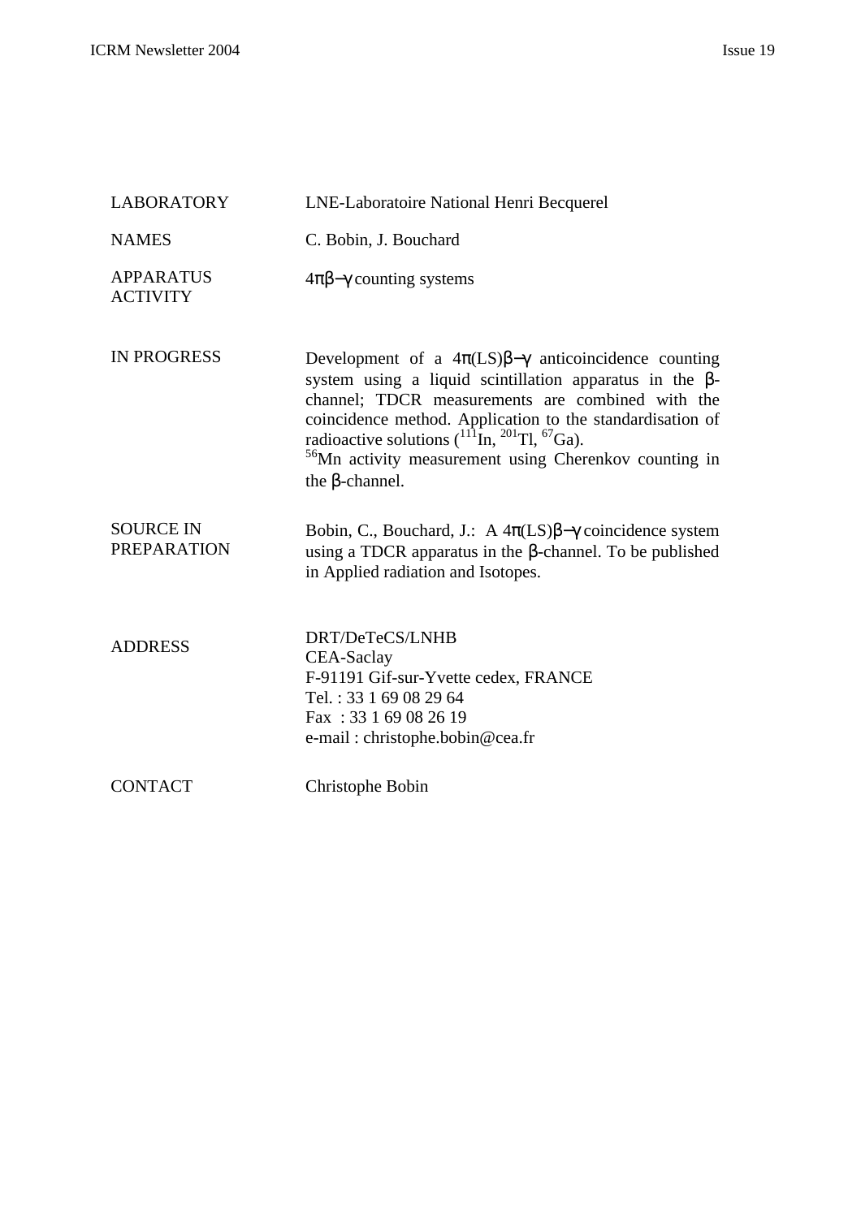| | |
|---|---|
| LABORATORY | LNE-Laboratoire National Henri Becquerel |
| NAMES | C. Bobin, J. Bouchard |
| APPARATUS ACTIVITY | $4\pi\beta-\gamma$ counting systems |
| IN PROGRESS | Development of a $4\pi$(LS)$\beta-\gamma$ anticoincidence counting system using a liquid scintillation apparatus in the $\beta$-channel; TDCR measurements are combined with the coincidence method. Application to the standardisation of radioactive solutions ($^{111}$In, $^{201}$Tl, $^{67}$Ga).<br>$^{56}$Mn activity measurement using Cherenkov counting in the $\beta$-channel. |
| SOURCE IN PREPARATION | Bobin, C., Bouchard, J.: A $4\pi$(LS)$\beta-\gamma$ coincidence system using a TDCR apparatus in the $\beta$-channel. To be published in Applied radiation and Isotopes. |
| ADDRESS | DRT/DeTeCS/LNHB<br>CEA-Saclay<br>F-91191 Gif-sur-Yvette cedex, FRANCE<br>Tel. : 33 1 69 08 29 64<br>Fax : 33 1 69 08 26 19<br>e-mail : christophe.bobin@cea.fr |
| CONTACT | Christophe Bobin |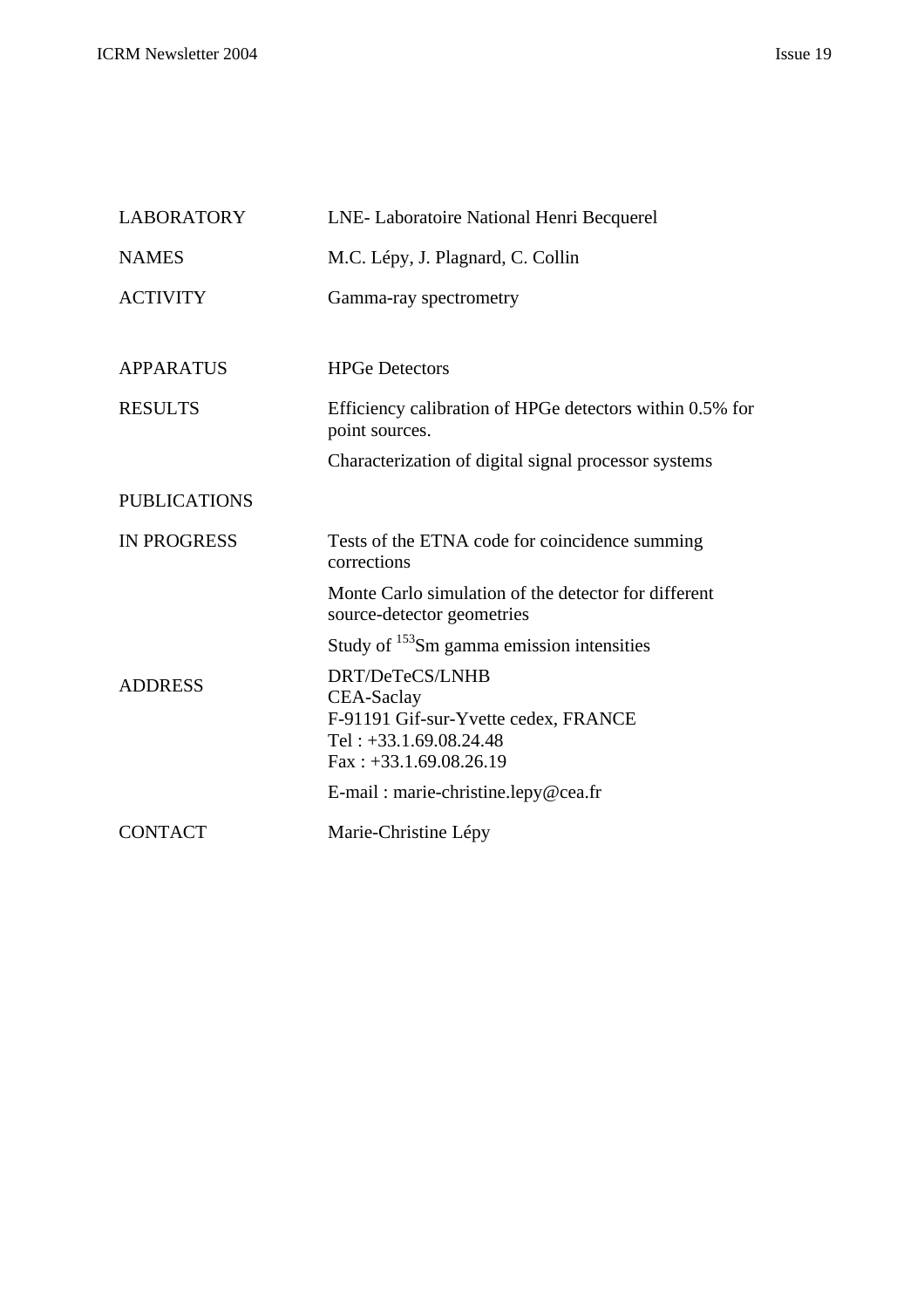| | |
|---|---|
| LABORATORY | LNE- Laboratoire National Henri Becquerel |
| NAMES | M.C. Lépy, J. Plagnard, C. Collin |
| ACTIVITY | Gamma-ray spectrometry |
| APPARATUS | HPGe Detectors |
| RESULTS | Efficiency calibration of HPGe detectors within 0.5% for point sources.<br>Characterization of digital signal processor systems |
| PUBLICATIONS | |
| IN PROGRESS | Tests of the ETNA code for coincidence summing corrections<br>Monte Carlo simulation of the detector for different source-detector geometries<br>Study of $^{153}Sm$ gamma emission intensities |
| ADDRESS | DRT/DeTeCS/LNHB<br>CEA-Saclay<br>F-91191 Gif-sur-Yvette cedex, FRANCE<br>Tel : +33.1.69.08.24.48<br>Fax : +33.1.69.08.26.19<br>E-mail : marie-christine.lepy@cea.fr |
| CONTACT | Marie-Christine Lépy |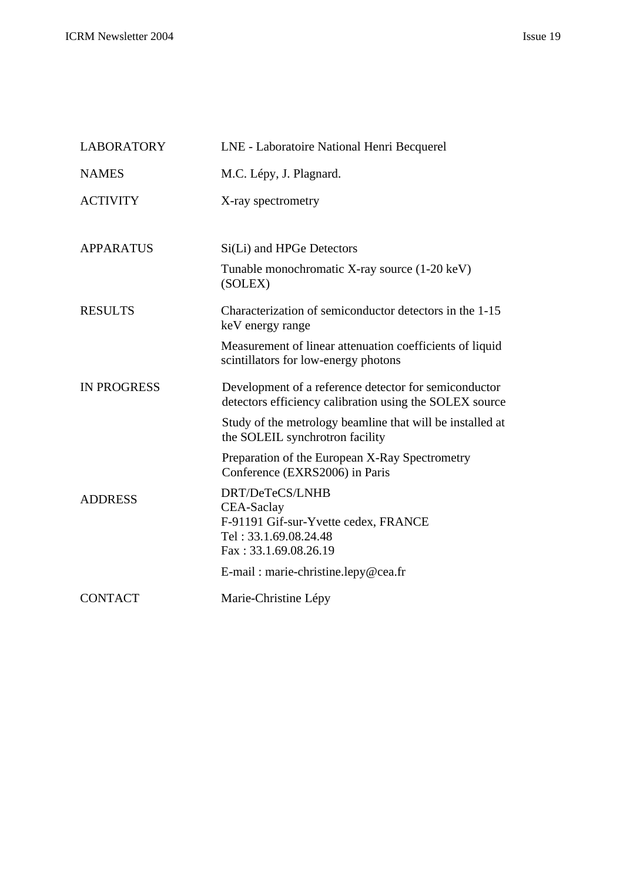| | |
|---|---|
| LABORATORY | LNE - Laboratoire National Henri Becquerel |
| NAMES | M.C. Lépy, J. Plagnard. |
| ACTIVITY | X-ray spectrometry |
| APPARATUS | Si(Li) and HPGe Detectors<br>Tunable monochromatic X-ray source (1-20 keV) (SOLEX) |
| RESULTS | Characterization of semiconductor detectors in the 1-15 keV energy range<br>Measurement of linear attenuation coefficients of liquid scintillators for low-energy photons |
| IN PROGRESS | Development of a reference detector for semiconductor detectors efficiency calibration using the SOLEX source<br>Study of the metrology beamline that will be installed at the SOLEIL synchrotron facility<br>Preparation of the European X-Ray Spectrometry Conference (EXRS2006) in Paris |
| ADDRESS | DRT/DeTeCS/LNHB<br>CEA-Saclay<br>F-91191 Gif-sur-Yvette cedex, FRANCE<br>Tel : 33.1.69.08.24.48<br>Fax : 33.1.69.08.26.19<br>E-mail : marie-christine.lepy@cea.fr |
| CONTACT | Marie-Christine Lépy |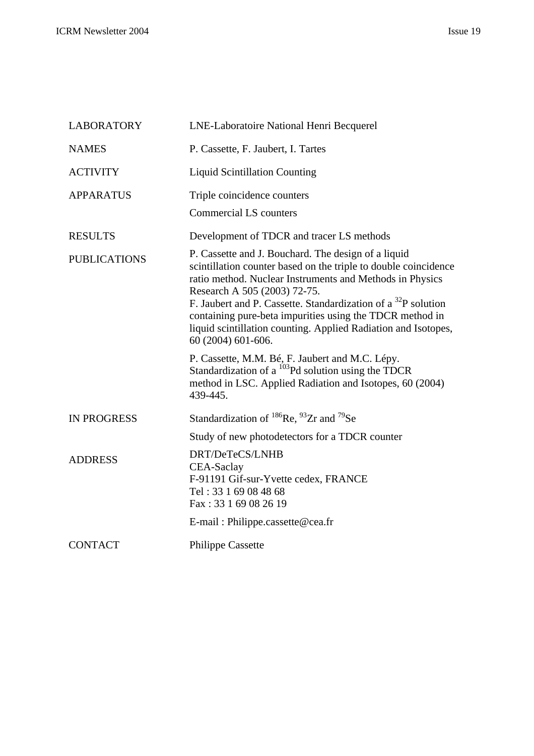| | |
|---|---|
| LABORATORY | LNE-Laboratoire National Henri Becquerel |
| NAMES | P. Cassette, F. Jaubert, I. Tartes |
| ACTIVITY | Liquid Scintillation Counting |
| APPARATUS | Triple coincidence counters<br>Commercial LS counters |
| RESULTS | Development of TDCR and tracer LS methods |
| PUBLICATIONS | P. Cassette and J. Bouchard. The design of a liquid scintillation counter based on the triple to double coincidence ratio method. Nuclear Instruments and Methods in Physics Research A 505 (2003) 72-75.<br>F. Jaubert and P. Cassette. Standardization of a $^{32}P$ solution containing pure-beta impurities using the TDCR method in liquid scintillation counting. Applied Radiation and Isotopes, 60 (2004) 601-606.<br>P. Cassette, M.M. Bé, F. Jaubert and M.C. Lépy. Standardization of a $^{103}Pd$ solution using the TDCR method in LSC. Applied Radiation and Isotopes, 60 (2004) 439-445. |
| IN PROGRESS | Standardization of $^{186}Re$, $^{93}Zr$ and $^{79}Se$<br>Study of new photodetectors for a TDCR counter |
| ADDRESS | DRT/DeTeCS/LNHB<br>CEA-Saclay<br>F-91191 Gif-sur-Yvette cedex, FRANCE<br>Tel : 33 1 69 08 48 68<br>Fax : 33 1 69 08 26 19<br>E-mail : Philippe.cassette@cea.fr |
| CONTACT | Philippe Cassette |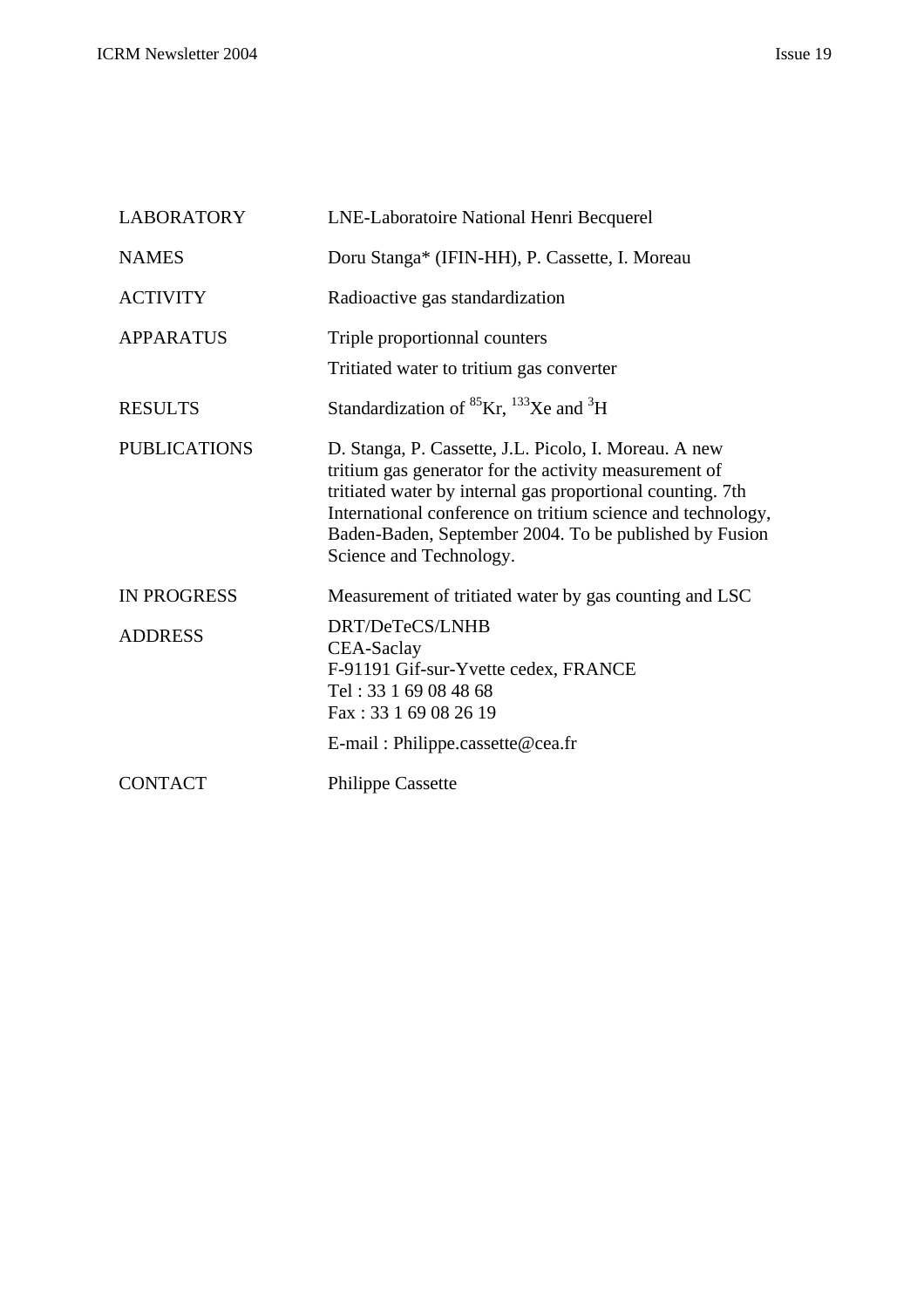| | |
|---|---|
| LABORATORY | LNE-Laboratoire National Henri Becquerel |
| NAMES | Doru Stanga* (IFIN-HH), P. Cassette, I. Moreau |
| ACTIVITY | Radioactive gas standardization |
| APPARATUS | Triple proportionnal counters<br>Tritiated water to tritium gas converter |
| RESULTS | Standardization of $^{85}$Kr, $^{133}$Xe and $^{3}$H |
| PUBLICATIONS | D. Stanga, P. Cassette, J.L. Picolo, I. Moreau. A new tritium gas generator for the activity measurement of tritiated water by internal gas proportional counting. 7th International conference on tritium science and technology, Baden-Baden, September 2004. To be published by Fusion Science and Technology. |
| IN PROGRESS | Measurement of tritiated water by gas counting and LSC |
| ADDRESS | DRT/DeTeCS/LNHB<br>CEA-Saclay<br>F-91191 Gif-sur-Yvette cedex, FRANCE<br>Tel : 33 1 69 08 48 68<br>Fax : 33 1 69 08 26 19<br>E-mail : Philippe.cassette@cea.fr |
| CONTACT | Philippe Cassette |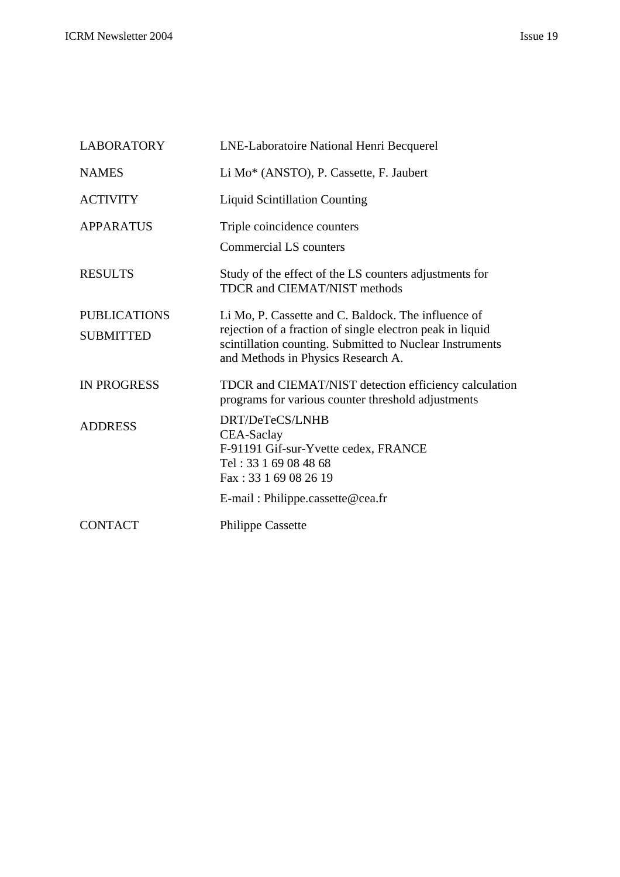| | |
|---|---|
| LABORATORY | LNE-Laboratoire National Henri Becquerel |
| NAMES | Li Mo* (ANSTO), P. Cassette, F. Jaubert |
| ACTIVITY | Liquid Scintillation Counting |
| APPARATUS | Triple coincidence counters<br>Commercial LS counters |
| RESULTS | Study of the effect of the LS counters adjustments for TDCR and CIEMAT/NIST methods |
| PUBLICATIONS<br>SUBMITTED | Li Mo, P. Cassette and C. Baldock. The influence of rejection of a fraction of single electron peak in liquid scintillation counting. Submitted to Nuclear Instruments and Methods in Physics Research A. |
| IN PROGRESS | TDCR and CIEMAT/NIST detection efficiency calculation programs for various counter threshold adjustments |
| ADDRESS | DRT/DeTeCS/LNHB<br>CEA-Saclay<br>F-91191 Gif-sur-Yvette cedex, FRANCE<br>Tel : 33 1 69 08 48 68<br>Fax : 33 1 69 08 26 19<br>E-mail : Philippe.cassette@cea.fr |
| CONTACT | Philippe Cassette |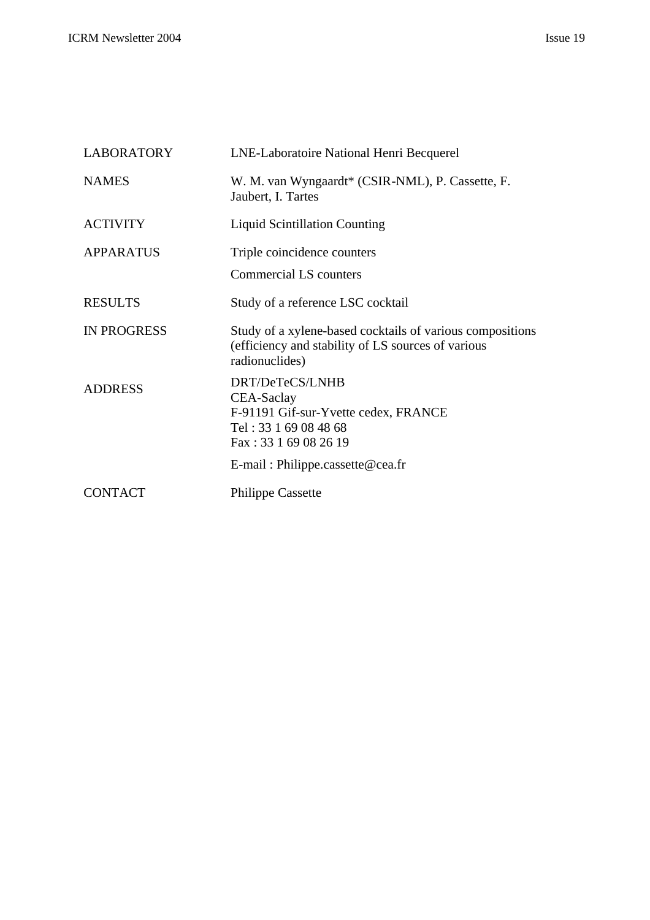| | |
|---|---|
| LABORATORY | LNE-Laboratoire National Henri Becquerel |
| NAMES | W. M. van Wyngaardt* (CSIR-NML), P. Cassette, F. Jaubert, I. Tartes |
| ACTIVITY | Liquid Scintillation Counting |
| APPARATUS | Triple coincidence counters<br>Commercial LS counters |
| RESULTS | Study of a reference LSC cocktail |
| IN PROGRESS | Study of a xylene-based cocktails of various compositions (efficiency and stability of LS sources of various radionuclides) |
| ADDRESS | DRT/DeTeCS/LNHB<br>CEA-Saclay<br>F-91191 Gif-sur-Yvette cedex, FRANCE<br>Tel : 33 1 69 08 48 68<br>Fax : 33 1 69 08 26 19<br>E-mail : Philippe.cassette@cea.fr |
| CONTACT | Philippe Cassette |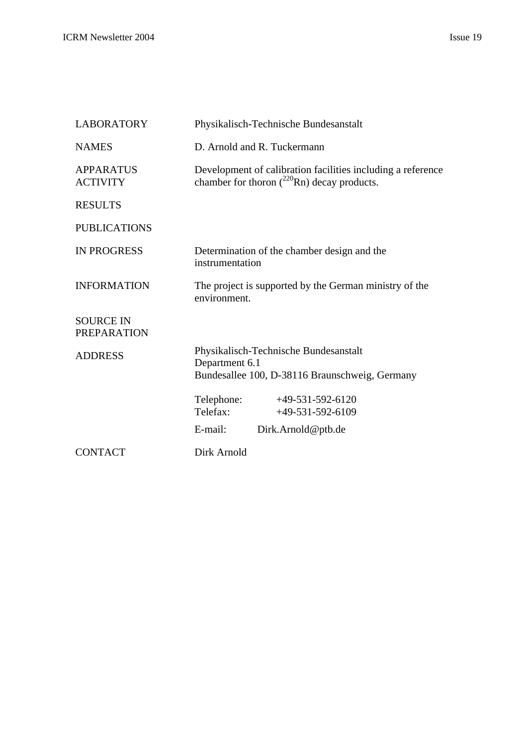| | |
|---|---|
| LABORATORY | Physikalisch-Technische Bundesanstalt |
| NAMES | D. Arnold and R. Tuckermann |
| APPARATUS ACTIVITY | Development of calibration facilities including a reference chamber for thoron ($^{220}Rn$) decay products. |
| RESULTS | |
| PUBLICATIONS | |
| IN PROGRESS | Determination of the chamber design and the instrumentation |
| INFORMATION | The project is supported by the German ministry of the environment. |
| SOURCE IN PREPARATION | |
| ADDRESS | Physikalisch-Technische Bundesanstalt<br>Department 6.1<br>Bundesallee 100, D-38116 Braunschweig, Germany<br><br>Telephone: +49-531-592-6120<br>Telefax: +49-531-592-6109<br>E-mail: Dirk.Arnold@ptb.de |
| CONTACT | Dirk Arnold |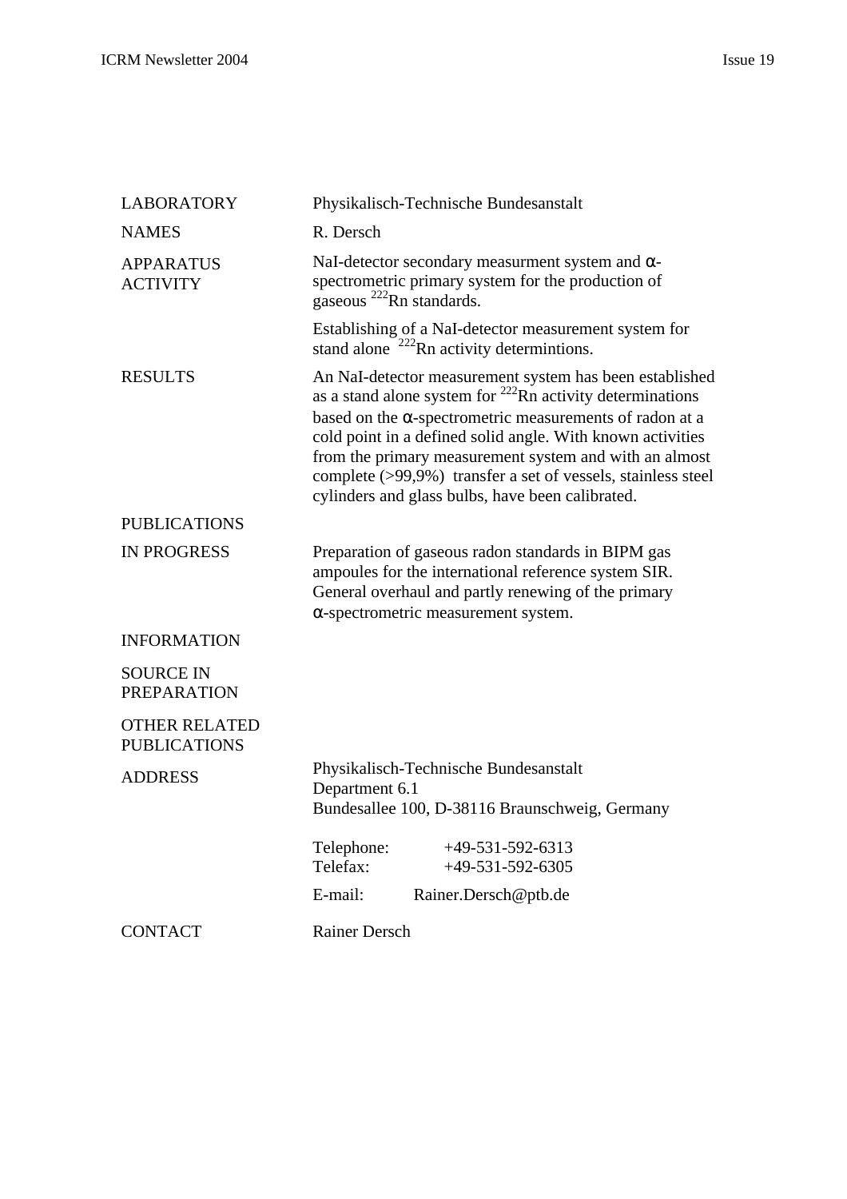| | |
|---|---|
| LABORATORY | Physikalisch-Technische Bundesanstalt |
| NAMES | R. Dersch |
| APPARATUS ACTIVITY | NaI-detector secondary measurment system and α-spectrometric primary system for the production of gaseous $^{222}$Rn standards.<br><br>Establishing of a NaI-detector measurement system for stand alone $^{222}$Rn activity determintions. |
| RESULTS | An NaI-detector measurement system has been established as a stand alone system for $^{222}$Rn activity determinations based on the α-spectrometric measurements of radon at a cold point in a defined solid angle. With known activities from the primary measurement system and with an almost complete (>99,9%) transfer a set of vessels, stainless steel cylinders and glass bulbs, have been calibrated. |
| PUBLICATIONS | |
| IN PROGRESS | Preparation of gaseous radon standards in BIPM gas ampoules for the international reference system SIR. General overhaul and partly renewing of the primary α-spectrometric measurement system. |
| INFORMATION | |
| SOURCE IN PREPARATION | |
| OTHER RELATED PUBLICATIONS | |
| ADDRESS | Physikalisch-Technische Bundesanstalt<br>Department 6.1<br>Bundesallee 100, D-38116 Braunschweig, Germany<br><br>Telephone: +49-531-592-6313<br>Telefax: +49-531-592-6305<br><br>E-mail: Rainer.Dersch@ptb.de |
| CONTACT | Rainer Dersch |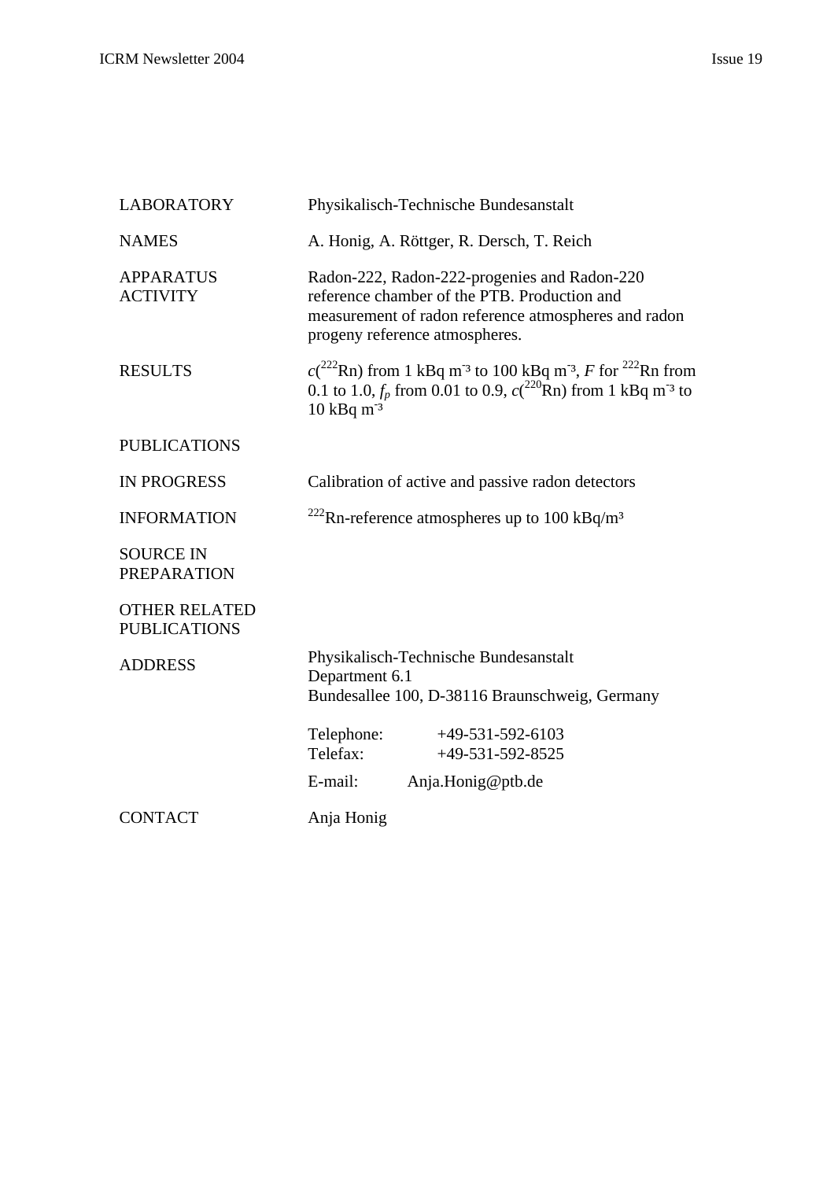| | |
|---|---|
| LABORATORY | Physikalisch-Technische Bundesanstalt |
| NAMES | A. Honig, A. Röttger, R. Dersch, T. Reich |
| APPARATUS ACTIVITY | Radon-222, Radon-222-progenies and Radon-220 reference chamber of the PTB. Production and measurement of radon reference atmospheres and radon progeny reference atmospheres. |
| RESULTS | $c(^{222}\text{Rn})$ from 1 kBq $m^{-3}$ to 100 kBq $m^{-3}$, $F$ for $^{222}$Rn from 0.1 to 1.0, $f_p$ from 0.01 to 0.9, $c(^{220}\text{Rn})$ from 1 kBq $m^{-3}$ to 10 kBq $m^{-3}$ |
| PUBLICATIONS | |
| IN PROGRESS | Calibration of active and passive radon detectors |
| INFORMATION | $^{222}$Rn-reference atmospheres up to 100 kBq/m³ |
| SOURCE IN PREPARATION | |
| OTHER RELATED PUBLICATIONS | |
| ADDRESS | Physikalisch-Technische Bundesanstalt<br>Department 6.1<br>Bundesallee 100, D-38116 Braunschweig, Germany<br><br>Telephone: +49-531-592-6103<br>Telefax: +49-531-592-8525<br>E-mail: Anja.Honig@ptb.de |
| CONTACT | Anja Honig |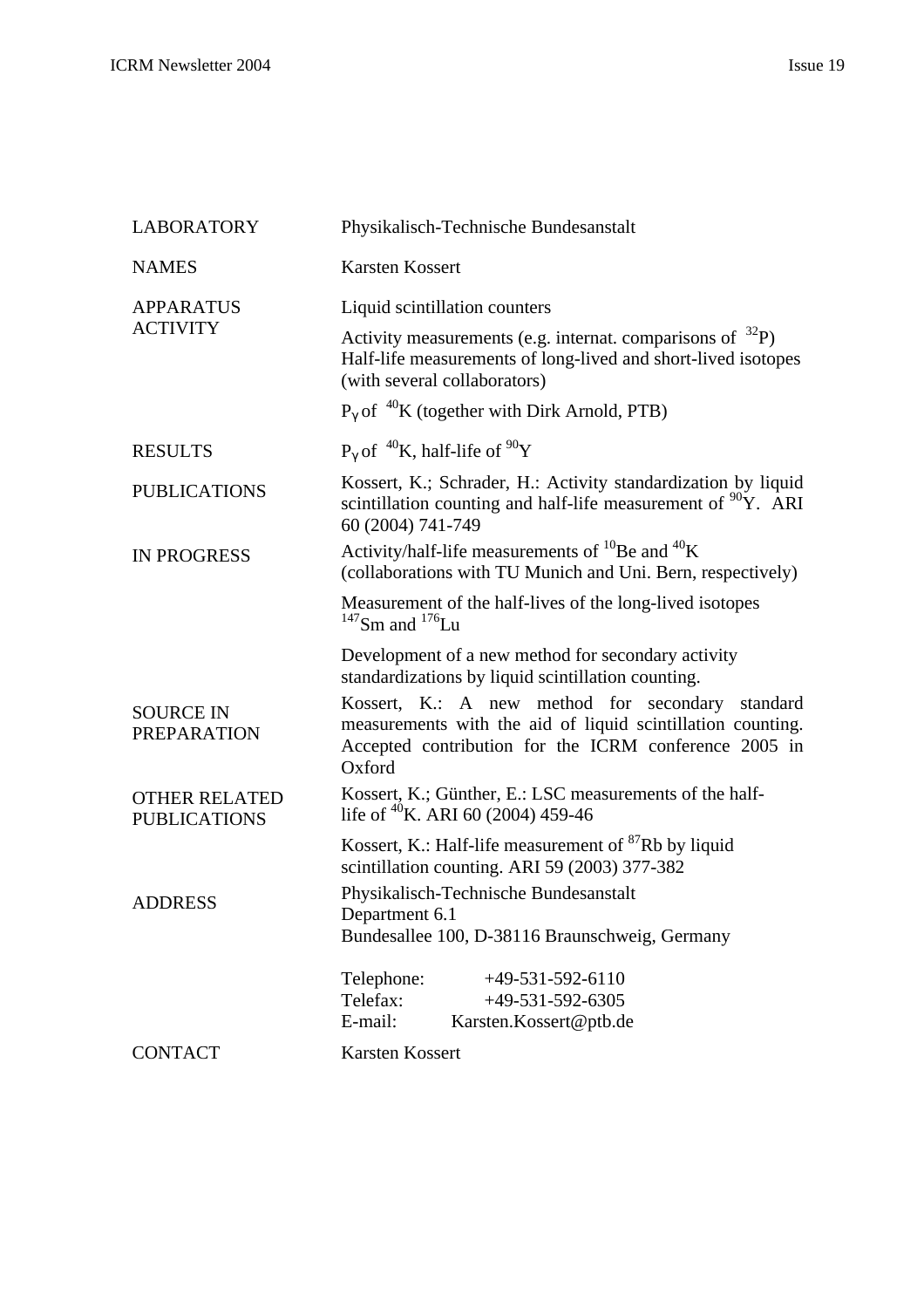| | |
|---|---|
| LABORATORY | Physikalisch-Technische Bundesanstalt |
| NAMES | Karsten Kossert |
| APPARATUS | Liquid scintillation counters |
| ACTIVITY | Activity measurements (e.g. internat. comparisons of $^{32}P$)<br>Half-life measurements of long-lived and short-lived isotopes (with several collaborators)<br>$P_\gamma$ of $^{40}K$ (together with Dirk Arnold, PTB) |
| RESULTS | $P_\gamma$ of $^{40}K$, half-life of $^{90}Y$ |
| PUBLICATIONS | Kossert, K.; Schrader, H.: Activity standardization by liquid scintillation counting and half-life measurement of $^{90}Y$. ARI 60 (2004) 741-749 |
| IN PROGRESS | Activity/half-life measurements of $^{10}Be$ and $^{40}K$ (collaborations with TU Munich and Uni. Bern, respectively)<br>Measurement of the half-lives of the long-lived isotopes $^{147}Sm$ and $^{176}Lu$<br>Development of a new method for secondary activity standardizations by liquid scintillation counting. |
| SOURCE IN PREPARATION | Kossert, K.: A new method for secondary standard measurements with the aid of liquid scintillation counting. Accepted contribution for the ICRM conference 2005 in Oxford |
| OTHER RELATED PUBLICATIONS | Kossert, K.; Günther, E.: LSC measurements of the half-life of $^{40}K$. ARI 60 (2004) 459-46<br>Kossert, K.: Half-life measurement of $^{87}Rb$ by liquid scintillation counting. ARI 59 (2003) 377-382 |
| ADDRESS | Physikalisch-Technische Bundesanstalt<br>Department 6.1<br>Bundesallee 100, D-38116 Braunschweig, Germany<br><br>Telephone: +49-531-592-6110<br>Telefax: +49-531-592-6305<br>E-mail: Karsten.Kossert@ptb.de |
| CONTACT | Karsten Kossert |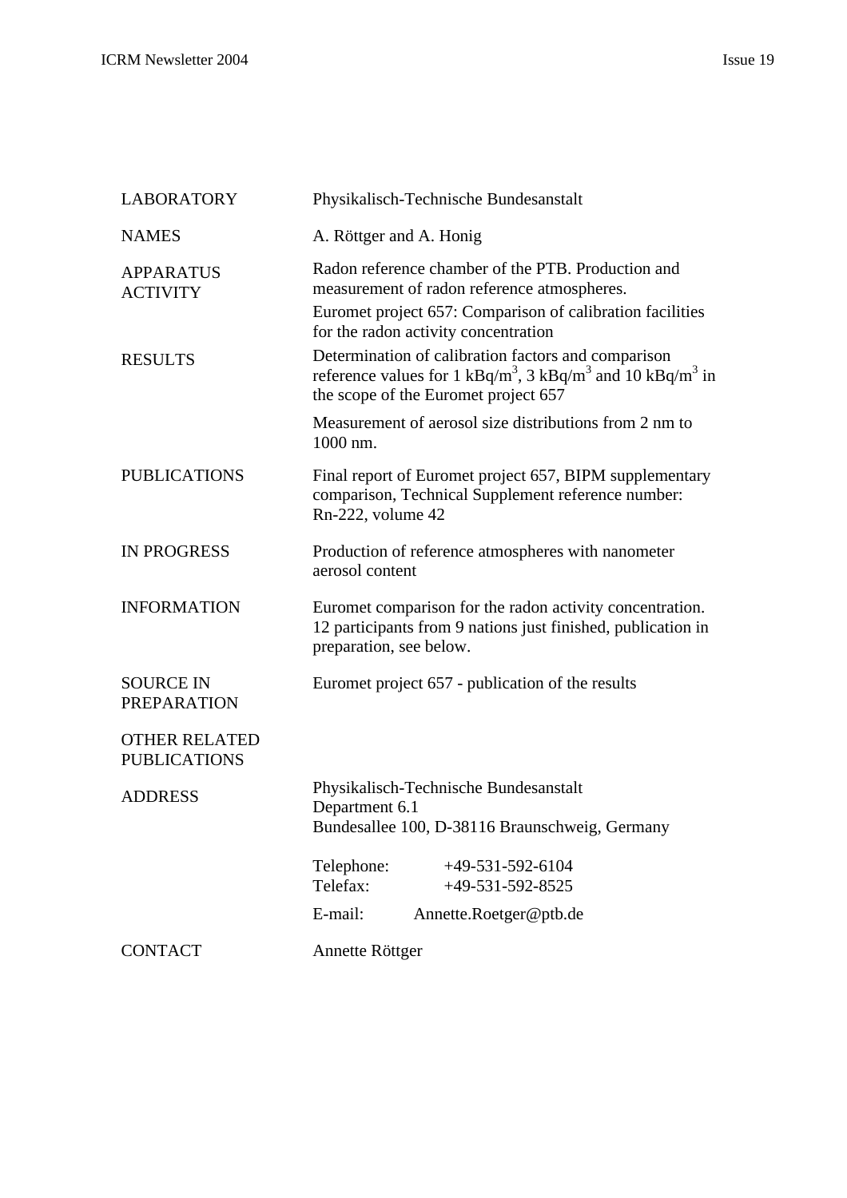| | |
|---|---|
| LABORATORY | Physikalisch-Technische Bundesanstalt |
| NAMES | A. Röttger and A. Honig |
| APPARATUS<br>ACTIVITY | Radon reference chamber of the PTB. Production and measurement of radon reference atmospheres.<br>Euromet project 657: Comparison of calibration facilities for the radon activity concentration |
| RESULTS | Determination of calibration factors and comparison reference values for 1 $kBq/m^3$, 3 $kBq/m^3$ and 10 $kBq/m^3$ in the scope of the Euromet project 657<br><br>Measurement of aerosol size distributions from 2 nm to 1000 nm. |
| PUBLICATIONS | Final report of Euromet project 657, BIPM supplementary comparison, Technical Supplement reference number: Rn-222, volume 42 |
| IN PROGRESS | Production of reference atmospheres with nanometer aerosol content |
| INFORMATION | Euromet comparison for the radon activity concentration. 12 participants from 9 nations just finished, publication in preparation, see below. |
| SOURCE IN PREPARATION | Euromet project 657 - publication of the results |
| OTHER RELATED PUBLICATIONS | |
| ADDRESS | Physikalisch-Technische Bundesanstalt<br>Department 6.1<br>Bundesallee 100, D-38116 Braunschweig, Germany<br><br>Telephone: +49-531-592-6104<br>Telefax: +49-531-592-8525<br>E-mail: Annette.Roetger@ptb.de |
| CONTACT | Annette Röttger |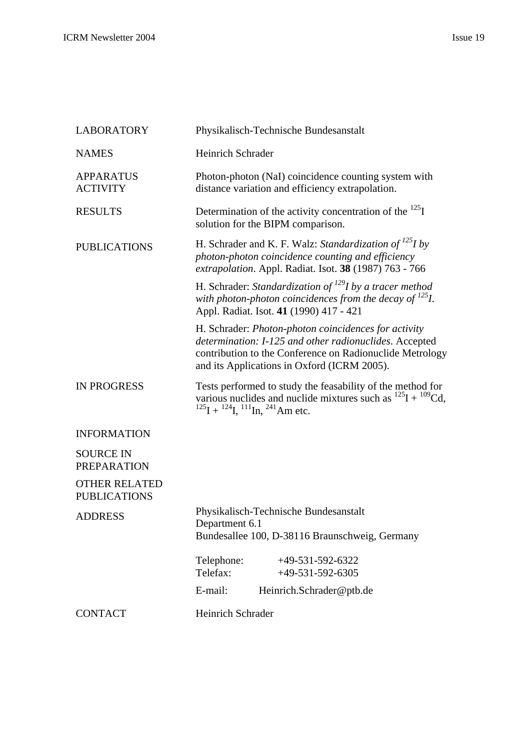| | |
|---|---|
| LABORATORY | Physikalisch-Technische Bundesanstalt |
| NAMES | Heinrich Schrader |
| APPARATUS ACTIVITY | Photon-photon (NaI) coincidence counting system with distance variation and efficiency extrapolation. |
| RESULTS | Determination of the activity concentration of the $^{125}$I solution for the BIPM comparison. |
| PUBLICATIONS | H. Schrader and K. F. Walz: *Standardization of $^{125}$I by photon-photon coincidence counting and efficiency extrapolation*. Appl. Radiat. Isot. **38** (1987) 763 - 766 |
| | H. Schrader: *Standardization of $^{129}$I by a tracer method with photon-photon coincidences from the decay of $^{125}$I*. Appl. Radiat. Isot. **41** (1990) 417 - 421 |
| | H. Schrader: *Photon-photon coincidences for activity determination: I-125 and other radionuclides*. Accepted contribution to the Conference on Radionuclide Metrology and its Applications in Oxford (ICRM 2005). |
| IN PROGRESS | Tests performed to study the feasability of the method for various nuclides and nuclide mixtures such as $^{125}$I + $^{109}$Cd, $^{125}$I + $^{124}$I, $^{111}$In, $^{241}$Am etc. |
| INFORMATION | |
| SOURCE IN PREPARATION | |
| OTHER RELATED PUBLICATIONS | |
| ADDRESS | Physikalisch-Technische Bundesanstalt<br>Department 6.1<br>Bundesallee 100, D-38116 Braunschweig, Germany |
| | Telephone: +49-531-592-6322<br>Telefax: +49-531-592-6305 |
| | E-mail: Heinrich.Schrader@ptb.de |
| CONTACT | Heinrich Schrader |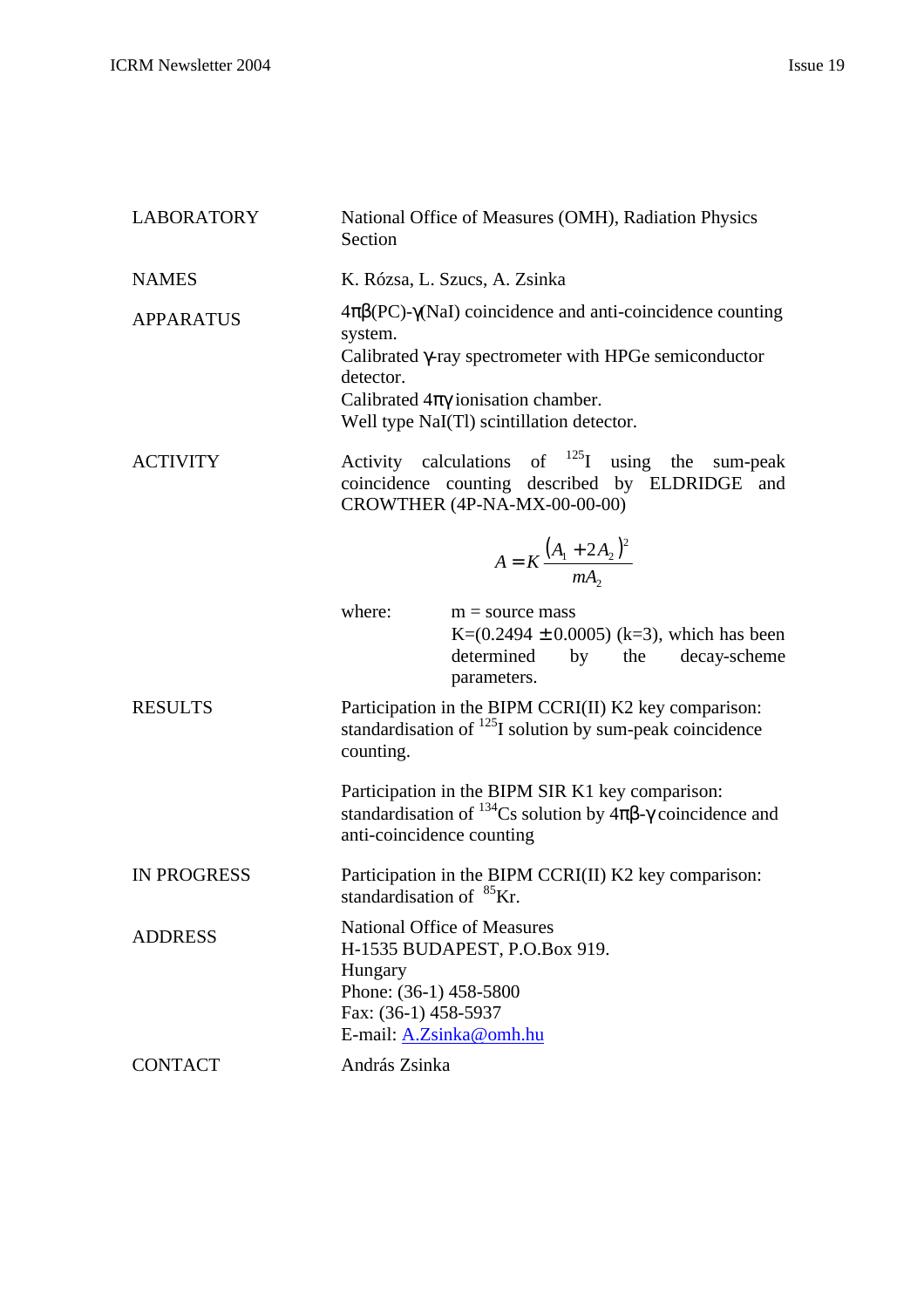| | |
|---|---|
| LABORATORY | National Office of Measures (OMH), Radiation Physics Section |
| NAMES | K. Rózsa, L. Szucs, A. Zsinka |
| APPARATUS | $4\pi\beta$(PC)-$\gamma$(NaI) coincidence and anti-coincidence counting system.<br>Calibrated $\gamma$-ray spectrometer with HPGe semiconductor detector.<br>Calibrated $4\pi\gamma$ ionisation chamber.<br>Well type NaI(Tl) scintillation detector. |

ACTIVITY

Activity calculations of $^{125}$I using the sum-peak coincidence counting described by ELDRIDGE and CROWTHER (4P-NA-MX-00-00-00)

$$A = K \frac{(A_1 + 2A_2)^2}{mA_2}$$

where:
- m = source mass
- K=(0.2494 ± 0.0005) (k=3), which has been determined by the decay-scheme parameters.

RESULTS

Participation in the BIPM CCRI(II) K2 key comparison: standardisation of $^{125}$I solution by sum-peak coincidence counting.

Participation in the BIPM SIR K1 key comparison: standardisation of $^{134}$Cs solution by $4\pi\beta$-$\gamma$ coincidence and anti-coincidence counting

IN PROGRESS

Participation in the BIPM CCRI(II) K2 key comparison: standardisation of $^{85}$Kr.

ADDRESS

National Office of Measures
H-1535 BUDAPEST, P.O.Box 919.
Hungary
Phone: (36-1) 458-5800
Fax: (36-1) 458-5937
E-mail: A.Zsinka@omh.hu

CONTACT

András Zsinka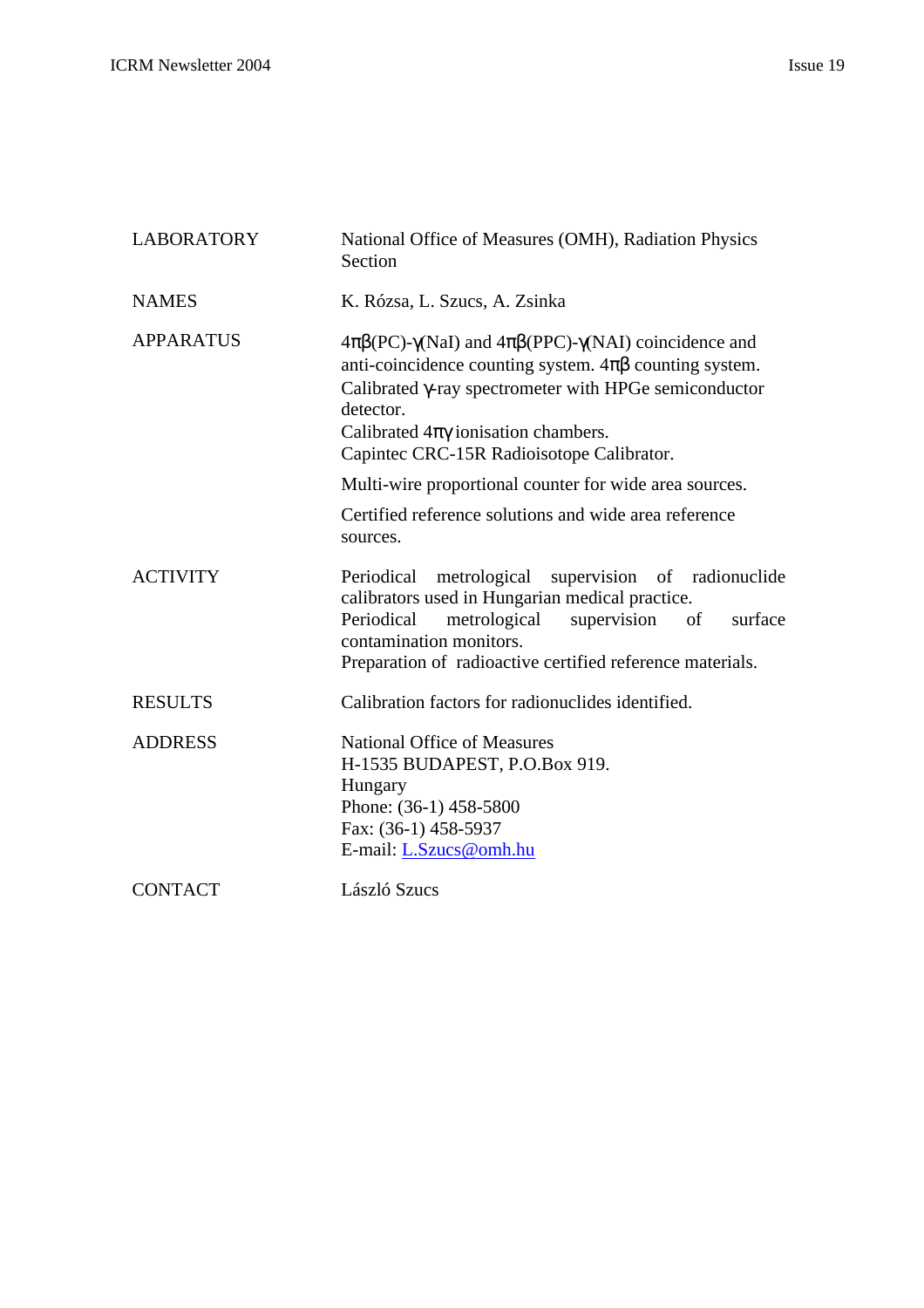| | |
|---|---|
| LABORATORY | National Office of Measures (OMH), Radiation Physics Section |
| NAMES | K. Rózsa, L. Szucs, A. Zsinka |
| APPARATUS | $4\pi\beta$(PC)-$\gamma$(NaI) and $4\pi\beta$(PPC)-$\gamma$(NAI) coincidence and anti-coincidence counting system. $4\pi\beta$ counting system.<br>Calibrated $\gamma$-ray spectrometer with HPGe semiconductor detector.<br>Calibrated $4\pi\gamma$ ionisation chambers.<br>Capintec CRC-15R Radioisotope Calibrator.<br>Multi-wire proportional counter for wide area sources.<br>Certified reference solutions and wide area reference sources. |
| ACTIVITY | Periodical metrological supervision of radionuclide calibrators used in Hungarian medical practice.<br>Periodical metrological supervision of surface contamination monitors.<br>Preparation of radioactive certified reference materials. |
| RESULTS | Calibration factors for radionuclides identified. |
| ADDRESS | National Office of Measures<br>H-1535 BUDAPEST, P.O.Box 919.<br>Hungary<br>Phone: (36-1) 458-5800<br>Fax: (36-1) 458-5937<br>E-mail: L.Szucs@omh.hu |
| CONTACT | László Szucs |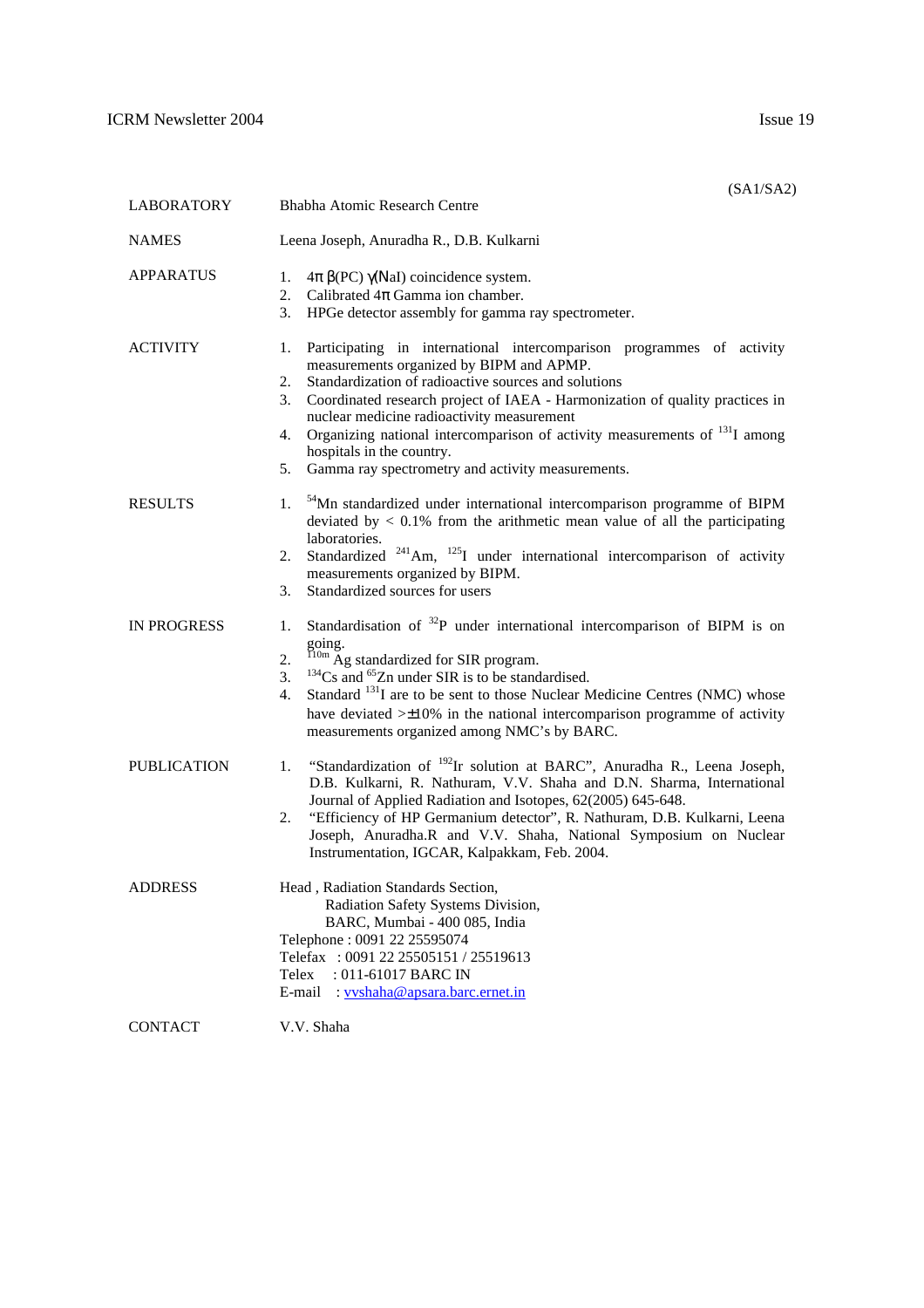(SA1/SA2)

| | |
|---|---|
| LABORATORY | Bhabha Atomic Research Centre |
| NAMES | Leena Joseph, Anuradha R., D.B. Kulkarni |
| APPARATUS | 1. $4\pi\ \beta$(PC) $\gamma$(NaI) coincidence system.<br>2. Calibrated $4\pi$ Gamma ion chamber.<br>3. HPGe detector assembly for gamma ray spectrometer. |
| ACTIVITY | 1. Participating in international intercomparison programmes of activity measurements organized by BIPM and APMP.<br>2. Standardization of radioactive sources and solutions<br>3. Coordinated research project of IAEA - Harmonization of quality practices in nuclear medicine radioactivity measurement<br>4. Organizing national intercomparison of activity measurements of $^{131}$I among hospitals in the country.<br>5. Gamma ray spectrometry and activity measurements. |
| RESULTS | 1. $^{54}$Mn standardized under international intercomparison programme of BIPM deviated by < 0.1% from the arithmetic mean value of all the participating laboratories.<br>2. Standardized $^{241}$Am, $^{125}$I under international intercomparison of activity measurements organized by BIPM.<br>3. Standardized sources for users |
| IN PROGRESS | 1. Standardisation of $^{32}$P under international intercomparison of BIPM is on going.<br>2. $^{110m}$Ag standardized for SIR program.<br>3. $^{134}$Cs and $^{65}$Zn under SIR is to be standardised.<br>4. Standard $^{131}$I are to be sent to those Nuclear Medicine Centres (NMC) whose have deviated >±10% in the national intercomparison programme of activity measurements organized among NMC's by BARC. |
| PUBLICATION | 1. "Standardization of $^{192}$Ir solution at BARC", Anuradha R., Leena Joseph, D.B. Kulkarni, R. Nathuram, V.V. Shaha and D.N. Sharma, International Journal of Applied Radiation and Isotopes, 62(2005) 645-648.<br>2. "Efficiency of HP Germanium detector", R. Nathuram, D.B. Kulkarni, Leena Joseph, Anuradha.R and V.V. Shaha, National Symposium on Nuclear Instrumentation, IGCAR, Kalpakkam, Feb. 2004. |
| ADDRESS | Head , Radiation Standards Section,<br>Radiation Safety Systems Division,<br>BARC, Mumbai - 400 085, India<br>Telephone : 0091 22 25595074<br>Telefax : 0091 22 25505151 / 25519613<br>Telex : 011-61017 BARC IN<br>E-mail : vvshaha@apsara.barc.ernet.in |
| CONTACT | V.V. Shaha |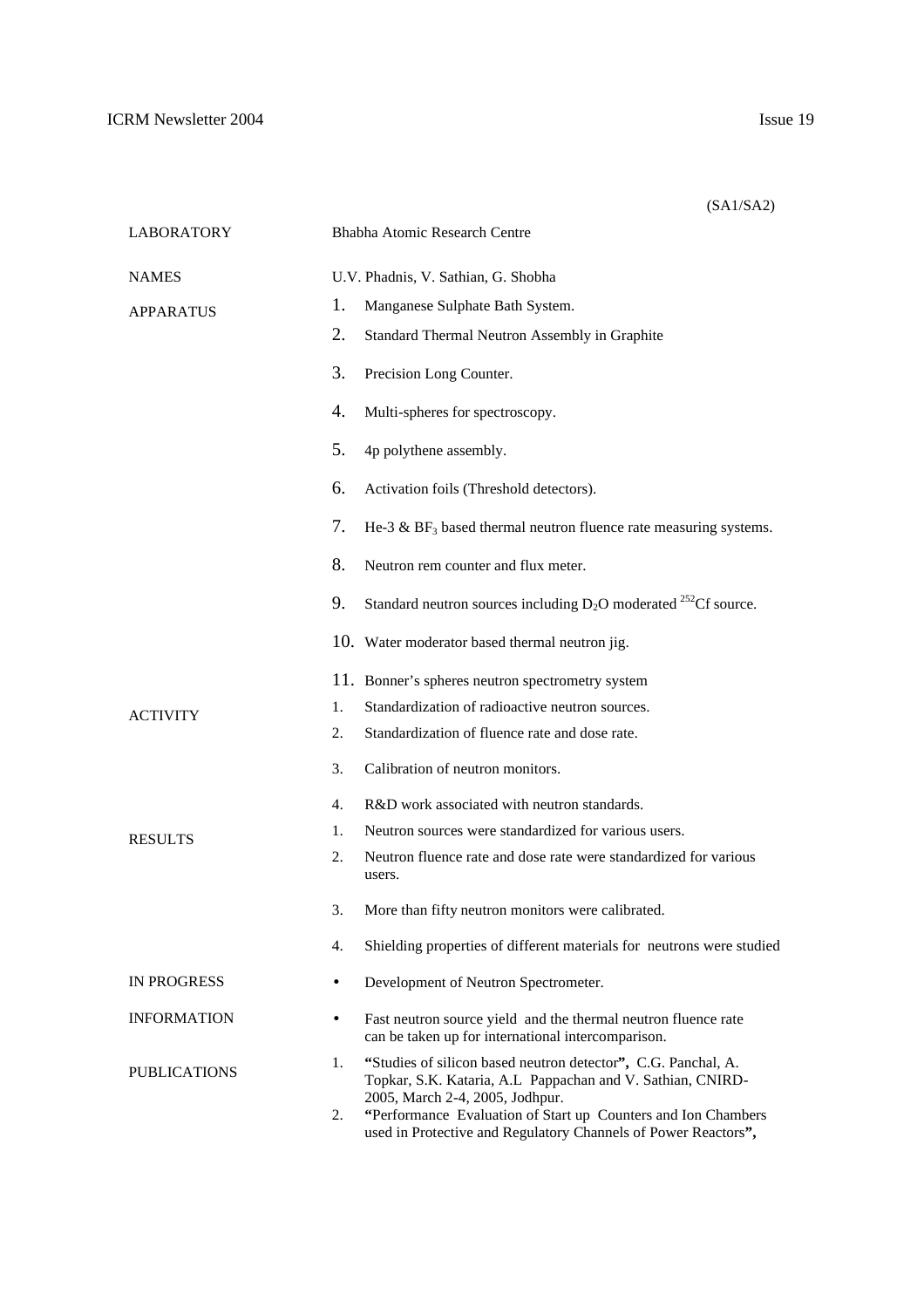(SA1/SA2)

| | |
|---|---|
| LABORATORY | Bhabha Atomic Research Centre |
| NAMES | U.V. Phadnis, V. Sathian, G. Shobha |
| APPARATUS | 1. Manganese Sulphate Bath System.<br>2. Standard Thermal Neutron Assembly in Graphite<br>3. Precision Long Counter.<br>4. Multi-spheres for spectroscopy.<br>5. 4p polythene assembly.<br>6. Activation foils (Threshold detectors).<br>7. He-3 & $BF_3$ based thermal neutron fluence rate measuring systems.<br>8. Neutron rem counter and flux meter.<br>9. Standard neutron sources including $D_2O$ moderated $^{252}Cf$ source.<br>10. Water moderator based thermal neutron jig.<br>11. Bonner's spheres neutron spectrometry system |
| ACTIVITY | 1. Standardization of radioactive neutron sources.<br>2. Standardization of fluence rate and dose rate.<br>3. Calibration of neutron monitors.<br>4. R&D work associated with neutron standards. |
| RESULTS | 1. Neutron sources were standardized for various users.<br>2. Neutron fluence rate and dose rate were standardized for various users.<br>3. More than fifty neutron monitors were calibrated.<br>4. Shielding properties of different materials for neutrons were studied |
| IN PROGRESS | • Development of Neutron Spectrometer. |
| INFORMATION | • Fast neutron source yield and the thermal neutron fluence rate can be taken up for international intercomparison. |
| PUBLICATIONS | 1. **"Studies of silicon based neutron detector",** C.G. Panchal, A. Topkar, S.K. Kataria, A.L Pappachan and V. Sathian, CNIRD-2005, March 2-4, 2005, Jodhpur.<br>2. **"Performance Evaluation of Start up Counters and Ion Chambers used in Protective and Regulatory Channels of Power Reactors",** |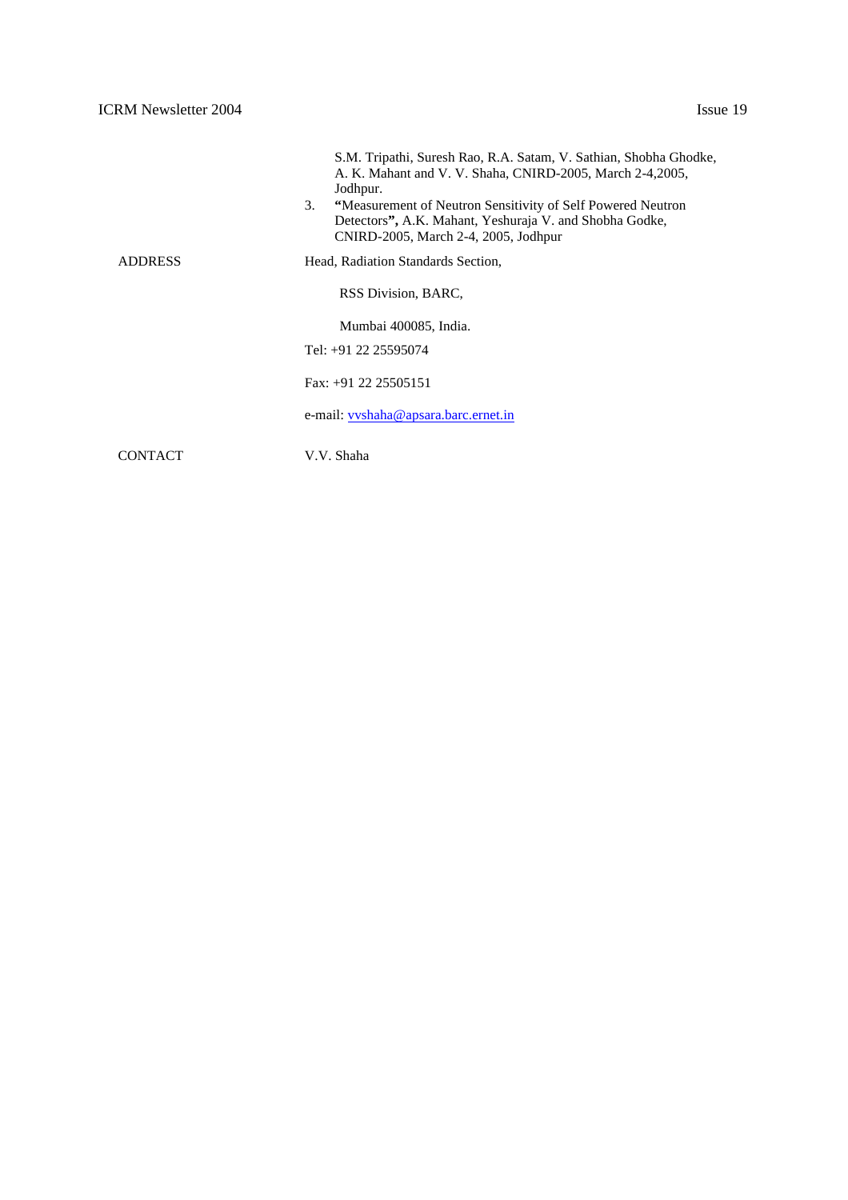S.M. Tripathi, Suresh Rao, R.A. Satam, V. Sathian, Shobha Ghodke, A. K. Mahant and V. V. Shaha, CNIRD-2005, March 2-4,2005, Jodhpur.

3. **"**Measurement of Neutron Sensitivity of Self Powered Neutron Detectors**",** A.K. Mahant, Yeshuraja V. and Shobha Godke, CNIRD-2005, March 2-4, 2005, Jodhpur

| | |
|---|---|
| ADDRESS | Head, Radiation Standards Section,<br>RSS Division, BARC,<br>Mumbai 400085, India.<br>Tel: +91 22 25595074<br>Fax: +91 22 25505151<br>e-mail: vvshaha@apsara.barc.ernet.in |
| CONTACT | V.V. Shaha |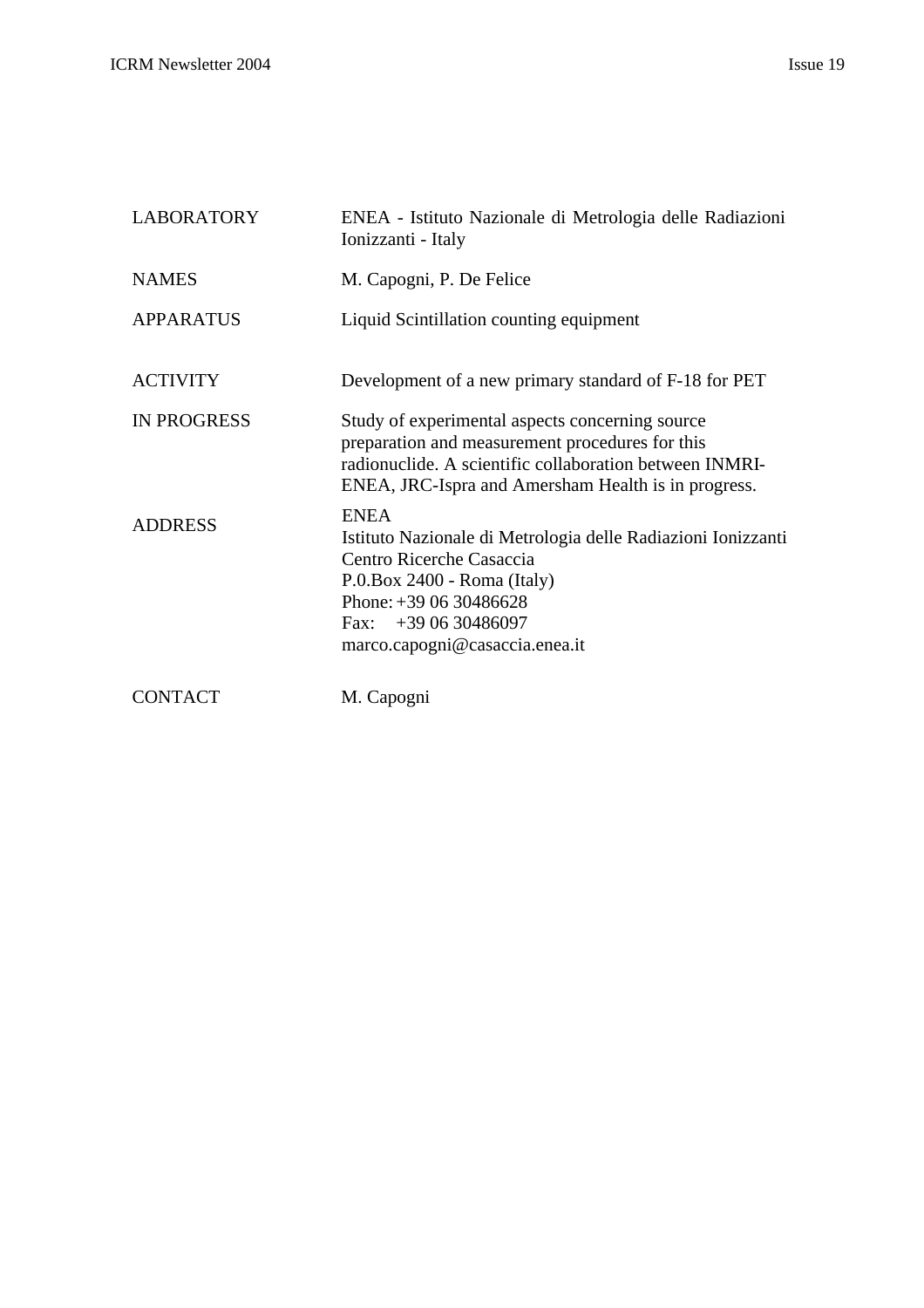| | |
|---|---|
| LABORATORY | ENEA - Istituto Nazionale di Metrologia delle Radiazioni Ionizzanti - Italy |
| NAMES | M. Capogni, P. De Felice |
| APPARATUS | Liquid Scintillation counting equipment |
| ACTIVITY | Development of a new primary standard of F-18 for PET |
| IN PROGRESS | Study of experimental aspects concerning source preparation and measurement procedures for this radionuclide. A scientific collaboration between INMRI-ENEA, JRC-Ispra and Amersham Health is in progress. |
| ADDRESS | ENEA<br>Istituto Nazionale di Metrologia delle Radiazioni Ionizzanti<br>Centro Ricerche Casaccia<br>P.0.Box 2400 - Roma (Italy)<br>Phone: +39 06 30486628<br>Fax: +39 06 30486097<br>marco.capogni@casaccia.enea.it |
| CONTACT | M. Capogni |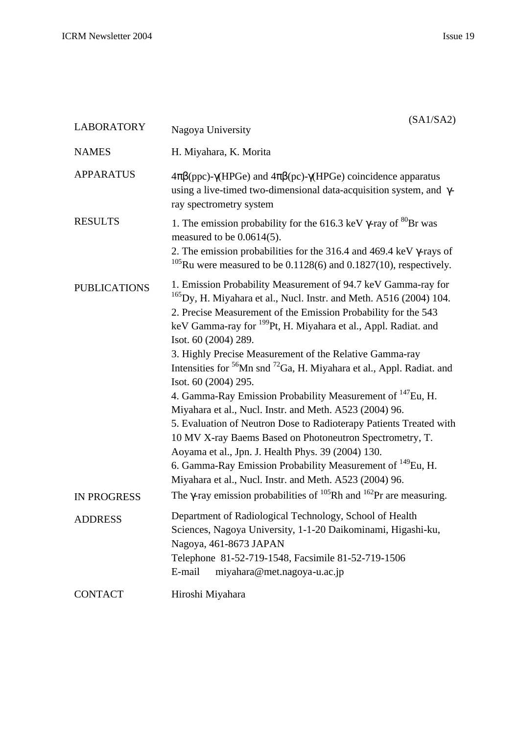(SA1/SA2)

| | |
|---|---|
| LABORATORY | Nagoya University |
| NAMES | H. Miyahara, K. Morita |
| APPARATUS | 4πβ(ppc)-γ(HPGe) and 4πβ(pc)-γ(HPGe) coincidence apparatus using a live-timed two-dimensional data-acquisition system, and γ-ray spectrometry system |
| RESULTS | 1. The emission probability for the 616.3 keV γ-ray of $^{80}$Br was measured to be 0.0614(5).<br>2. The emission probabilities for the 316.4 and 469.4 keV γ-rays of $^{105}$Ru were measured to be 0.1128(6) and 0.1827(10), respectively. |
| PUBLICATIONS | 1. Emission Probability Measurement of 94.7 keV Gamma-ray for $^{165}$Dy, H. Miyahara et al., Nucl. Instr. and Meth. A516 (2004) 104.<br>2. Precise Measurement of the Emission Probability for the 543 keV Gamma-ray for $^{199}$Pt, H. Miyahara et al., Appl. Radiat. and Isot. 60 (2004) 289.<br>3. Highly Precise Measurement of the Relative Gamma-ray Intensities for $^{56}$Mn snd $^{72}$Ga, H. Miyahara et al., Appl. Radiat. and Isot. 60 (2004) 295.<br>4. Gamma-Ray Emission Probability Measurement of $^{147}$Eu, H. Miyahara et al., Nucl. Instr. and Meth. A523 (2004) 96.<br>5. Evaluation of Neutron Dose to Radioterapy Patients Treated with 10 MV X-ray Baems Based on Photoneutron Spectrometry, T. Aoyama et al., Jpn. J. Health Phys. 39 (2004) 130.<br>6. Gamma-Ray Emission Probability Measurement of $^{149}$Eu, H. Miyahara et al., Nucl. Instr. and Meth. A523 (2004) 96. |
| IN PROGRESS | The γ-ray emission probabilities of $^{105}$Rh and $^{162}$Pr are measuring. |
| ADDRESS | Department of Radiological Technology, School of Health Sciences, Nagoya University, 1-1-20 Daikominami, Higashi-ku, Nagoya, 461-8673 JAPAN<br>Telephone 81-52-719-1548, Facsimile 81-52-719-1506<br>E-mail miyahara@met.nagoya-u.ac.jp |
| CONTACT | Hiroshi Miyahara |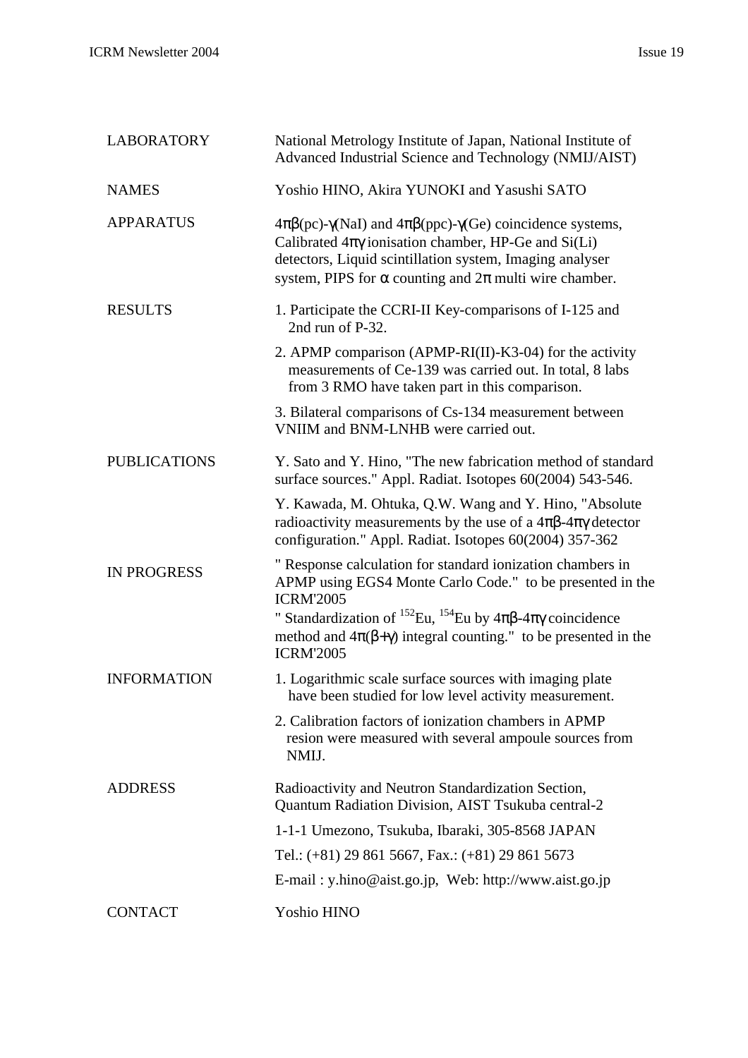| | |
|---|---|
| LABORATORY | National Metrology Institute of Japan, National Institute of Advanced Industrial Science and Technology (NMIJ/AIST) |
| NAMES | Yoshio HINO, Akira YUNOKI and Yasushi SATO |
| APPARATUS | $4\pi\beta$(pc)-$\gamma$(NaI) and $4\pi\beta$(ppc)-$\gamma$(Ge) coincidence systems, Calibrated $4\pi\gamma$ ionisation chamber, HP-Ge and Si(Li) detectors, Liquid scintillation system, Imaging analyser system, PIPS for $\alpha$ counting and $2\pi$ multi wire chamber. |
| RESULTS | 1. Participate the CCRI-II Key-comparisons of I-125 and 2nd run of P-32.<br>2. APMP comparison (APMP-RI(II)-K3-04) for the activity measurements of Ce-139 was carried out. In total, 8 labs from 3 RMO have taken part in this comparison.<br>3. Bilateral comparisons of Cs-134 measurement between VNIIM and BNM-LNHB were carried out. |
| PUBLICATIONS | Y. Sato and Y. Hino, "The new fabrication method of standard surface sources." Appl. Radiat. Isotopes 60(2004) 543-546.<br>Y. Kawada, M. Ohtuka, Q.W. Wang and Y. Hino, "Absolute radioactivity measurements by the use of a $4\pi\beta$-$4\pi\gamma$ detector configuration." Appl. Radiat. Isotopes 60(2004) 357-362 |
| IN PROGRESS | " Response calculation for standard ionization chambers in APMP using EGS4 Monte Carlo Code." to be presented in the ICRM'2005<br>" Standardization of $^{152}$Eu, $^{154}$Eu by $4\pi\beta$-$4\pi\gamma$ coincidence method and $4\pi(\beta+\gamma)$ integral counting." to be presented in the ICRM'2005 |
| INFORMATION | 1. Logarithmic scale surface sources with imaging plate have been studied for low level activity measurement.<br>2. Calibration factors of ionization chambers in APMP resion were measured with several ampoule sources from NMIJ. |
| ADDRESS | Radioactivity and Neutron Standardization Section, Quantum Radiation Division, AIST Tsukuba central-2<br>1-1-1 Umezono, Tsukuba, Ibaraki, 305-8568 JAPAN<br>Tel.: (+81) 29 861 5667, Fax.: (+81) 29 861 5673<br>E-mail : y.hino@aist.go.jp, Web: http://www.aist.go.jp |
| CONTACT | Yoshio HINO |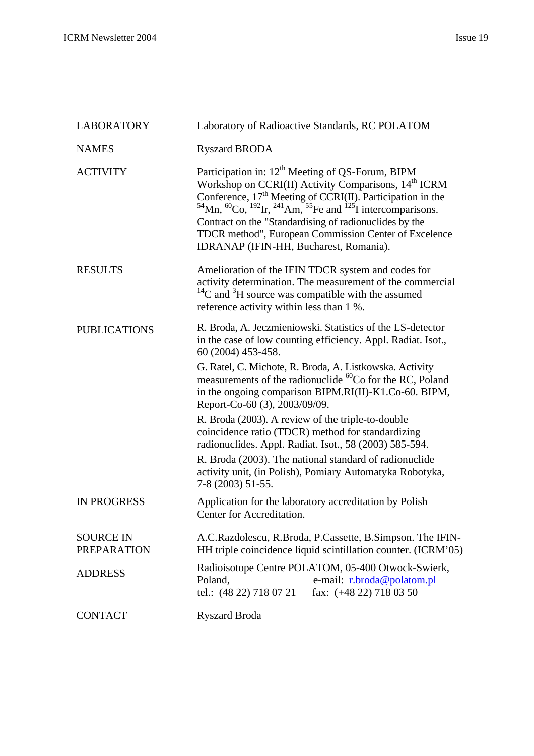| | |
|---|---|
| LABORATORY | Laboratory of Radioactive Standards, RC POLATOM |
| NAMES | Ryszard BRODA |
| ACTIVITY | Participation in: 12$^{th}$ Meeting of QS-Forum, BIPM Workshop on CCRI(II) Activity Comparisons, 14$^{th}$ ICRM Conference, 17$^{th}$ Meeting of CCRI(II). Participation in the $^{54}$Mn, $^{60}$Co, $^{192}$Ir, $^{241}$Am, $^{55}$Fe and $^{125}$I intercomparisons. Contract on the "Standardising of radionuclides by the TDCR method", European Commission Center of Excelence IDRANAP (IFIN-HH, Bucharest, Romania). |
| RESULTS | Amelioration of the IFIN TDCR system and codes for activity determination. The measurement of the commercial $^{14}$C and $^{3}$H source was compatible with the assumed reference activity within less than 1 %. |
| PUBLICATIONS | R. Broda, A. Jeczmieniowski. Statistics of the LS-detector in the case of low counting efficiency. Appl. Radiat. Isot., 60 (2004) 453-458.<br><br>G. Ratel, C. Michote, R. Broda, A. Listkowska. Activity measurements of the radionuclide $^{60}$Co for the RC, Poland in the ongoing comparison BIPM.RI(II)-K1.Co-60. BIPM, Report-Co-60 (3), 2003/09/09.<br><br>R. Broda (2003). A review of the triple-to-double coincidence ratio (TDCR) method for standardizing radionuclides. Appl. Radiat. Isot., 58 (2003) 585-594.<br><br>R. Broda (2003). The national standard of radionuclide activity unit, (in Polish), Pomiary Automatyka Robotyka, 7-8 (2003) 51-55. |
| IN PROGRESS | Application for the laboratory accreditation by Polish Center for Accreditation. |
| SOURCE IN PREPARATION | A.C.Razdolescu, R.Broda, P.Cassette, B.Simpson. The IFIN-HH triple coincidence liquid scintillation counter. (ICRM'05) |
| ADDRESS | Radioisotope Centre POLATOM, 05-400 Otwock-Swierk, Poland, e-mail: r.broda@polatom.pl<br>tel.: (48 22) 718 07 21 fax: (+48 22) 718 03 50 |
| CONTACT | Ryszard Broda |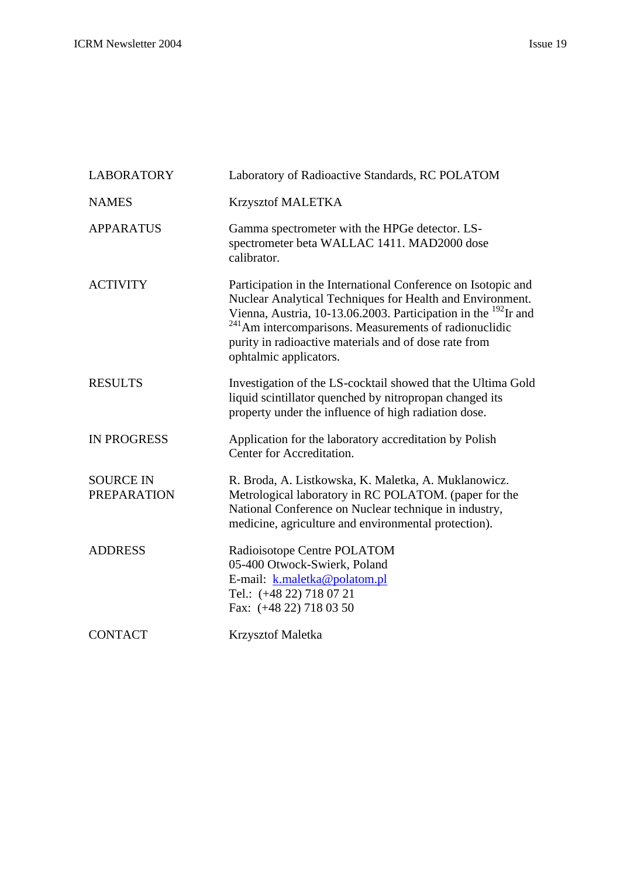| | |
|---|---|
| LABORATORY | Laboratory of Radioactive Standards, RC POLATOM |
| NAMES | Krzysztof MALETKA |
| APPARATUS | Gamma spectrometer with the HPGe detector. LS-spectrometer beta WALLAC 1411. MAD2000 dose calibrator. |
| ACTIVITY | Participation in the International Conference on Isotopic and Nuclear Analytical Techniques for Health and Environment. Vienna, Austria, 10-13.06.2003. Participation in the $^{192}$Ir and $^{241}$Am intercomparisons. Measurements of radionuclidic purity in radioactive materials and of dose rate from ophtalmic applicators. |
| RESULTS | Investigation of the LS-cocktail showed that the Ultima Gold liquid scintillator quenched by nitropropan changed its property under the influence of high radiation dose. |
| IN PROGRESS | Application for the laboratory accreditation by Polish Center for Accreditation. |
| SOURCE IN PREPARATION | R. Broda, A. Listkowska, K. Maletka, A. Muklanowicz. Metrological laboratory in RC POLATOM. (paper for the National Conference on Nuclear technique in industry, medicine, agriculture and environmental protection). |
| ADDRESS | Radioisotope Centre POLATOM<br>05-400 Otwock-Swierk, Poland<br>E-mail: k.maletka@polatom.pl<br>Tel.: (+48 22) 718 07 21<br>Fax: (+48 22) 718 03 50 |
| CONTACT | Krzysztof Maletka |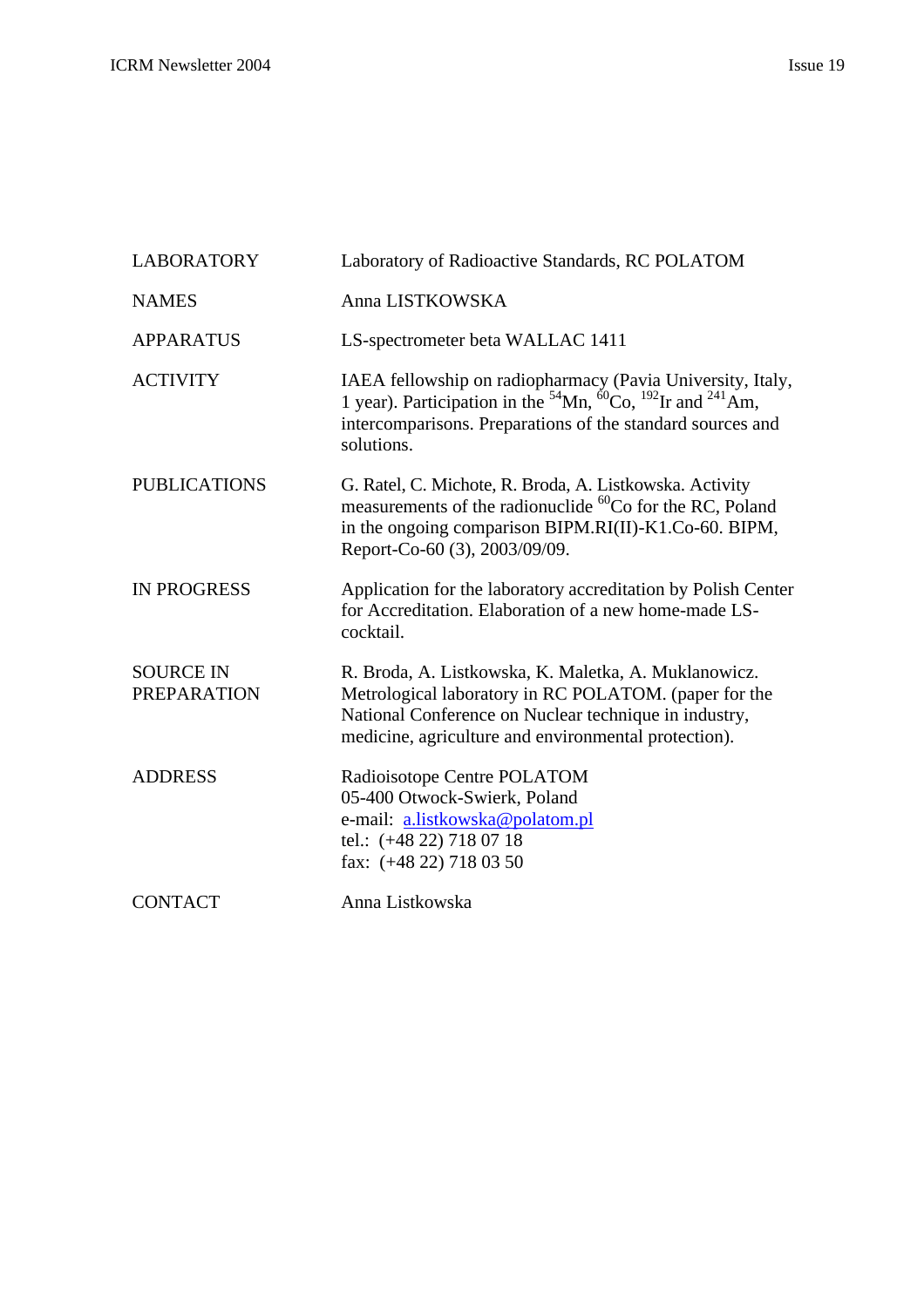| | |
|---|---|
| LABORATORY | Laboratory of Radioactive Standards, RC POLATOM |
| NAMES | Anna LISTKOWSKA |
| APPARATUS | LS-spectrometer beta WALLAC 1411 |
| ACTIVITY | IAEA fellowship on radiopharmacy (Pavia University, Italy, 1 year). Participation in the $^{54}$Mn, $^{60}$Co, $^{192}$Ir and $^{241}$Am, intercomparisons. Preparations of the standard sources and solutions. |
| PUBLICATIONS | G. Ratel, C. Michote, R. Broda, A. Listkowska. Activity measurements of the radionuclide $^{60}$Co for the RC, Poland in the ongoing comparison BIPM.RI(II)-K1.Co-60. BIPM, Report-Co-60 (3), 2003/09/09. |
| IN PROGRESS | Application for the laboratory accreditation by Polish Center for Accreditation. Elaboration of a new home-made LS-cocktail. |
| SOURCE IN PREPARATION | R. Broda, A. Listkowska, K. Maletka, A. Muklanowicz. Metrological laboratory in RC POLATOM. (paper for the National Conference on Nuclear technique in industry, medicine, agriculture and environmental protection). |
| ADDRESS | Radioisotope Centre POLATOM<br>05-400 Otwock-Swierk, Poland<br>e-mail: a.listkowska@polatom.pl<br>tel.: (+48 22) 718 07 18<br>fax: (+48 22) 718 03 50 |
| CONTACT | Anna Listkowska |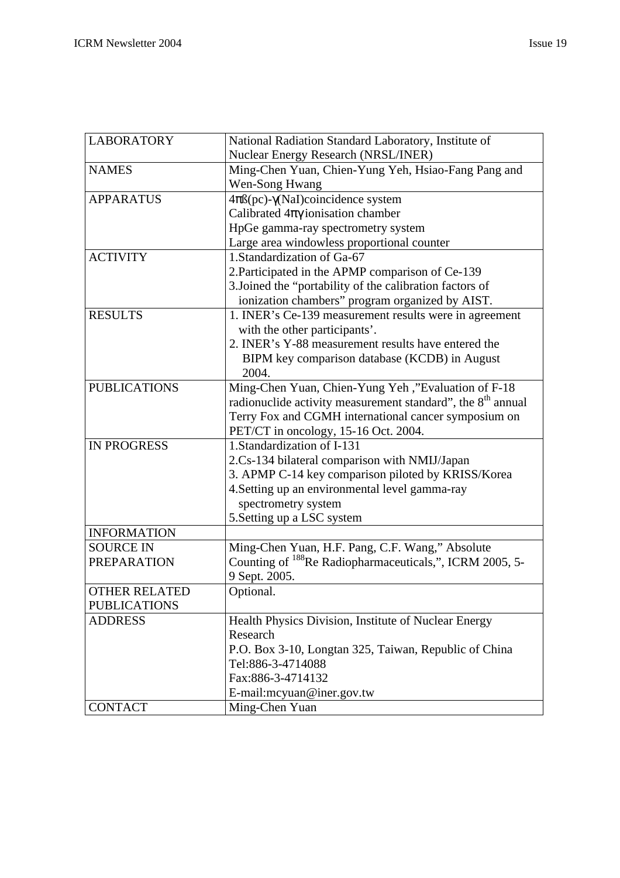| LABORATORY | National Radiation Standard Laboratory, Institute of Nuclear Energy Research (NRSL/INER) |
|---|---|
| NAMES | Ming-Chen Yuan, Chien-Yung Yeh, Hsiao-Fang Pang and Wen-Song Hwang |
| APPARATUS | $4\pi\beta$(pc)-$\gamma$(NaI)coincidence system<br>Calibrated $4\pi\gamma$ ionisation chamber<br>HpGe gamma-ray spectrometry system<br>Large area windowless proportional counter |
| ACTIVITY | 1.Standardization of Ga-67<br>2.Participated in the APMP comparison of Ce-139<br>3.Joined the "portability of the calibration factors of ionization chambers" program organized by AIST. |
| RESULTS | 1. INER's Ce-139 measurement results were in agreement with the other participants'.<br>2. INER's Y-88 measurement results have entered the BIPM key comparison database (KCDB) in August 2004. |
| PUBLICATIONS | Ming-Chen Yuan, Chien-Yung Yeh ,"Evaluation of F-18 radionuclide activity measurement standard", the 8th annual Terry Fox and CGMH international cancer symposium on PET/CT in oncology, 15-16 Oct. 2004. |
| IN PROGRESS | 1.Standardization of I-131<br>2.Cs-134 bilateral comparison with NMIJ/Japan<br>3. APMP C-14 key comparison piloted by KRISS/Korea<br>4.Setting up an environmental level gamma-ray spectrometry system<br>5.Setting up a LSC system |
| INFORMATION | |
| SOURCE IN PREPARATION | Ming-Chen Yuan, H.F. Pang, C.F. Wang," Absolute Counting of $^{188}$Re Radiopharmaceuticals,", ICRM 2005, 5-9 Sept. 2005. |
| OTHER RELATED PUBLICATIONS | Optional. |
| ADDRESS | Health Physics Division, Institute of Nuclear Energy Research<br>P.O. Box 3-10, Longtan 325, Taiwan, Republic of China<br>Tel:886-3-4714088<br>Fax:886-3-4714132<br>E-mail:mcyuan@iner.gov.tw |
| CONTACT | Ming-Chen Yuan |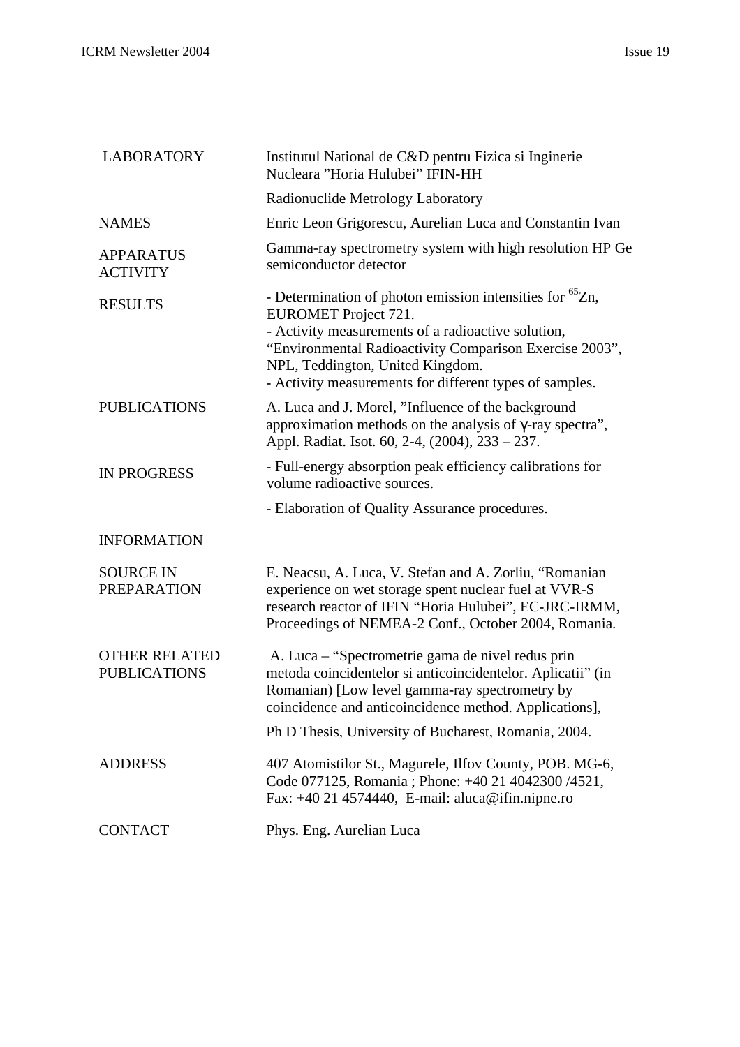| | |
|---|---|
| LABORATORY | Institutul National de C&D pentru Fizica si Inginerie Nucleara ”Horia Hulubei” IFIN-HH<br><br>Radionuclide Metrology Laboratory |
| NAMES | Enric Leon Grigorescu, Aurelian Luca and Constantin Ivan |
| APPARATUS ACTIVITY | Gamma-ray spectrometry system with high resolution HP Ge semiconductor detector |
| RESULTS | - Determination of photon emission intensities for $^{65}$Zn, EUROMET Project 721.<br>- Activity measurements of a radioactive solution, “Environmental Radioactivity Comparison Exercise 2003”, NPL, Teddington, United Kingdom.<br>- Activity measurements for different types of samples. |
| PUBLICATIONS | A. Luca and J. Morel, ”Influence of the background approximation methods on the analysis of γ-ray spectra”, Appl. Radiat. Isot. 60, 2-4, (2004), 233 – 237. |
| IN PROGRESS | - Full-energy absorption peak efficiency calibrations for volume radioactive sources.<br><br>- Elaboration of Quality Assurance procedures. |
| INFORMATION | |
| SOURCE IN PREPARATION | E. Neacsu, A. Luca, V. Stefan and A. Zorliu, “Romanian experience on wet storage spent nuclear fuel at VVR-S research reactor of IFIN “Horia Hulubei”, EC-JRC-IRMM, Proceedings of NEMEA-2 Conf., October 2004, Romania. |
| OTHER RELATED PUBLICATIONS | A. Luca – “Spectrometrie gama de nivel redus prin metoda coincidentelor si anticoincidentelor. Aplicatii” (in Romanian) [Low level gamma-ray spectrometry by coincidence and anticoincidence method. Applications],<br><br>Ph D Thesis, University of Bucharest, Romania, 2004. |
| ADDRESS | 407 Atomistilor St., Magurele, Ilfov County, POB. MG-6, Code 077125, Romania ; Phone: +40 21 4042300 /4521, Fax: +40 21 4574440, E-mail: aluca@ifin.nipne.ro |
| CONTACT | Phys. Eng. Aurelian Luca |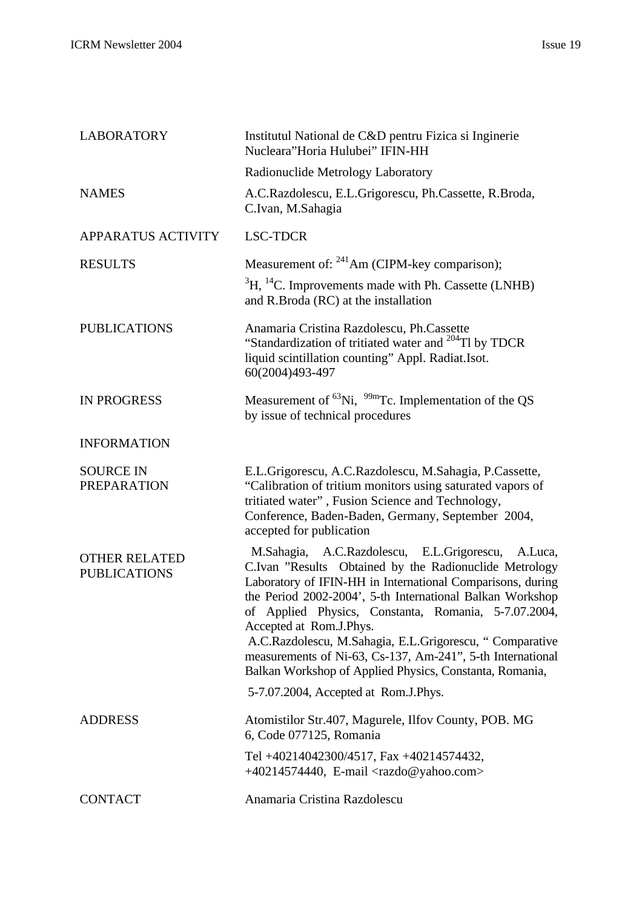| | |
|---|---|
| LABORATORY | Institutul National de C&D pentru Fizica si Inginerie Nucleara"Horia Hulubei" IFIN-HH<br><br>Radionuclide Metrology Laboratory |
| NAMES | A.C.Razdolescu, E.L.Grigorescu, Ph.Cassette, R.Broda, C.Ivan, M.Sahagia |
| APPARATUS ACTIVITY | LSC-TDCR |
| RESULTS | Measurement of: $^{241}$Am (CIPM-key comparison);<br><br>$^{3}$H, $^{14}$C. Improvements made with Ph. Cassette (LNHB) and R.Broda (RC) at the installation |
| PUBLICATIONS | Anamaria Cristina Razdolescu, Ph.Cassette "Standardization of tritiated water and $^{204}$Tl by TDCR liquid scintillation counting" Appl. Radiat.Isot. 60(2004)493-497 |
| IN PROGRESS | Measurement of $^{63}$Ni, $^{99m}$Tc. Implementation of the QS by issue of technical procedures |
| INFORMATION | |
| SOURCE IN PREPARATION | E.L.Grigorescu, A.C.Razdolescu, M.Sahagia, P.Cassette, "Calibration of tritium monitors using saturated vapors of tritiated water" , Fusion Science and Technology, Conference, Baden-Baden, Germany, September 2004, accepted for publication |
| OTHER RELATED PUBLICATIONS | M.Sahagia, A.C.Razdolescu, E.L.Grigorescu, A.Luca, C.Ivan "Results Obtained by the Radionuclide Metrology Laboratory of IFIN-HH in International Comparisons, during the Period 2002-2004', 5-th International Balkan Workshop of Applied Physics, Constanta, Romania, 5-7.07.2004, Accepted at Rom.J.Phys.<br>A.C.Razdolescu, M.Sahagia, E.L.Grigorescu, " Comparative measurements of Ni-63, Cs-137, Am-241", 5-th International Balkan Workshop of Applied Physics, Constanta, Romania,<br><br>5-7.07.2004, Accepted at Rom.J.Phys. |
| ADDRESS | Atomistilor Str.407, Magurele, Ilfov County, POB. MG 6, Code 077125, Romania<br><br>Tel +40214042300/4517, Fax +40214574432, +40214574440, E-mail <razdo@yahoo.com> |
| CONTACT | Anamaria Cristina Razdolescu |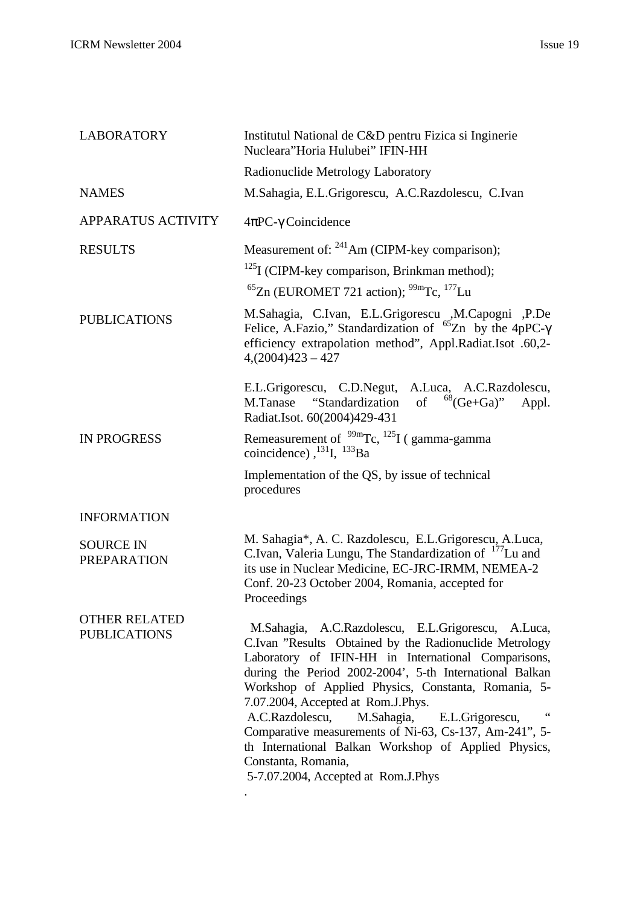| | |
|---|---|
| LABORATORY | Institutul National de C&D pentru Fizica si Inginerie Nucleara"Horia Hulubei" IFIN-HH<br>Radionuclide Metrology Laboratory |
| NAMES | M.Sahagia, E.L.Grigorescu, A.C.Razdolescu, C.Ivan |
| APPARATUS ACTIVITY | 4πPC-γ Coincidence |
| RESULTS | Measurement of: $^{241}$Am (CIPM-key comparison);<br>$^{125}$I (CIPM-key comparison, Brinkman method);<br>$^{65}$Zn (EUROMET 721 action); $^{99m}$Tc, $^{177}$Lu |
| PUBLICATIONS | M.Sahagia, C.Ivan, E.L.Grigorescu ,M.Capogni ,P.De Felice, A.Fazio," Standardization of $^{65}$Zn by the 4pPC-γ efficiency extrapolation method", Appl.Radiat.Isot .60,2-4,(2004)423 – 427<br><br>E.L.Grigorescu, C.D.Negut, A.Luca, A.C.Razdolescu, M.Tanase "Standardization of $^{68}$(Ge+Ga)" Appl. Radiat.Isot. 60(2004)429-431 |
| IN PROGRESS | Remeasurement of $^{99m}$Tc, $^{125}$I ( gamma-gamma coincidence) ,$^{131}$I, $^{133}$Ba<br>Implementation of the QS, by issue of technical procedures |
| INFORMATION | |
| SOURCE IN PREPARATION | M. Sahagia*, A. C. Razdolescu, E.L.Grigorescu, A.Luca, C.Ivan, Valeria Lungu, The Standardization of $^{177}$Lu and its use in Nuclear Medicine, EC-JRC-IRMM, NEMEA-2 Conf. 20-23 October 2004, Romania, accepted for Proceedings |
| OTHER RELATED PUBLICATIONS | M.Sahagia, A.C.Razdolescu, E.L.Grigorescu, A.Luca, C.Ivan "Results Obtained by the Radionuclide Metrology Laboratory of IFIN-HH in International Comparisons, during the Period 2002-2004', 5-th International Balkan Workshop of Applied Physics, Constanta, Romania, 5-7.07.2004, Accepted at Rom.J.Phys.<br>A.C.Razdolescu, M.Sahagia, E.L.Grigorescu, " Comparative measurements of Ni-63, Cs-137, Am-241", 5-th International Balkan Workshop of Applied Physics, Constanta, Romania, 5-7.07.2004, Accepted at Rom.J.Phys<br>. |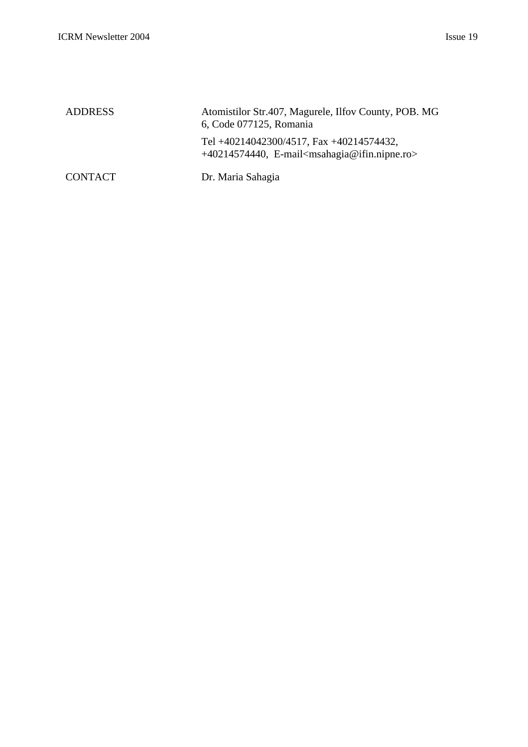| | |
|---|---|
| ADDRESS | Atomistilor Str.407, Magurele, Ilfov County, POB. MG 6, Code 077125, Romania<br>Tel +40214042300/4517, Fax +40214574432, +40214574440, E-mail<msahagia@ifin.nipne.ro> |
| CONTACT | Dr. Maria Sahagia |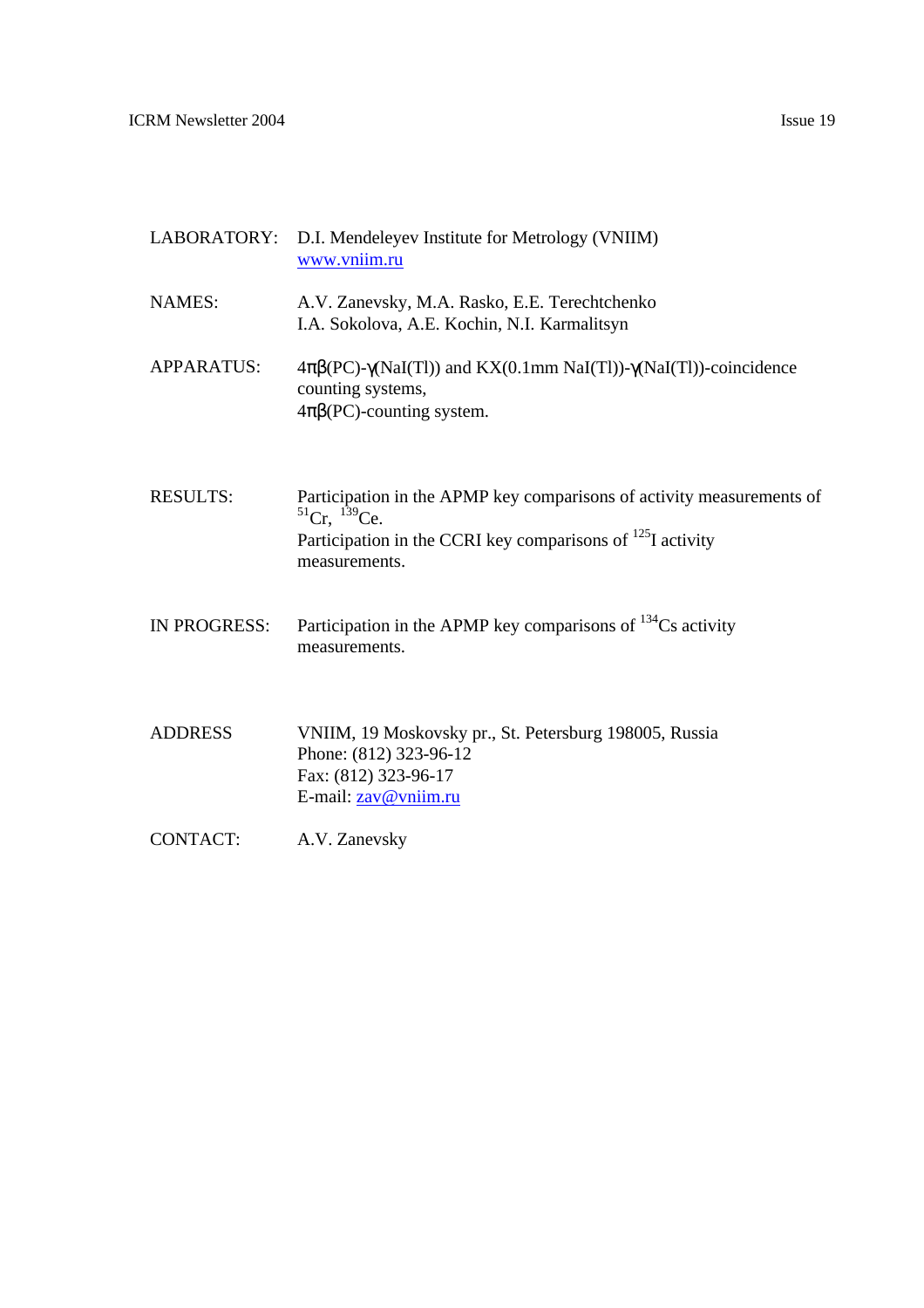LABORATORY: D.I. Mendeleyev Institute for Metrology (VNIIM)
www.vniim.ru

NAMES: A.V. Zanevsky, M.A. Rasko, E.E. Terechtchenko
I.A. Sokolova, A.E. Kochin, N.I. Karmalitsyn

APPARATUS: $4\pi\beta$(PC)-$\gamma$(NaI(Tl)) and KX(0.1mm NaI(Tl))-$\gamma$(NaI(Tl))-coincidence counting systems,
$4\pi\beta$(PC)-counting system.

RESULTS: Participation in the APMP key comparisons of activity measurements of $^{51}$Cr, $^{139}$Ce.
Participation in the CCRI key comparisons of $^{125}$I activity measurements.

IN PROGRESS: Participation in the APMP key comparisons of $^{134}$Cs activity measurements.

ADDRESS VNIIM, 19 Moskovsky pr., St. Petersburg 198005, Russia
Phone: (812) 323-96-12
Fax: (812) 323-96-17
E-mail: zav@vniim.ru

CONTACT: A.V. Zanevsky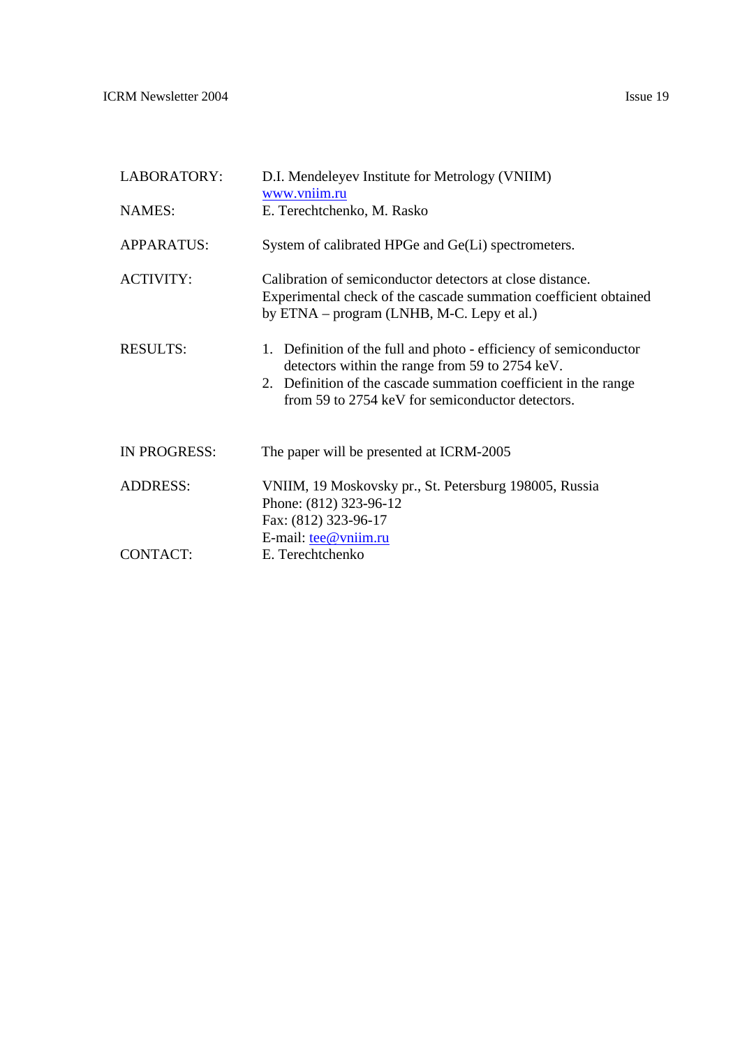| | |
|---|---|
| LABORATORY: | D.I. Mendeleyev Institute for Metrology (VNIIM)<br>www.vniim.ru |
| NAMES: | E. Terechtchenko, M. Rasko |
| APPARATUS: | System of calibrated HPGe and Ge(Li) spectrometers. |
| ACTIVITY: | Calibration of semiconductor detectors at close distance. Experimental check of the cascade summation coefficient obtained by ETNA – program (LNHB, M-C. Lepy et al.) |
| RESULTS: | 1. Definition of the full and photo - efficiency of semiconductor detectors within the range from 59 to 2754 keV.<br>2. Definition of the cascade summation coefficient in the range from 59 to 2754 keV for semiconductor detectors. |
| IN PROGRESS: | The paper will be presented at ICRM-2005 |
| ADDRESS: | VNIIM, 19 Moskovsky pr., St. Petersburg 198005, Russia<br>Phone: (812) 323-96-12<br>Fax: (812) 323-96-17<br>E-mail: tee@vniim.ru |
| CONTACT: | E. Terechtchenko |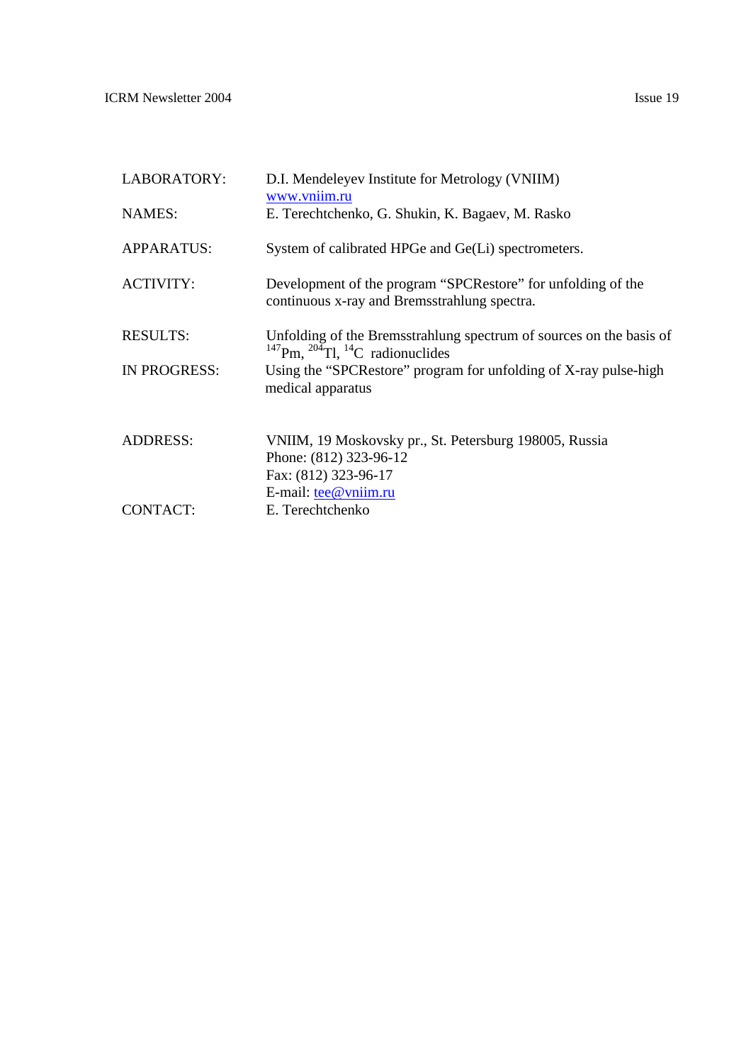| | |
|---|---|
| LABORATORY: | D.I. Mendeleyev Institute for Metrology (VNIIM) www.vniim.ru |
| NAMES: | E. Terechtchenko, G. Shukin, K. Bagaev, M. Rasko |
| APPARATUS: | System of calibrated HPGe and Ge(Li) spectrometers. |
| ACTIVITY: | Development of the program “SPCRestore” for unfolding of the continuous x-ray and Bremsstrahlung spectra. |
| RESULTS: | Unfolding of the Bremsstrahlung spectrum of sources on the basis of $^{147}$Pm, $^{204}$Tl, $^{14}$C radionuclides |
| IN PROGRESS: | Using the “SPCRestore” program for unfolding of X-ray pulse-high medical apparatus |
| ADDRESS: | VNIIM, 19 Moskovsky pr., St. Petersburg 198005, Russia<br>Phone: (812) 323-96-12<br>Fax: (812) 323-96-17<br>E-mail: tee@vniim.ru |
| CONTACT: | E. Terechtchenko |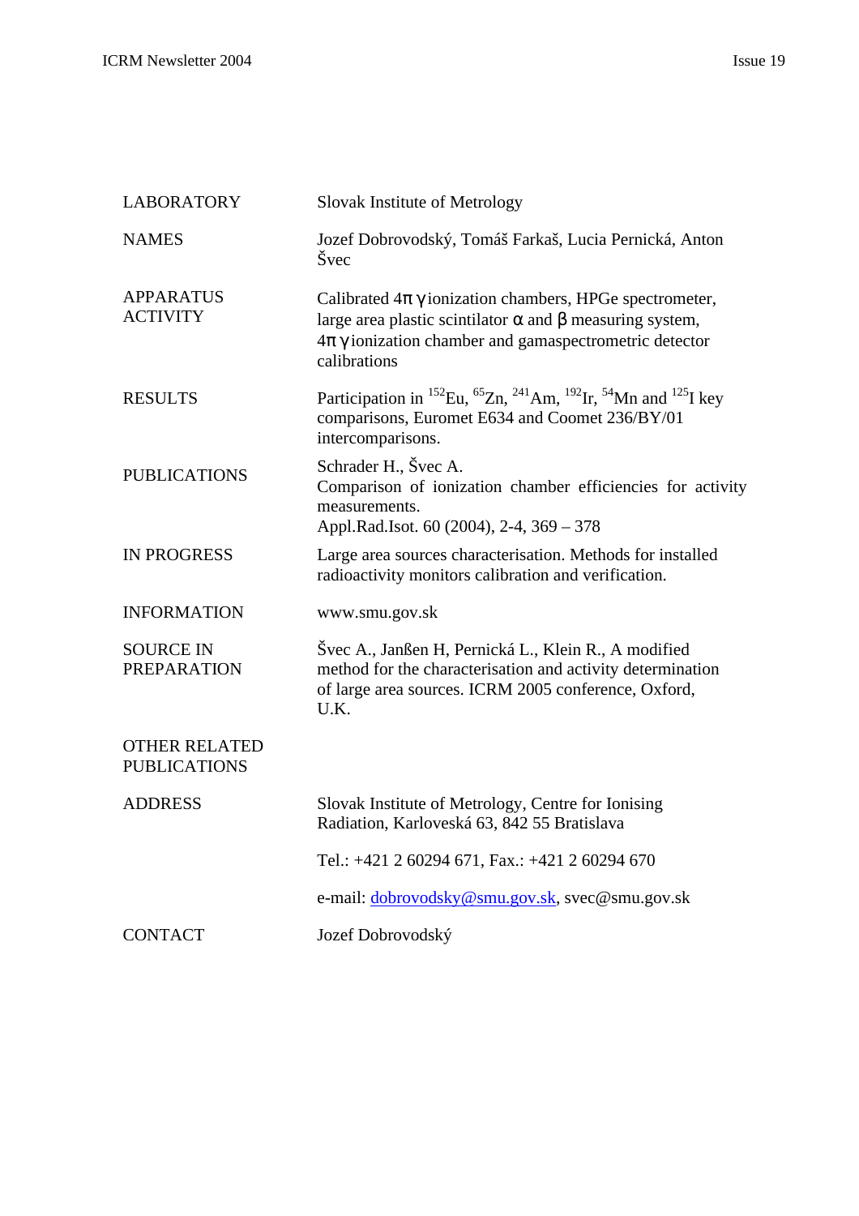| | |
|---|---|
| LABORATORY | Slovak Institute of Metrology |
| NAMES | Jozef Dobrovodský, Tomáš Farkaš, Lucia Pernická, Anton Švec |
| APPARATUS ACTIVITY | Calibrated $4\pi\gamma$ ionization chambers, HPGe spectrometer, large area plastic scintillator $\alpha$ and $\beta$ measuring system, $4\pi\gamma$ ionization chamber and gamaspectrometric detector calibrations |
| RESULTS | Participation in $^{152}$Eu, $^{65}$Zn, $^{241}$Am, $^{192}$Ir, $^{54}$Mn and $^{125}$I key comparisons, Euromet E634 and Coomet 236/BY/01 intercomparisons. |
| PUBLICATIONS | Schrader H., Švec A.<br>Comparison of ionization chamber efficiencies for activity measurements.<br>Appl.Rad.Isot. 60 (2004), 2-4, 369 – 378 |
| IN PROGRESS | Large area sources characterisation. Methods for installed radioactivity monitors calibration and verification. |
| INFORMATION | www.smu.gov.sk |
| SOURCE IN PREPARATION | Švec A., Janßen H, Pernická L., Klein R., A modified method for the characterisation and activity determination of large area sources. ICRM 2005 conference, Oxford, U.K. |
| OTHER RELATED PUBLICATIONS | |
| ADDRESS | Slovak Institute of Metrology, Centre for Ionising Radiation, Karloveská 63, 842 55 Bratislava<br><br>Tel.: +421 2 60294 671, Fax.: +421 2 60294 670<br><br>e-mail: dobrovodsky@smu.gov.sk, svec@smu.gov.sk |
| CONTACT | Jozef Dobrovodský |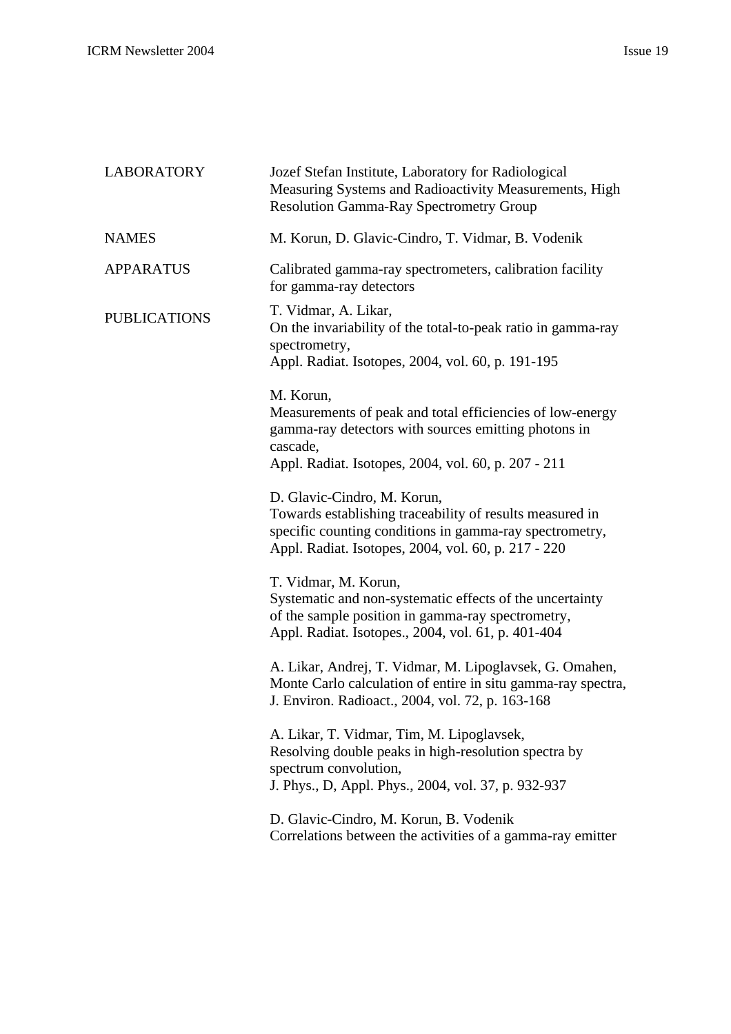| | |
|---|---|
| LABORATORY | Jozef Stefan Institute, Laboratory for Radiological Measuring Systems and Radioactivity Measurements, High Resolution Gamma-Ray Spectrometry Group |
| NAMES | M. Korun, D. Glavic-Cindro, T. Vidmar, B. Vodenik |
| APPARATUS | Calibrated gamma-ray spectrometers, calibration facility for gamma-ray detectors |
| PUBLICATIONS | T. Vidmar, A. Likar,<br>On the invariability of the total-to-peak ratio in gamma-ray spectrometry,<br>Appl. Radiat. Isotopes, 2004, vol. 60, p. 191-195<br><br>M. Korun,<br>Measurements of peak and total efficiencies of low-energy gamma-ray detectors with sources emitting photons in cascade,<br>Appl. Radiat. Isotopes, 2004, vol. 60, p. 207 - 211<br><br>D. Glavic-Cindro, M. Korun,<br>Towards establishing traceability of results measured in specific counting conditions in gamma-ray spectrometry,<br>Appl. Radiat. Isotopes, 2004, vol. 60, p. 217 - 220<br><br>T. Vidmar, M. Korun,<br>Systematic and non-systematic effects of the uncertainty of the sample position in gamma-ray spectrometry,<br>Appl. Radiat. Isotopes., 2004, vol. 61, p. 401-404<br><br>A. Likar, Andrej, T. Vidmar, M. Lipoglavsek, G. Omahen,<br>Monte Carlo calculation of entire in situ gamma-ray spectra,<br>J. Environ. Radioact., 2004, vol. 72, p. 163-168<br><br>A. Likar, T. Vidmar, Tim, M. Lipoglavsek,<br>Resolving double peaks in high-resolution spectra by spectrum convolution,<br>J. Phys., D, Appl. Phys., 2004, vol. 37, p. 932-937<br><br>D. Glavic-Cindro, M. Korun, B. Vodenik<br>Correlations between the activities of a gamma-ray emitter |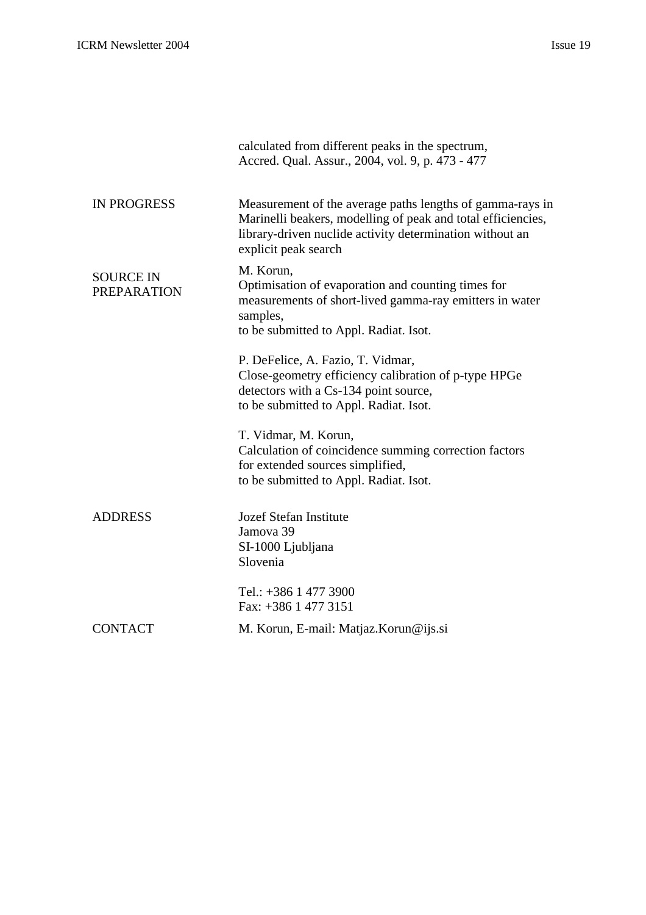calculated from different peaks in the spectrum,
Accred. Qual. Assur., 2004, vol. 9, p. 473 - 477

| | |
|---|---|
| IN PROGRESS | Measurement of the average paths lengths of gamma-rays in Marinelli beakers, modelling of peak and total efficiencies, library-driven nuclide activity determination without an explicit peak search |
| SOURCE IN PREPARATION | M. Korun,<br>Optimisation of evaporation and counting times for measurements of short-lived gamma-ray emitters in water samples,<br>to be submitted to Appl. Radiat. Isot.<br><br>P. DeFelice, A. Fazio, T. Vidmar,<br>Close-geometry efficiency calibration of p-type HPGe detectors with a Cs-134 point source,<br>to be submitted to Appl. Radiat. Isot.<br><br>T. Vidmar, M. Korun,<br>Calculation of coincidence summing correction factors for extended sources simplified,<br>to be submitted to Appl. Radiat. Isot. |
| ADDRESS | Jozef Stefan Institute<br>Jamova 39<br>SI-1000 Ljubljana<br>Slovenia<br><br>Tel.: +386 1 477 3900<br>Fax: +386 1 477 3151 |
| CONTACT | M. Korun, E-mail: Matjaz.Korun@ijs.si |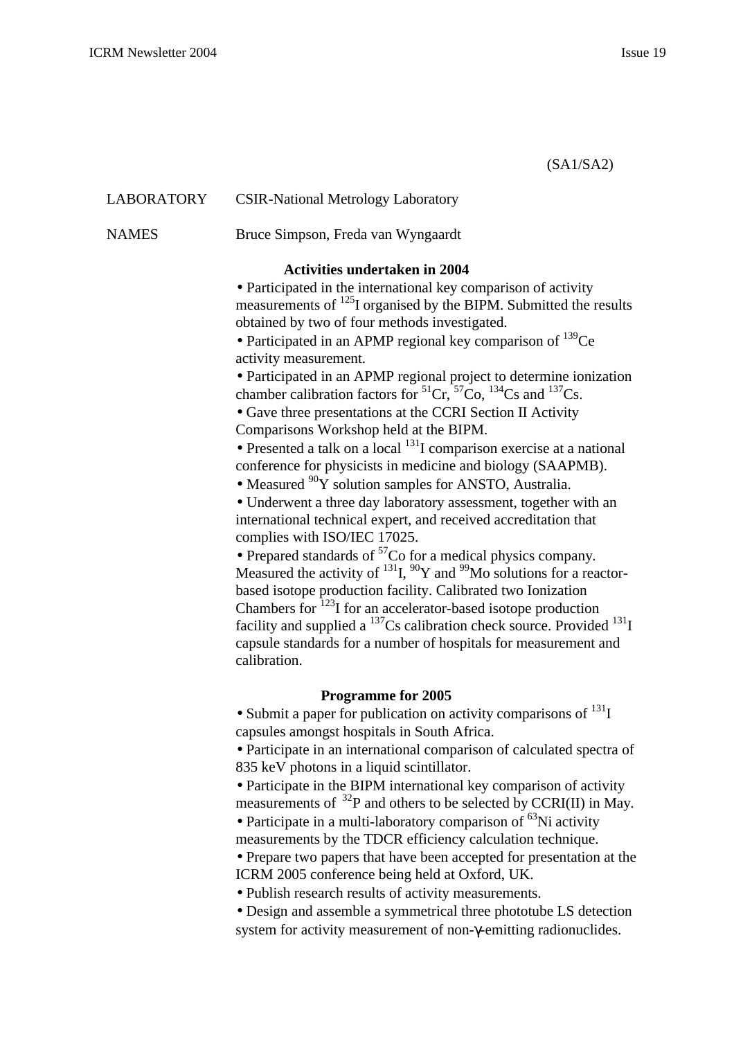(SA1/SA2)

LABORATORY CSIR-National Metrology Laboratory

NAMES Bruce Simpson, Freda van Wyngaardt

**Activities undertaken in 2004**

- Participated in the international key comparison of activity measurements of $^{125}$I organised by the BIPM. Submitted the results obtained by two of four methods investigated.
- Participated in an APMP regional key comparison of $^{139}$Ce activity measurement.
- Participated in an APMP regional project to determine ionization chamber calibration factors for $^{51}$Cr, $^{57}$Co, $^{134}$Cs and $^{137}$Cs.
- Gave three presentations at the CCRI Section II Activity Comparisons Workshop held at the BIPM.
- Presented a talk on a local $^{131}$I comparison exercise at a national conference for physicists in medicine and biology (SAAPMB).
- Measured $^{90}$Y solution samples for ANSTO, Australia.
- Underwent a three day laboratory assessment, together with an international technical expert, and received accreditation that complies with ISO/IEC 17025.
- Prepared standards of $^{57}$Co for a medical physics company. Measured the activity of $^{131}$I, $^{90}$Y and $^{99}$Mo solutions for a reactor-based isotope production facility. Calibrated two Ionization Chambers for $^{123}$I for an accelerator-based isotope production facility and supplied a $^{137}$Cs calibration check source. Provided $^{131}$I capsule standards for a number of hospitals for measurement and calibration.

**Programme for 2005**

- Submit a paper for publication on activity comparisons of $^{131}$I capsules amongst hospitals in South Africa.
- Participate in an international comparison of calculated spectra of 835 keV photons in a liquid scintillator.
- Participate in the BIPM international key comparison of activity measurements of $^{32}$P and others to be selected by CCRI(II) in May.
- Participate in a multi-laboratory comparison of $^{63}$Ni activity measurements by the TDCR efficiency calculation technique.
- Prepare two papers that have been accepted for presentation at the ICRM 2005 conference being held at Oxford, UK.
- Publish research results of activity measurements.
- Design and assemble a symmetrical three phototube LS detection system for activity measurement of non-$\gamma$-emitting radionuclides.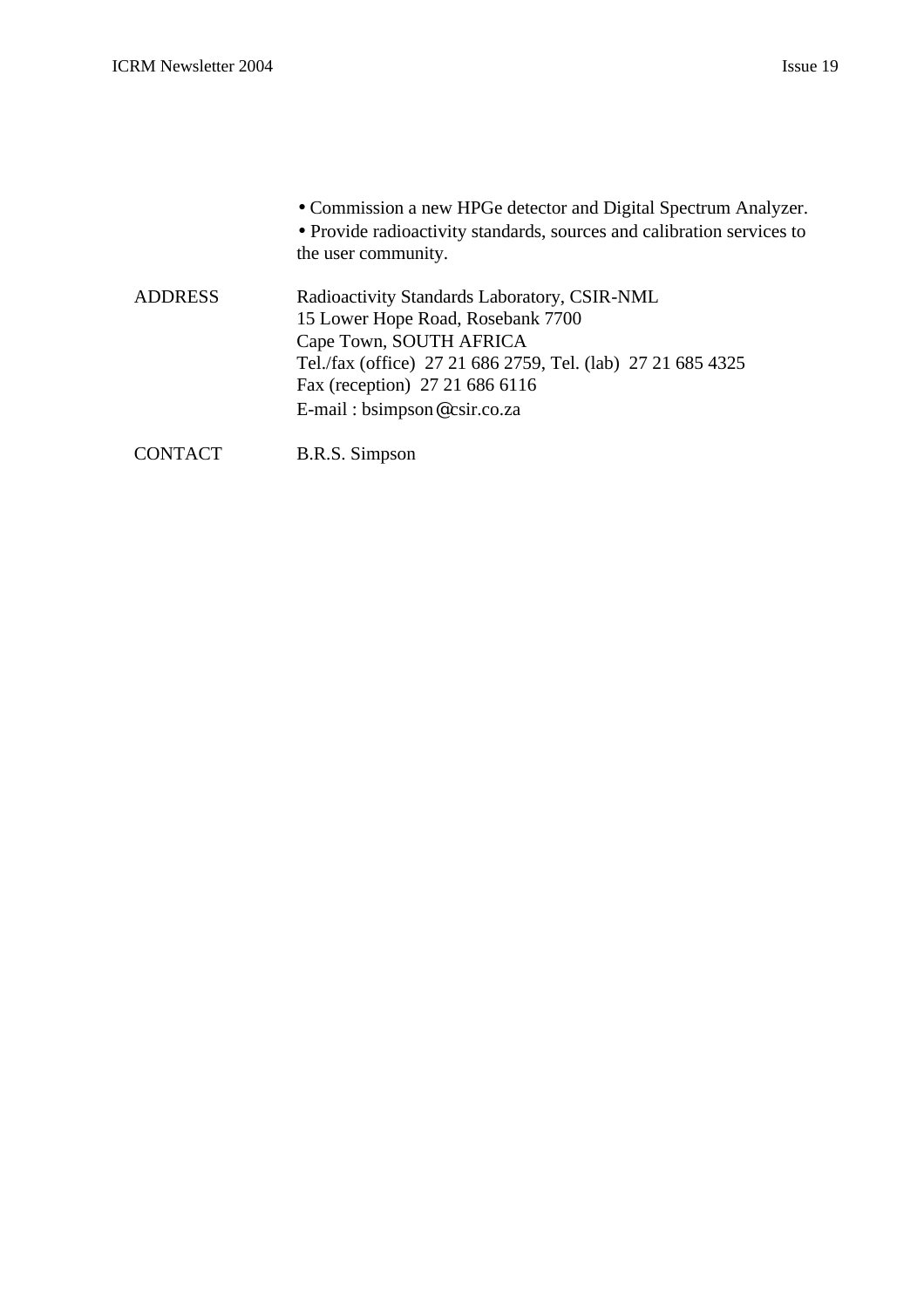- Commission a new HPGe detector and Digital Spectrum Analyzer.
- Provide radioactivity standards, sources and calibration services to the user community.

| | |
|---|---|
| ADDRESS | Radioactivity Standards Laboratory, CSIR-NML<br>15 Lower Hope Road, Rosebank 7700<br>Cape Town, SOUTH AFRICA<br>Tel./fax (office) 27 21 686 2759, Tel. (lab) 27 21 685 4325<br>Fax (reception) 27 21 686 6116<br>E-mail : bsimpson@csir.co.za |
| CONTACT | B.R.S. Simpson |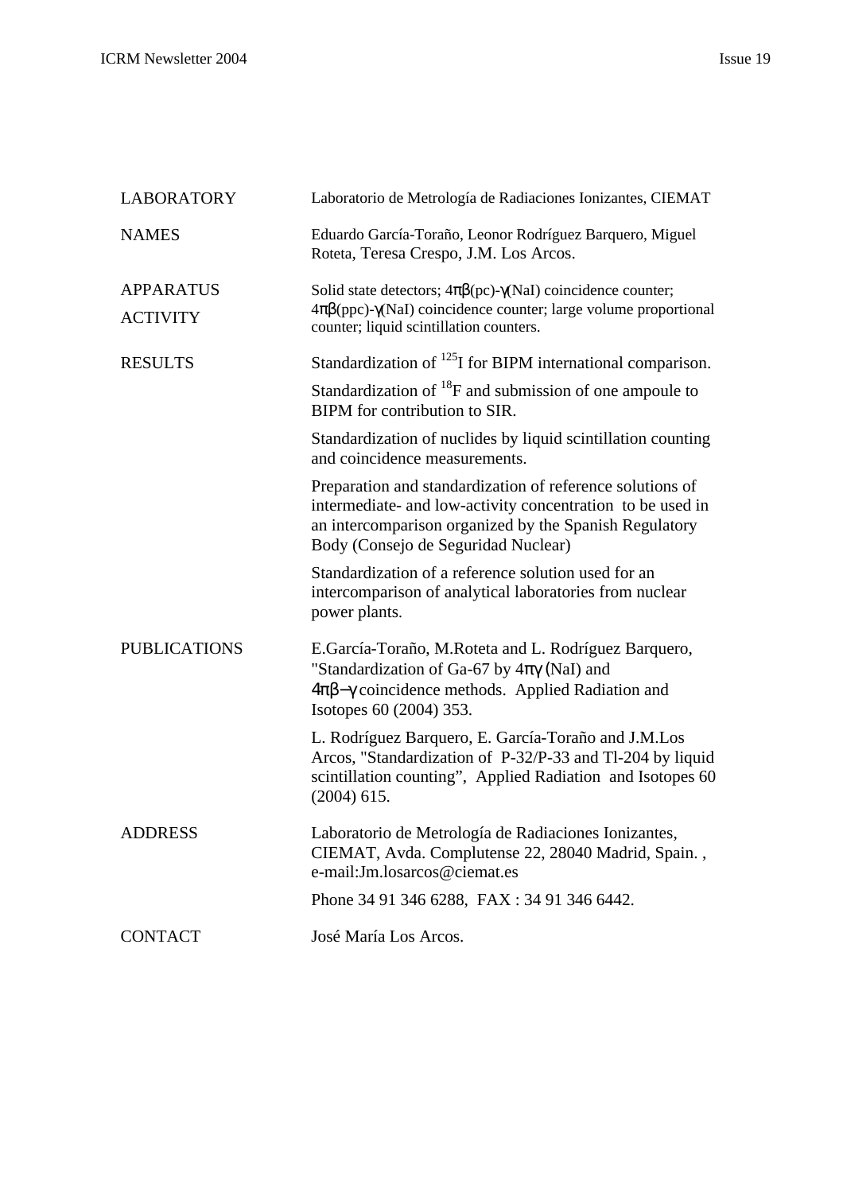| | |
|---|---|
| LABORATORY | Laboratorio de Metrología de Radiaciones Ionizantes, CIEMAT |
| NAMES | Eduardo García-Toraño, Leonor Rodríguez Barquero, Miguel Roteta, Teresa Crespo, J.M. Los Arcos. |
| APPARATUS<br>ACTIVITY | Solid state detectors; $4\pi\beta$(pc)-$\gamma$(NaI) coincidence counter; $4\pi\beta$(ppc)-$\gamma$(NaI) coincidence counter; large volume proportional counter; liquid scintillation counters. |
| RESULTS | Standardization of $^{125}$I for BIPM international comparison.<br><br>Standardization of $^{18}$F and submission of one ampoule to BIPM for contribution to SIR.<br><br>Standardization of nuclides by liquid scintillation counting and coincidence measurements.<br><br>Preparation and standardization of reference solutions of intermediate- and low-activity concentration to be used in an intercomparison organized by the Spanish Regulatory Body (Consejo de Seguridad Nuclear)<br><br>Standardization of a reference solution used for an intercomparison of analytical laboratories from nuclear power plants. |
| PUBLICATIONS | E.García-Toraño, M.Roteta and L. Rodríguez Barquero, "Standardization of Ga-67 by $4\pi\gamma$ (NaI) and $4\pi\beta-\gamma$ coincidence methods. Applied Radiation and Isotopes 60 (2004) 353.<br><br>L. Rodríguez Barquero, E. García-Toraño and J.M.Los Arcos, "Standardization of P-32/P-33 and Tl-204 by liquid scintillation counting", Applied Radiation and Isotopes 60 (2004) 615. |
| ADDRESS | Laboratorio de Metrología de Radiaciones Ionizantes, CIEMAT, Avda. Complutense 22, 28040 Madrid, Spain. , e-mail:Jm.losarcos@ciemat.es<br><br>Phone 34 91 346 6288, FAX : 34 91 346 6442. |
| CONTACT | José María Los Arcos. |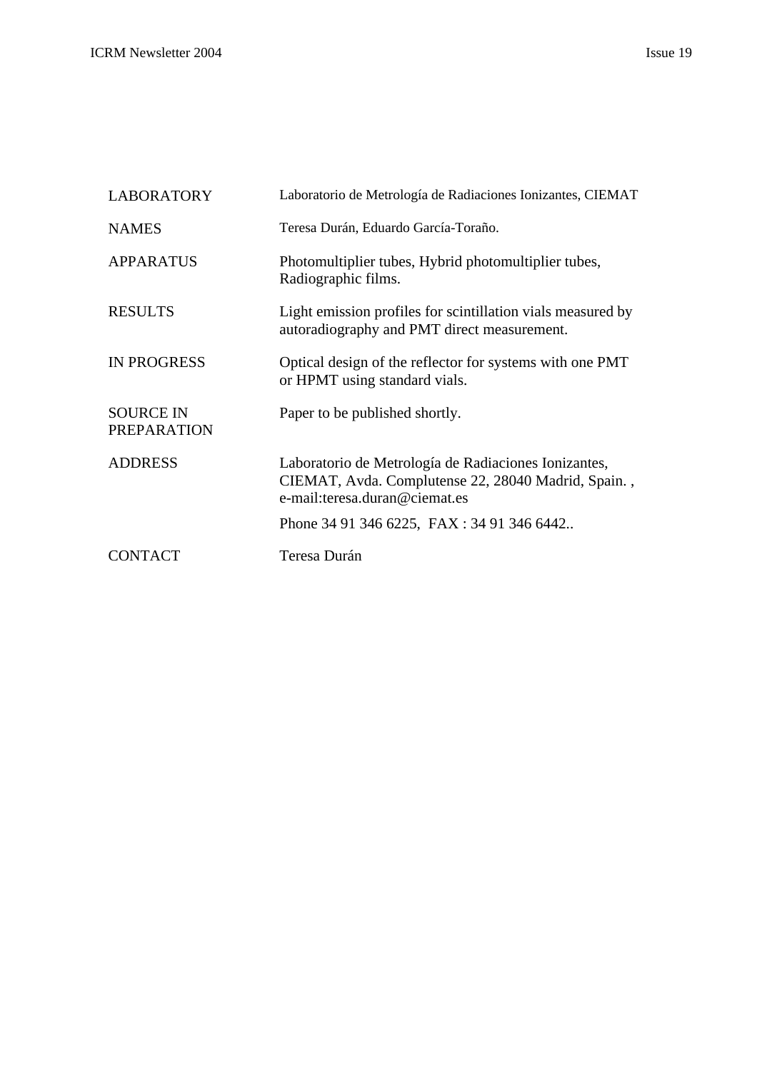| | |
|---|---|
| LABORATORY | Laboratorio de Metrología de Radiaciones Ionizantes, CIEMAT |
| NAMES | Teresa Durán, Eduardo García-Toraño. |
| APPARATUS | Photomultiplier tubes, Hybrid photomultiplier tubes, Radiographic films. |
| RESULTS | Light emission profiles for scintillation vials measured by autoradiography and PMT direct measurement. |
| IN PROGRESS | Optical design of the reflector for systems with one PMT or HPMT using standard vials. |
| SOURCE IN PREPARATION | Paper to be published shortly. |
| ADDRESS | Laboratorio de Metrología de Radiaciones Ionizantes, CIEMAT, Avda. Complutense 22, 28040 Madrid, Spain. , e-mail:teresa.duran@ciemat.es<br>Phone 34 91 346 6225, FAX : 34 91 346 6442.. |
| CONTACT | Teresa Durán |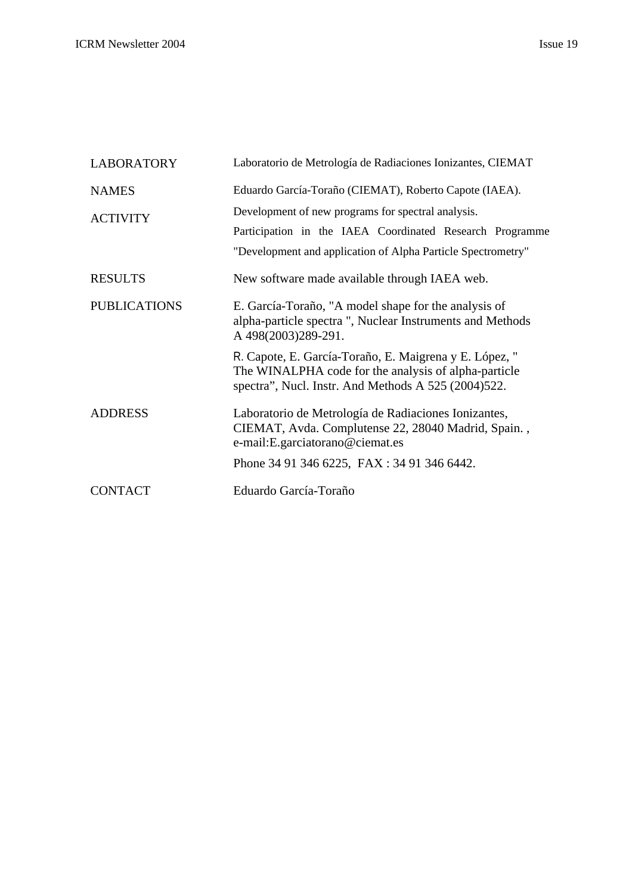| | |
|---|---|
| LABORATORY | Laboratorio de Metrología de Radiaciones Ionizantes, CIEMAT |
| NAMES | Eduardo García-Toraño (CIEMAT), Roberto Capote (IAEA). |
| ACTIVITY | Development of new programs for spectral analysis.<br>Participation in the IAEA Coordinated Research Programme "Development and application of Alpha Particle Spectrometry" |
| RESULTS | New software made available through IAEA web. |
| PUBLICATIONS | E. García-Toraño, "A model shape for the analysis of alpha-particle spectra ", Nuclear Instruments and Methods A 498(2003)289-291.<br>R. Capote, E. García-Toraño, E. Maigrena y E. López, " The WINALPHA code for the analysis of alpha-particle spectra", Nucl. Instr. And Methods A 525 (2004)522. |
| ADDRESS | Laboratorio de Metrología de Radiaciones Ionizantes, CIEMAT, Avda. Complutense 22, 28040 Madrid, Spain. , e-mail:E.garciatorano@ciemat.es<br>Phone 34 91 346 6225, FAX : 34 91 346 6442. |
| CONTACT | Eduardo García-Toraño |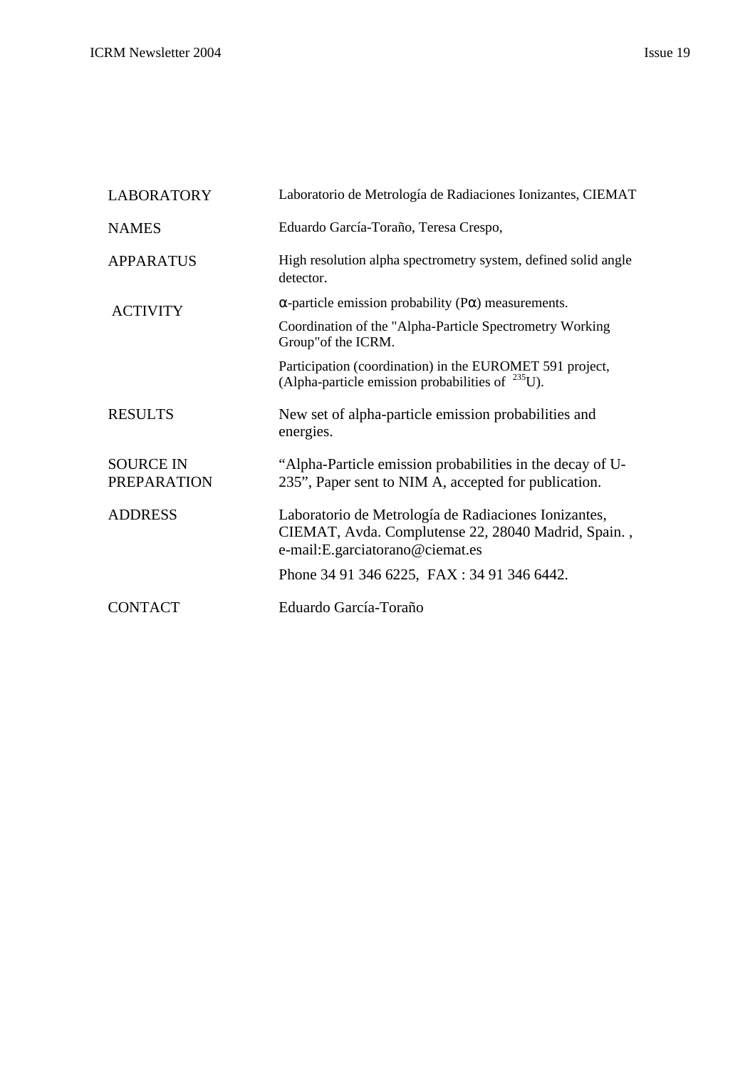| | |
|---|---|
| LABORATORY | Laboratorio de Metrología de Radiaciones Ionizantes, CIEMAT |
| NAMES | Eduardo García-Toraño, Teresa Crespo, |
| APPARATUS | High resolution alpha spectrometry system, defined solid angle detector. |
| ACTIVITY | α-particle emission probability (Pα) measurements.<br>Coordination of the "Alpha-Particle Spectrometry Working Group"of the ICRM.<br>Participation (coordination) in the EUROMET 591 project, (Alpha-particle emission probabilities of $^{235}$U). |
| RESULTS | New set of alpha-particle emission probabilities and energies. |
| SOURCE IN PREPARATION | "Alpha-Particle emission probabilities in the decay of U-235", Paper sent to NIM A, accepted for publication. |
| ADDRESS | Laboratorio de Metrología de Radiaciones Ionizantes, CIEMAT, Avda. Complutense 22, 28040 Madrid, Spain. , e-mail:E.garciatorano@ciemat.es<br>Phone 34 91 346 6225, FAX : 34 91 346 6442. |
| CONTACT | Eduardo García-Toraño |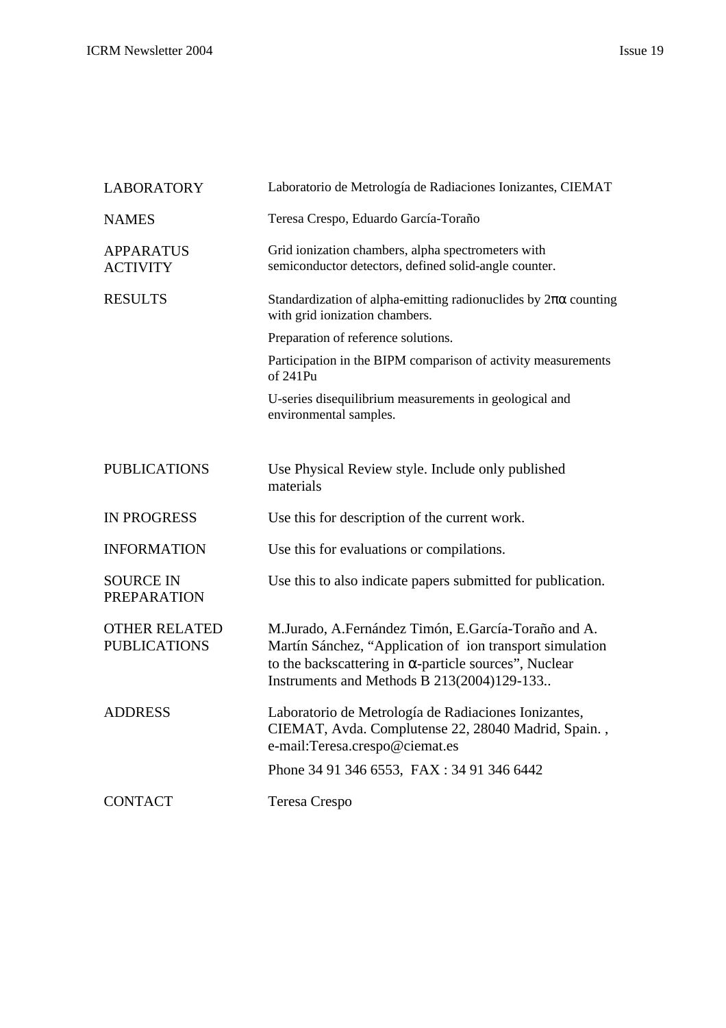| | |
|---|---|
| LABORATORY | Laboratorio de Metrología de Radiaciones Ionizantes, CIEMAT |
| NAMES | Teresa Crespo, Eduardo García-Toraño |
| APPARATUS ACTIVITY | Grid ionization chambers, alpha spectrometers with semiconductor detectors, defined solid-angle counter. |
| RESULTS | Standardization of alpha-emitting radionuclides by $2\pi\alpha$ counting with grid ionization chambers.<br>Preparation of reference solutions.<br>Participation in the BIPM comparison of activity measurements of 241Pu<br>U-series disequilibrium measurements in geological and environmental samples. |
| PUBLICATIONS | Use Physical Review style. Include only published materials |
| IN PROGRESS | Use this for description of the current work. |
| INFORMATION | Use this for evaluations or compilations. |
| SOURCE IN PREPARATION | Use this to also indicate papers submitted for publication. |
| OTHER RELATED PUBLICATIONS | M.Jurado, A.Fernández Timón, E.García-Toraño and A. Martín Sánchez, “Application of ion transport simulation to the backscattering in $\alpha$-particle sources”, Nuclear Instruments and Methods B 213(2004)129-133.. |
| ADDRESS | Laboratorio de Metrología de Radiaciones Ionizantes, CIEMAT, Avda. Complutense 22, 28040 Madrid, Spain. , e-mail:Teresa.crespo@ciemat.es<br>Phone 34 91 346 6553, FAX : 34 91 346 6442 |
| CONTACT | Teresa Crespo |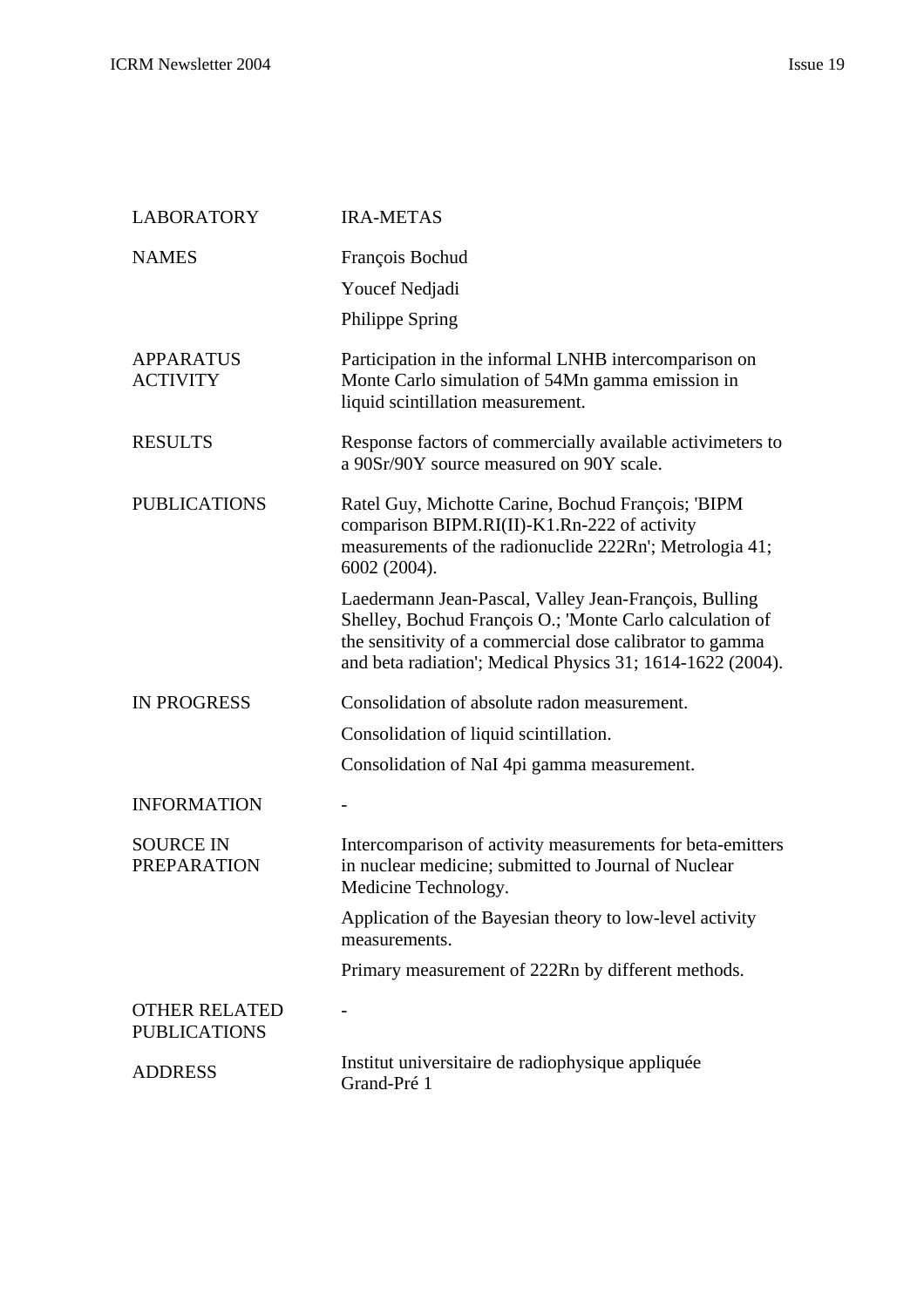| | |
|---|---|
| LABORATORY | IRA-METAS |
| NAMES | François Bochud<br>Youcef Nedjadi<br>Philippe Spring |
| APPARATUS ACTIVITY | Participation in the informal LNHB intercomparison on Monte Carlo simulation of 54Mn gamma emission in liquid scintillation measurement. |
| RESULTS | Response factors of commercially available activimeters to a 90Sr/90Y source measured on 90Y scale. |
| PUBLICATIONS | Ratel Guy, Michotte Carine, Bochud François; 'BIPM comparison BIPM.RI(II)-K1.Rn-222 of activity measurements of the radionuclide 222Rn'; Metrologia 41; 6002 (2004).<br>Laedermann Jean-Pascal, Valley Jean-François, Bulling Shelley, Bochud François O.; 'Monte Carlo calculation of the sensitivity of a commercial dose calibrator to gamma and beta radiation'; Medical Physics 31; 1614-1622 (2004). |
| IN PROGRESS | Consolidation of absolute radon measurement.<br>Consolidation of liquid scintillation.<br>Consolidation of NaI 4pi gamma measurement. |
| INFORMATION | - |
| SOURCE IN PREPARATION | Intercomparison of activity measurements for beta-emitters in nuclear medicine; submitted to Journal of Nuclear Medicine Technology.<br>Application of the Bayesian theory to low-level activity measurements.<br>Primary measurement of 222Rn by different methods. |
| OTHER RELATED PUBLICATIONS | - |
| ADDRESS | Institut universitaire de radiophysique appliquée<br>Grand-Pré 1 |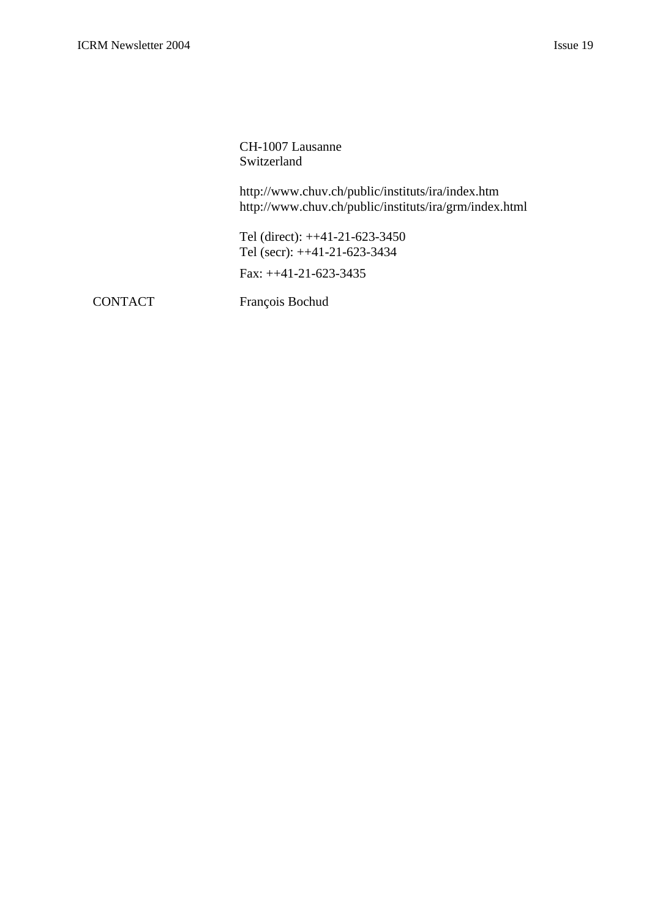CH-1007 Lausanne
Switzerland

http://www.chuv.ch/public/instituts/ira/index.htm
http://www.chuv.ch/public/instituts/ira/grm/index.html

Tel (direct): ++41-21-623-3450
Tel (secr): ++41-21-623-3434

Fax: ++41-21-623-3435

CONTACT François Bochud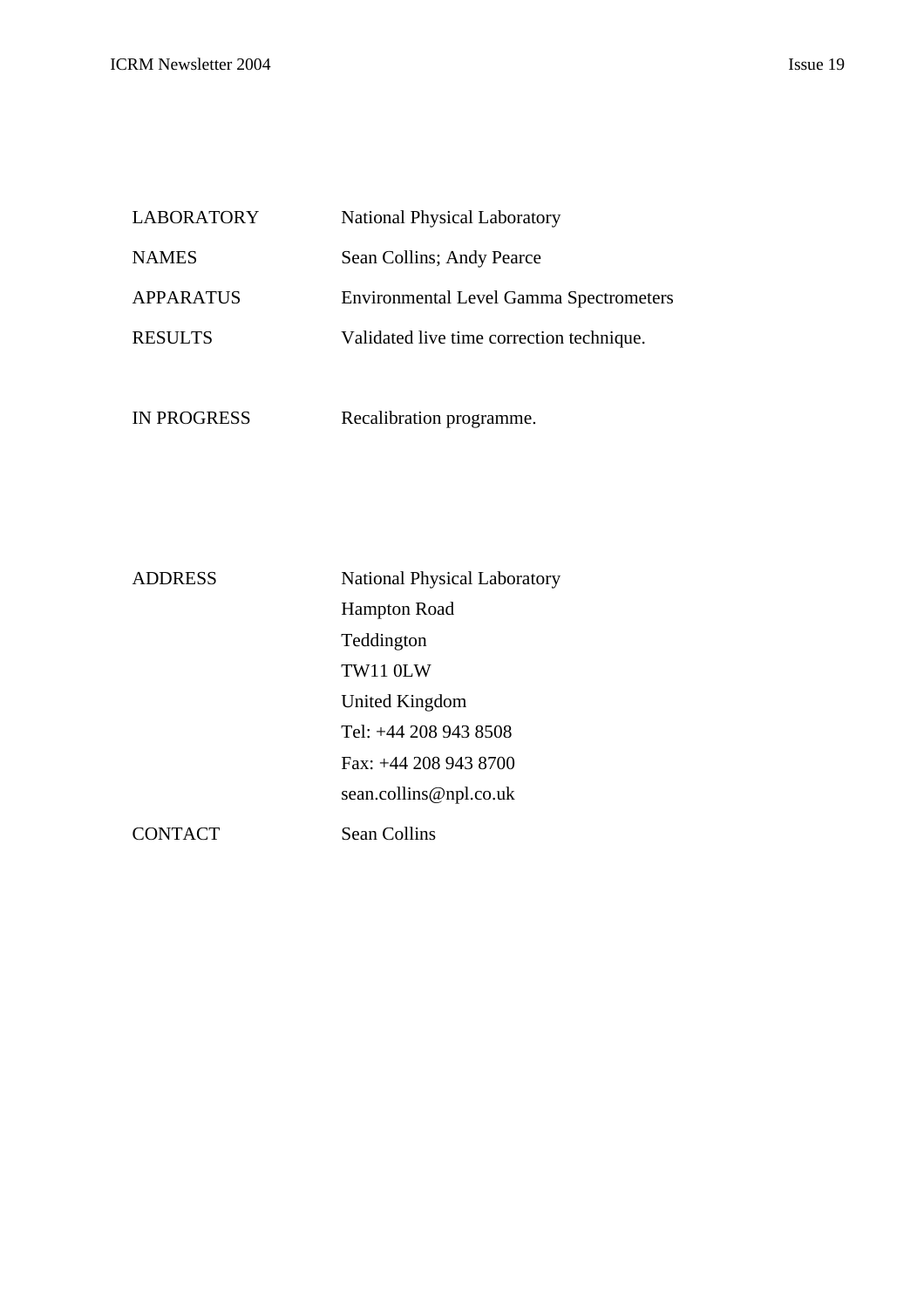| | |
|---|---|
| LABORATORY | National Physical Laboratory |
| NAMES | Sean Collins; Andy Pearce |
| APPARATUS | Environmental Level Gamma Spectrometers |
| RESULTS | Validated live time correction technique. |
| IN PROGRESS | Recalibration programme. |
| ADDRESS | National Physical Laboratory<br>Hampton Road<br>Teddington<br>TW11 0LW<br>United Kingdom<br>Tel: +44 208 943 8508<br>Fax: +44 208 943 8700<br>sean.collins@npl.co.uk |
| CONTACT | Sean Collins |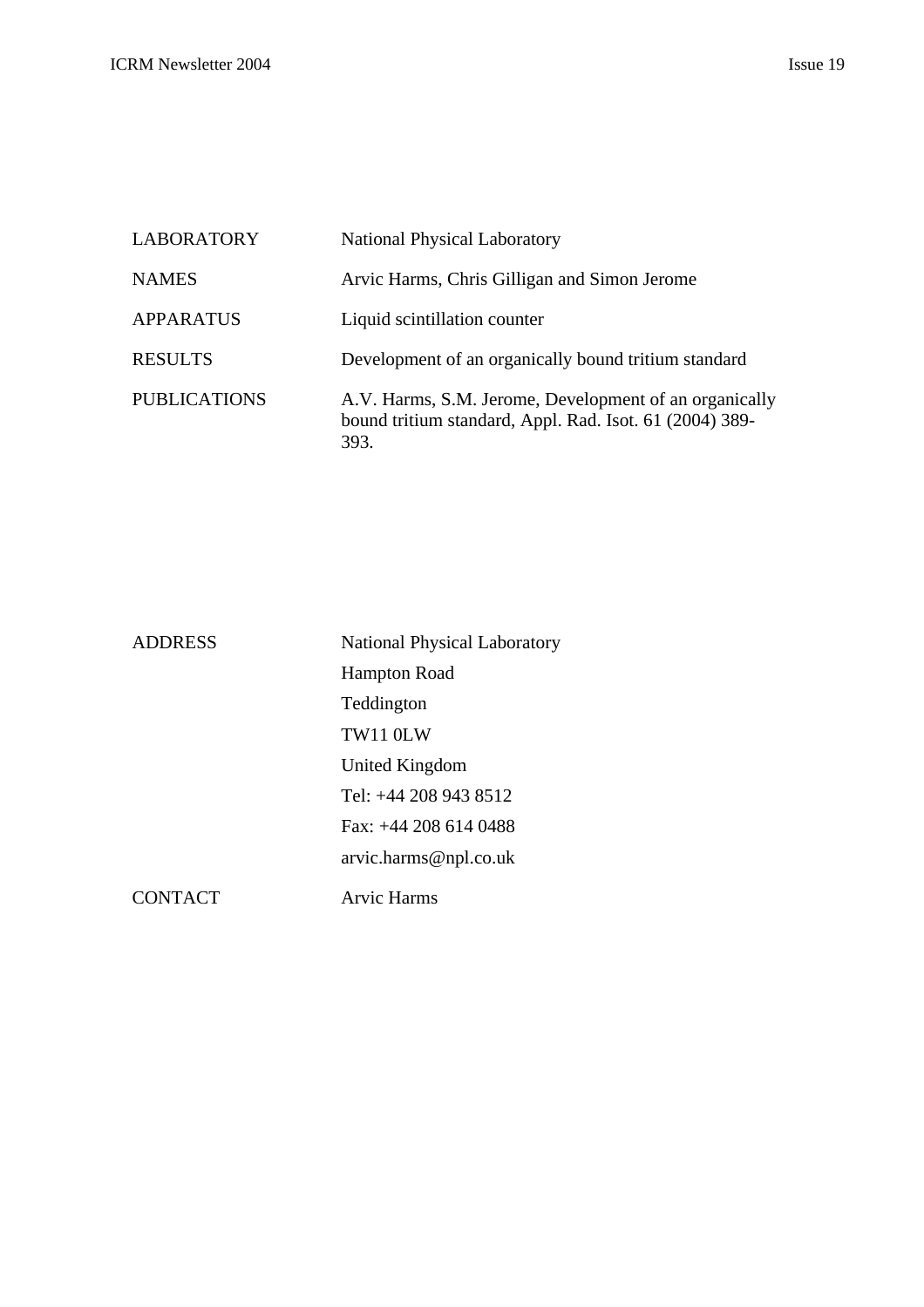| | |
|---|---|
| LABORATORY | National Physical Laboratory |
| NAMES | Arvic Harms, Chris Gilligan and Simon Jerome |
| APPARATUS | Liquid scintillation counter |
| RESULTS | Development of an organically bound tritium standard |
| PUBLICATIONS | A.V. Harms, S.M. Jerome, Development of an organically bound tritium standard, Appl. Rad. Isot. 61 (2004) 389-393. |

| | |
|---|---|
| ADDRESS | National Physical Laboratory<br>Hampton Road<br>Teddington<br>TW11 0LW<br>United Kingdom<br>Tel: +44 208 943 8512<br>Fax: +44 208 614 0488<br>arvic.harms@npl.co.uk |
| CONTACT | Arvic Harms |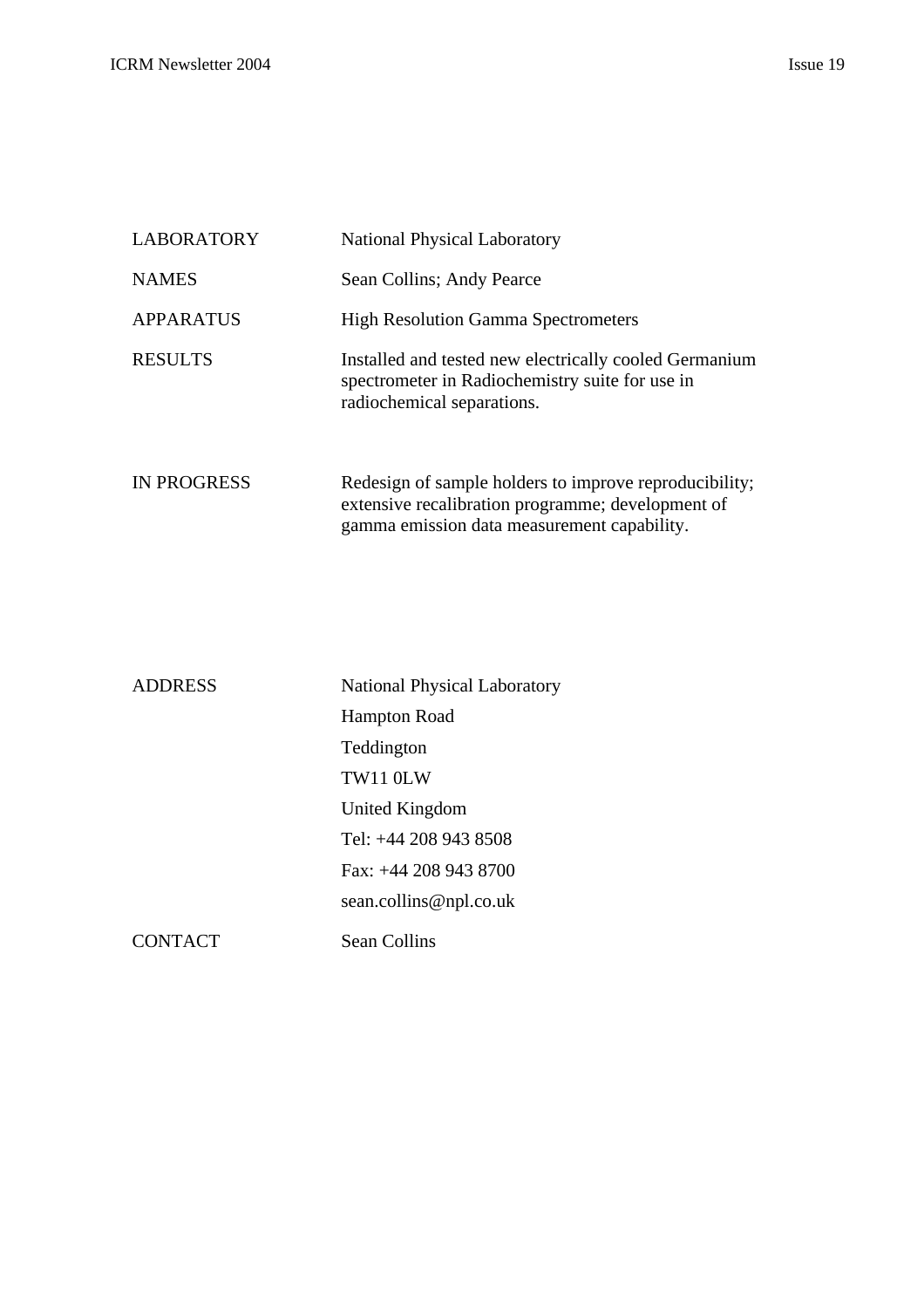| | |
|---|---|
| LABORATORY | National Physical Laboratory |
| NAMES | Sean Collins; Andy Pearce |
| APPARATUS | High Resolution Gamma Spectrometers |
| RESULTS | Installed and tested new electrically cooled Germanium spectrometer in Radiochemistry suite for use in radiochemical separations. |
| IN PROGRESS | Redesign of sample holders to improve reproducibility; extensive recalibration programme; development of gamma emission data measurement capability. |
| ADDRESS | National Physical Laboratory<br>Hampton Road<br>Teddington<br>TW11 0LW<br>United Kingdom<br>Tel: +44 208 943 8508<br>Fax: +44 208 943 8700<br>sean.collins@npl.co.uk |
| CONTACT | Sean Collins |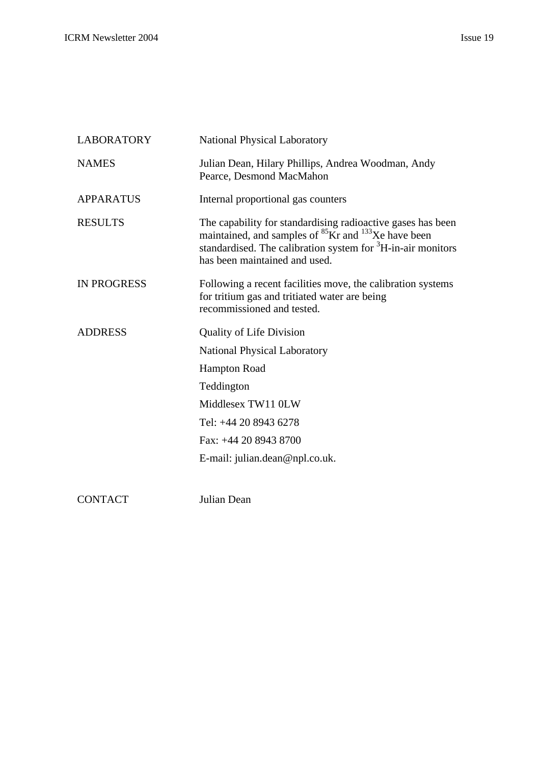| | |
|---|---|
| LABORATORY | National Physical Laboratory |
| NAMES | Julian Dean, Hilary Phillips, Andrea Woodman, Andy Pearce, Desmond MacMahon |
| APPARATUS | Internal proportional gas counters |
| RESULTS | The capability for standardising radioactive gases has been maintained, and samples of $^{85}$Kr and $^{133}$Xe have been standardised. The calibration system for $^{3}$H-in-air monitors has been maintained and used. |
| IN PROGRESS | Following a recent facilities move, the calibration systems for tritium gas and tritiated water are being recommissioned and tested. |
| ADDRESS | Quality of Life Division<br>National Physical Laboratory<br>Hampton Road<br>Teddington<br>Middlesex TW11 0LW<br>Tel: +44 20 8943 6278<br>Fax: +44 20 8943 8700<br>E-mail: julian.dean@npl.co.uk. |
| CONTACT | Julian Dean |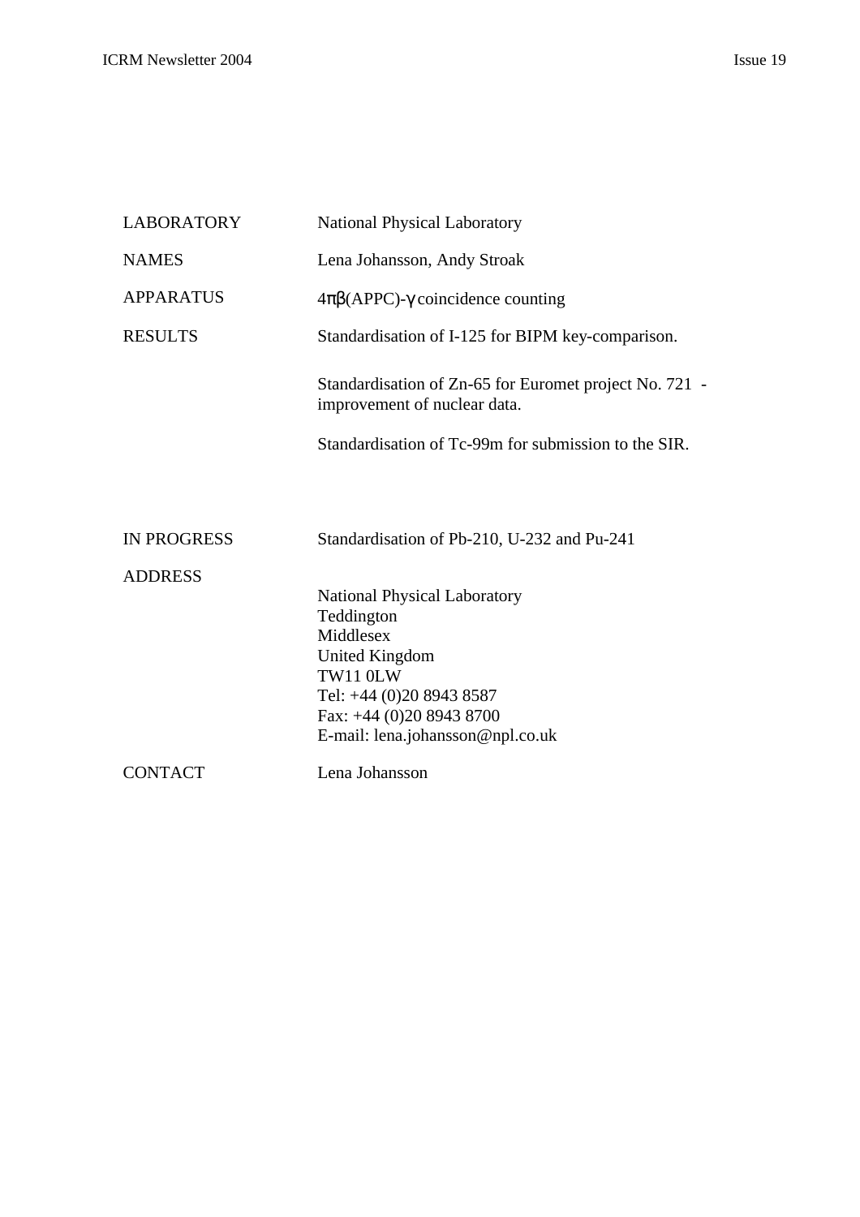| | |
|---|---|
| LABORATORY | National Physical Laboratory |
| NAMES | Lena Johansson, Andy Stroak |
| APPARATUS | $4\pi\beta$(APPC)-$\gamma$ coincidence counting |
| RESULTS | Standardisation of I-125 for BIPM key-comparison.<br><br>Standardisation of Zn-65 for Euromet project No. 721 - improvement of nuclear data.<br><br>Standardisation of Tc-99m for submission to the SIR. |
| IN PROGRESS | Standardisation of Pb-210, U-232 and Pu-241 |
| ADDRESS | National Physical Laboratory<br>Teddington<br>Middlesex<br>United Kingdom<br>TW11 0LW<br>Tel: +44 (0)20 8943 8587<br>Fax: +44 (0)20 8943 8700<br>E-mail: lena.johansson@npl.co.uk |
| CONTACT | Lena Johansson |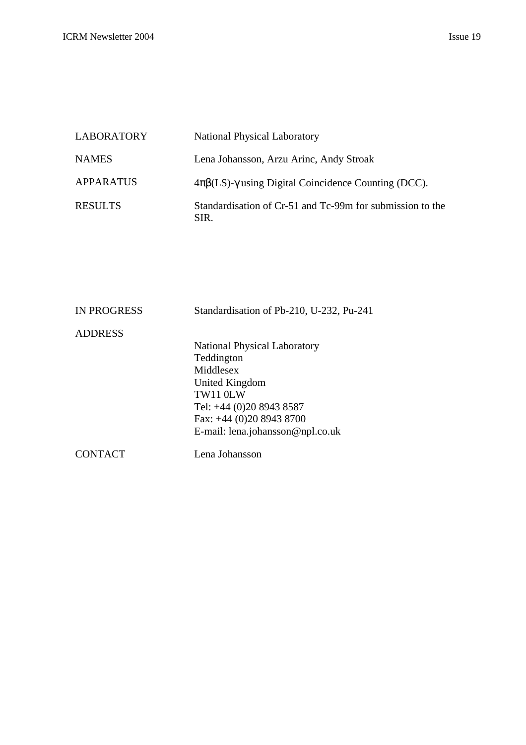| | |
|---|---|
| LABORATORY | National Physical Laboratory |
| NAMES | Lena Johansson, Arzu Arinc, Andy Stroak |
| APPARATUS | $4\pi\beta$(LS)-$\gamma$ using Digital Coincidence Counting (DCC). |
| RESULTS | Standardisation of Cr-51 and Tc-99m for submission to the SIR. |
| IN PROGRESS | Standardisation of Pb-210, U-232, Pu-241 |
| ADDRESS | National Physical Laboratory<br>Teddington<br>Middlesex<br>United Kingdom<br>TW11 0LW<br>Tel: +44 (0)20 8943 8587<br>Fax: +44 (0)20 8943 8700<br>E-mail: lena.johansson@npl.co.uk |
| CONTACT | Lena Johansson |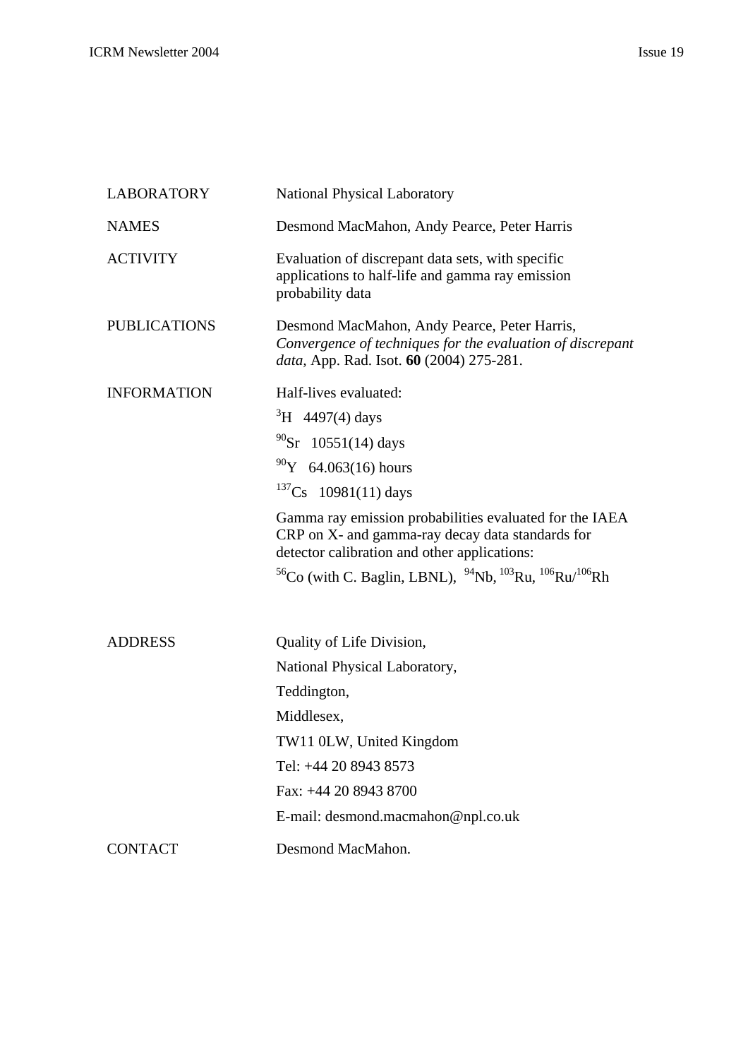| | |
|---|---|
| LABORATORY | National Physical Laboratory |
| NAMES | Desmond MacMahon, Andy Pearce, Peter Harris |
| ACTIVITY | Evaluation of discrepant data sets, with specific applications to half-life and gamma ray emission probability data |
| PUBLICATIONS | Desmond MacMahon, Andy Pearce, Peter Harris, *Convergence of techniques for the evaluation of discrepant data*, App. Rad. Isot. **60** (2004) 275-281. |
| INFORMATION | Half-lives evaluated:<br>$^{3}$H 4497(4) days<br>$^{90}$Sr 10551(14) days<br>$^{90}$Y 64.063(16) hours<br>$^{137}$Cs 10981(11) days<br>Gamma ray emission probabilities evaluated for the IAEA CRP on X- and gamma-ray decay data standards for detector calibration and other applications:<br>$^{56}$Co (with C. Baglin, LBNL), $^{94}$Nb, $^{103}$Ru, $^{106}$Ru/$^{106}$Rh |
| ADDRESS | Quality of Life Division,<br>National Physical Laboratory,<br>Teddington,<br>Middlesex,<br>TW11 0LW, United Kingdom<br>Tel: +44 20 8943 8573<br>Fax: +44 20 8943 8700<br>E-mail: desmond.macmahon@npl.co.uk |
| CONTACT | Desmond MacMahon. |